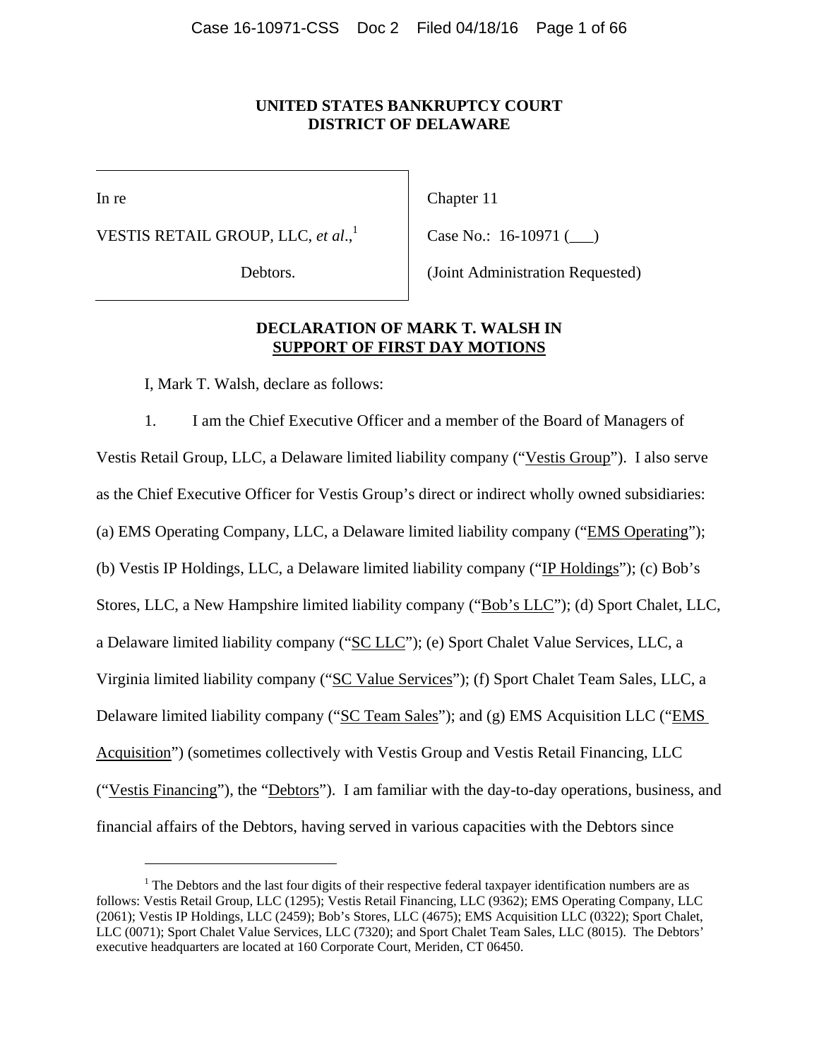**UNITED STATES BANKRUPTCY COURT**
**DISTRICT OF DELAWARE**

| | |
|---|---|
| In re | Chapter 11 |
| VESTIS RETAIL GROUP, LLC, *et al.*,[1] | Case No.: 16-10971 (___) |
| Debtors. | (Joint Administration Requested) |

**DECLARATION OF MARK T. WALSH IN SUPPORT OF FIRST DAY MOTIONS**

I, Mark T. Walsh, declare as follows:

1. I am the Chief Executive Officer and a member of the Board of Managers of Vestis Retail Group, LLC, a Delaware limited liability company ("Vestis Group"). I also serve as the Chief Executive Officer for Vestis Group's direct or indirect wholly owned subsidiaries: (a) EMS Operating Company, LLC, a Delaware limited liability company ("EMS Operating"); (b) Vestis IP Holdings, LLC, a Delaware limited liability company ("IP Holdings"); (c) Bob's Stores, LLC, a New Hampshire limited liability company ("Bob's LLC"); (d) Sport Chalet, LLC, a Delaware limited liability company ("SC LLC"); (e) Sport Chalet Value Services, LLC, a Virginia limited liability company ("SC Value Services"); (f) Sport Chalet Team Sales, LLC, a Delaware limited liability company ("SC Team Sales"); and (g) EMS Acquisition LLC ("EMS Acquisition") (sometimes collectively with Vestis Group and Vestis Retail Financing, LLC ("Vestis Financing"), the "Debtors"). I am familiar with the day-to-day operations, business, and financial affairs of the Debtors, having served in various capacities with the Debtors since

[1] The Debtors and the last four digits of their respective federal taxpayer identification numbers are as follows: Vestis Retail Group, LLC (1295); Vestis Retail Financing, LLC (9362); EMS Operating Company, LLC (2061); Vestis IP Holdings, LLC (2459); Bob's Stores, LLC (4675); EMS Acquisition LLC (0322); Sport Chalet, LLC (0071); Sport Chalet Value Services, LLC (7320); and Sport Chalet Team Sales, LLC (8015). The Debtors' executive headquarters are located at 160 Corporate Court, Meriden, CT 06450.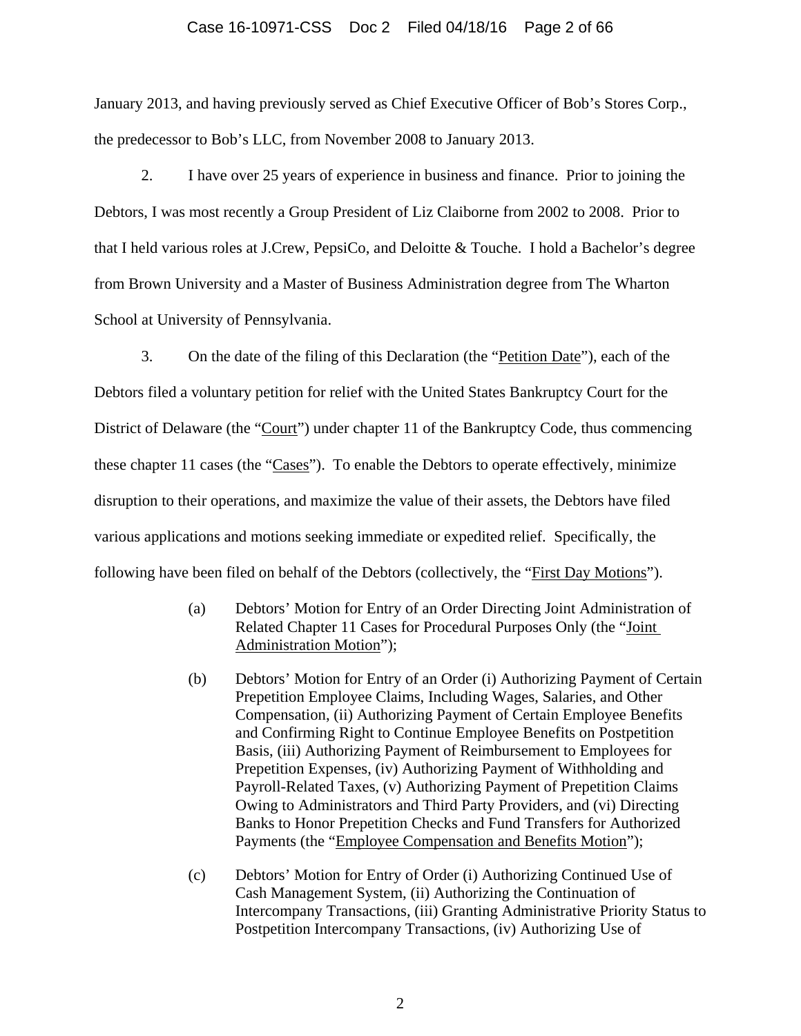January 2013, and having previously served as Chief Executive Officer of Bob's Stores Corp., the predecessor to Bob's LLC, from November 2008 to January 2013.

2. I have over 25 years of experience in business and finance. Prior to joining the Debtors, I was most recently a Group President of Liz Claiborne from 2002 to 2008. Prior to that I held various roles at J.Crew, PepsiCo, and Deloitte & Touche. I hold a Bachelor's degree from Brown University and a Master of Business Administration degree from The Wharton School at University of Pennsylvania.

3. On the date of the filing of this Declaration (the "Petition Date"), each of the Debtors filed a voluntary petition for relief with the United States Bankruptcy Court for the District of Delaware (the "Court") under chapter 11 of the Bankruptcy Code, thus commencing these chapter 11 cases (the "Cases"). To enable the Debtors to operate effectively, minimize disruption to their operations, and maximize the value of their assets, the Debtors have filed various applications and motions seeking immediate or expedited relief. Specifically, the following have been filed on behalf of the Debtors (collectively, the "First Day Motions").

(a) Debtors' Motion for Entry of an Order Directing Joint Administration of Related Chapter 11 Cases for Procedural Purposes Only (the "Joint Administration Motion");

(b) Debtors' Motion for Entry of an Order (i) Authorizing Payment of Certain Prepetition Employee Claims, Including Wages, Salaries, and Other Compensation, (ii) Authorizing Payment of Certain Employee Benefits and Confirming Right to Continue Employee Benefits on Postpetition Basis, (iii) Authorizing Payment of Reimbursement to Employees for Prepetition Expenses, (iv) Authorizing Payment of Withholding and Payroll-Related Taxes, (v) Authorizing Payment of Prepetition Claims Owing to Administrators and Third Party Providers, and (vi) Directing Banks to Honor Prepetition Checks and Fund Transfers for Authorized Payments (the "Employee Compensation and Benefits Motion");

(c) Debtors' Motion for Entry of Order (i) Authorizing Continued Use of Cash Management System, (ii) Authorizing the Continuation of Intercompany Transactions, (iii) Granting Administrative Priority Status to Postpetition Intercompany Transactions, (iv) Authorizing Use of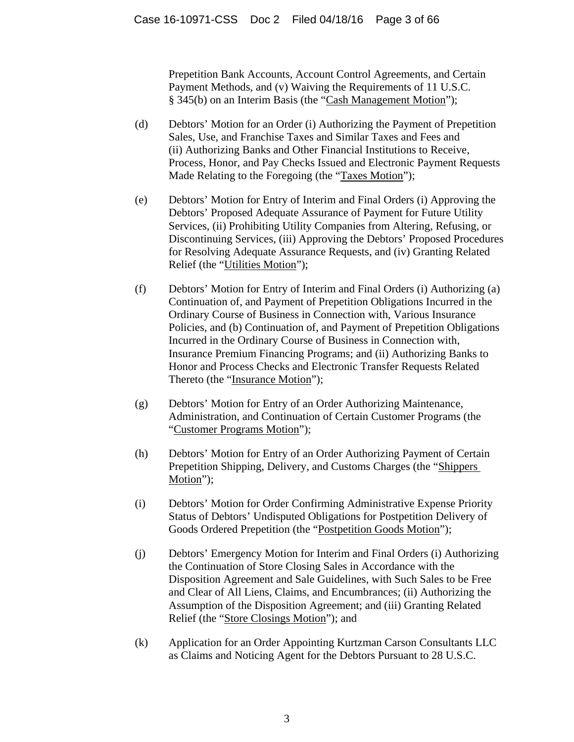Prepetition Bank Accounts, Account Control Agreements, and Certain Payment Methods, and (v) Waiving the Requirements of 11 U.S.C. § 345(b) on an Interim Basis (the "Cash Management Motion");

(d) Debtors' Motion for an Order (i) Authorizing the Payment of Prepetition Sales, Use, and Franchise Taxes and Similar Taxes and Fees and (ii) Authorizing Banks and Other Financial Institutions to Receive, Process, Honor, and Pay Checks Issued and Electronic Payment Requests Made Relating to the Foregoing (the "Taxes Motion");

(e) Debtors' Motion for Entry of Interim and Final Orders (i) Approving the Debtors' Proposed Adequate Assurance of Payment for Future Utility Services, (ii) Prohibiting Utility Companies from Altering, Refusing, or Discontinuing Services, (iii) Approving the Debtors' Proposed Procedures for Resolving Adequate Assurance Requests, and (iv) Granting Related Relief (the "Utilities Motion");

(f) Debtors' Motion for Entry of Interim and Final Orders (i) Authorizing (a) Continuation of, and Payment of Prepetition Obligations Incurred in the Ordinary Course of Business in Connection with, Various Insurance Policies, and (b) Continuation of, and Payment of Prepetition Obligations Incurred in the Ordinary Course of Business in Connection with, Insurance Premium Financing Programs; and (ii) Authorizing Banks to Honor and Process Checks and Electronic Transfer Requests Related Thereto (the "Insurance Motion");

(g) Debtors' Motion for Entry of an Order Authorizing Maintenance, Administration, and Continuation of Certain Customer Programs (the "Customer Programs Motion");

(h) Debtors' Motion for Entry of an Order Authorizing Payment of Certain Prepetition Shipping, Delivery, and Customs Charges (the "Shippers Motion");

(i) Debtors' Motion for Order Confirming Administrative Expense Priority Status of Debtors' Undisputed Obligations for Postpetition Delivery of Goods Ordered Prepetition (the "Postpetition Goods Motion");

(j) Debtors' Emergency Motion for Interim and Final Orders (i) Authorizing the Continuation of Store Closing Sales in Accordance with the Disposition Agreement and Sale Guidelines, with Such Sales to be Free and Clear of All Liens, Claims, and Encumbrances; (ii) Authorizing the Assumption of the Disposition Agreement; and (iii) Granting Related Relief (the "Store Closings Motion"); and

(k) Application for an Order Appointing Kurtzman Carson Consultants LLC as Claims and Noticing Agent for the Debtors Pursuant to 28 U.S.C.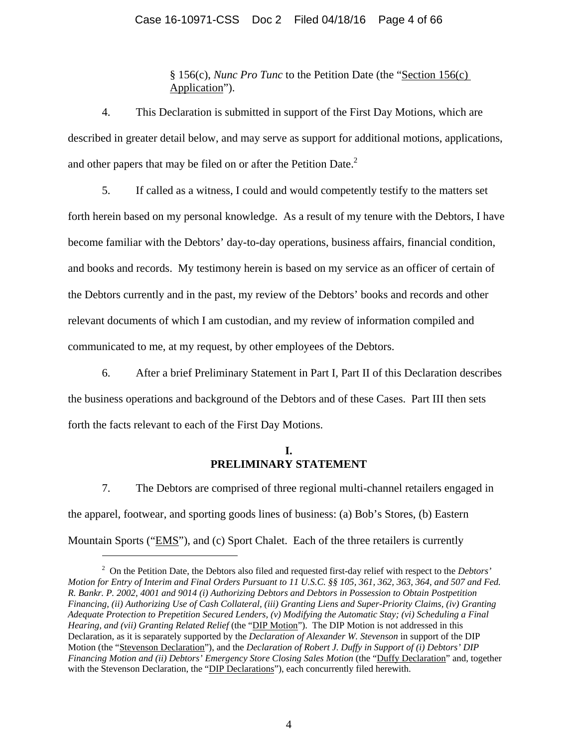§ 156(c), *Nunc Pro Tunc* to the Petition Date (the "Section 156(c) Application").

4. This Declaration is submitted in support of the First Day Motions, which are described in greater detail below, and may serve as support for additional motions, applications, and other papers that may be filed on or after the Petition Date.[2]

5. If called as a witness, I could and would competently testify to the matters set forth herein based on my personal knowledge. As a result of my tenure with the Debtors, I have become familiar with the Debtors' day-to-day operations, business affairs, financial condition, and books and records. My testimony herein is based on my service as an officer of certain of the Debtors currently and in the past, my review of the Debtors' books and records and other relevant documents of which I am custodian, and my review of information compiled and communicated to me, at my request, by other employees of the Debtors.

6. After a brief Preliminary Statement in Part I, Part II of this Declaration describes the business operations and background of the Debtors and of these Cases. Part III then sets forth the facts relevant to each of the First Day Motions.

## I. PRELIMINARY STATEMENT

7. The Debtors are comprised of three regional multi-channel retailers engaged in the apparel, footwear, and sporting goods lines of business: (a) Bob's Stores, (b) Eastern Mountain Sports ("EMS"), and (c) Sport Chalet. Each of the three retailers is currently

---

[2] On the Petition Date, the Debtors also filed and requested first-day relief with respect to the *Debtors' Motion for Entry of Interim and Final Orders Pursuant to 11 U.S.C. §§ 105, 361, 362, 363, 364, and 507 and Fed. R. Bankr. P. 2002, 4001 and 9014 (i) Authorizing Debtors and Debtors in Possession to Obtain Postpetition Financing, (ii) Authorizing Use of Cash Collateral, (iii) Granting Liens and Super-Priority Claims, (iv) Granting Adequate Protection to Prepetition Secured Lenders, (v) Modifying the Automatic Stay; (vi) Scheduling a Final Hearing, and (vii) Granting Related Relief* (the "DIP Motion"). The DIP Motion is not addressed in this Declaration, as it is separately supported by the *Declaration of Alexander W. Stevenson* in support of the DIP Motion (the "Stevenson Declaration"), and the *Declaration of Robert J. Duffy in Support of (i) Debtors' DIP Financing Motion and (ii) Debtors' Emergency Store Closing Sales Motion* (the "Duffy Declaration" and, together with the Stevenson Declaration, the "DIP Declarations"), each concurrently filed herewith.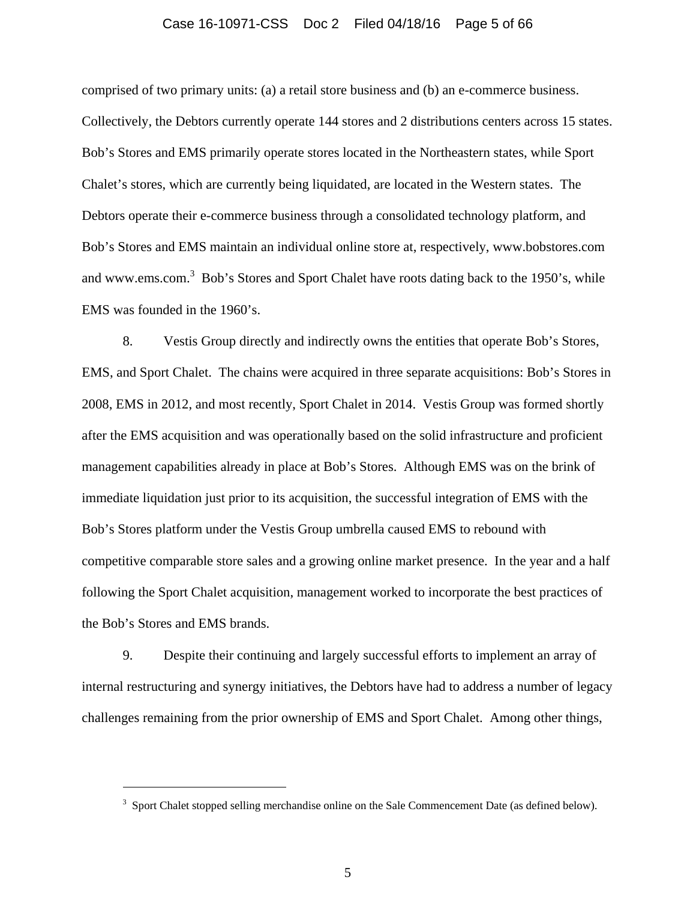comprised of two primary units: (a) a retail store business and (b) an e-commerce business. Collectively, the Debtors currently operate 144 stores and 2 distributions centers across 15 states. Bob's Stores and EMS primarily operate stores located in the Northeastern states, while Sport Chalet's stores, which are currently being liquidated, are located in the Western states. The Debtors operate their e-commerce business through a consolidated technology platform, and Bob's Stores and EMS maintain an individual online store at, respectively, www.bobstores.com and www.ems.com.[3] Bob's Stores and Sport Chalet have roots dating back to the 1950's, while EMS was founded in the 1960's.

8. Vestis Group directly and indirectly owns the entities that operate Bob's Stores, EMS, and Sport Chalet. The chains were acquired in three separate acquisitions: Bob's Stores in 2008, EMS in 2012, and most recently, Sport Chalet in 2014. Vestis Group was formed shortly after the EMS acquisition and was operationally based on the solid infrastructure and proficient management capabilities already in place at Bob's Stores. Although EMS was on the brink of immediate liquidation just prior to its acquisition, the successful integration of EMS with the Bob's Stores platform under the Vestis Group umbrella caused EMS to rebound with competitive comparable store sales and a growing online market presence. In the year and a half following the Sport Chalet acquisition, management worked to incorporate the best practices of the Bob's Stores and EMS brands.

9. Despite their continuing and largely successful efforts to implement an array of internal restructuring and synergy initiatives, the Debtors have had to address a number of legacy challenges remaining from the prior ownership of EMS and Sport Chalet. Among other things,

---

[3] Sport Chalet stopped selling merchandise online on the Sale Commencement Date (as defined below).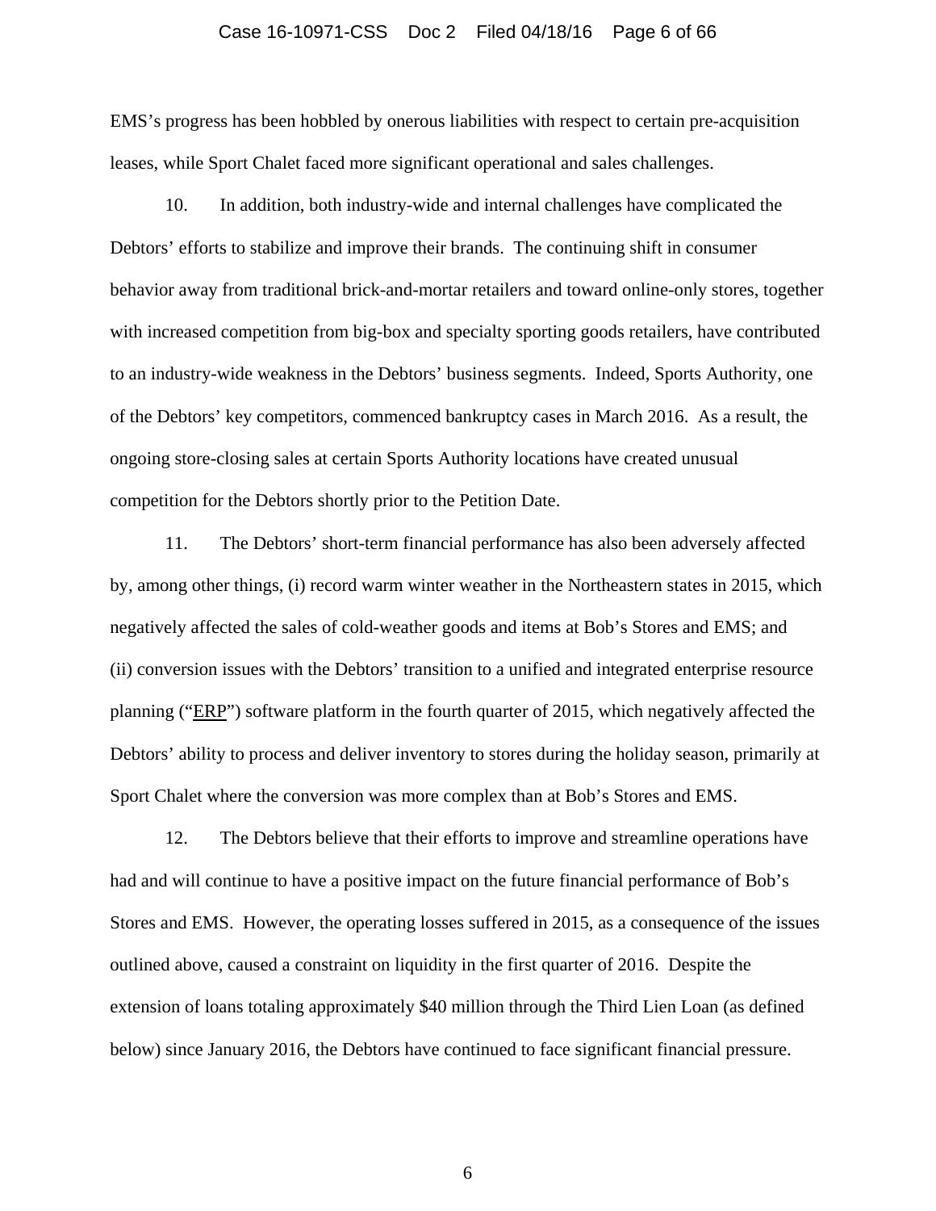EMS's progress has been hobbled by onerous liabilities with respect to certain pre-acquisition leases, while Sport Chalet faced more significant operational and sales challenges.

10. In addition, both industry-wide and internal challenges have complicated the Debtors' efforts to stabilize and improve their brands. The continuing shift in consumer behavior away from traditional brick-and-mortar retailers and toward online-only stores, together with increased competition from big-box and specialty sporting goods retailers, have contributed to an industry-wide weakness in the Debtors' business segments. Indeed, Sports Authority, one of the Debtors' key competitors, commenced bankruptcy cases in March 2016. As a result, the ongoing store-closing sales at certain Sports Authority locations have created unusual competition for the Debtors shortly prior to the Petition Date.

11. The Debtors' short-term financial performance has also been adversely affected by, among other things, (i) record warm winter weather in the Northeastern states in 2015, which negatively affected the sales of cold-weather goods and items at Bob's Stores and EMS; and (ii) conversion issues with the Debtors' transition to a unified and integrated enterprise resource planning ("ERP") software platform in the fourth quarter of 2015, which negatively affected the Debtors' ability to process and deliver inventory to stores during the holiday season, primarily at Sport Chalet where the conversion was more complex than at Bob's Stores and EMS.

12. The Debtors believe that their efforts to improve and streamline operations have had and will continue to have a positive impact on the future financial performance of Bob's Stores and EMS. However, the operating losses suffered in 2015, as a consequence of the issues outlined above, caused a constraint on liquidity in the first quarter of 2016. Despite the extension of loans totaling approximately $40 million through the Third Lien Loan (as defined below) since January 2016, the Debtors have continued to face significant financial pressure.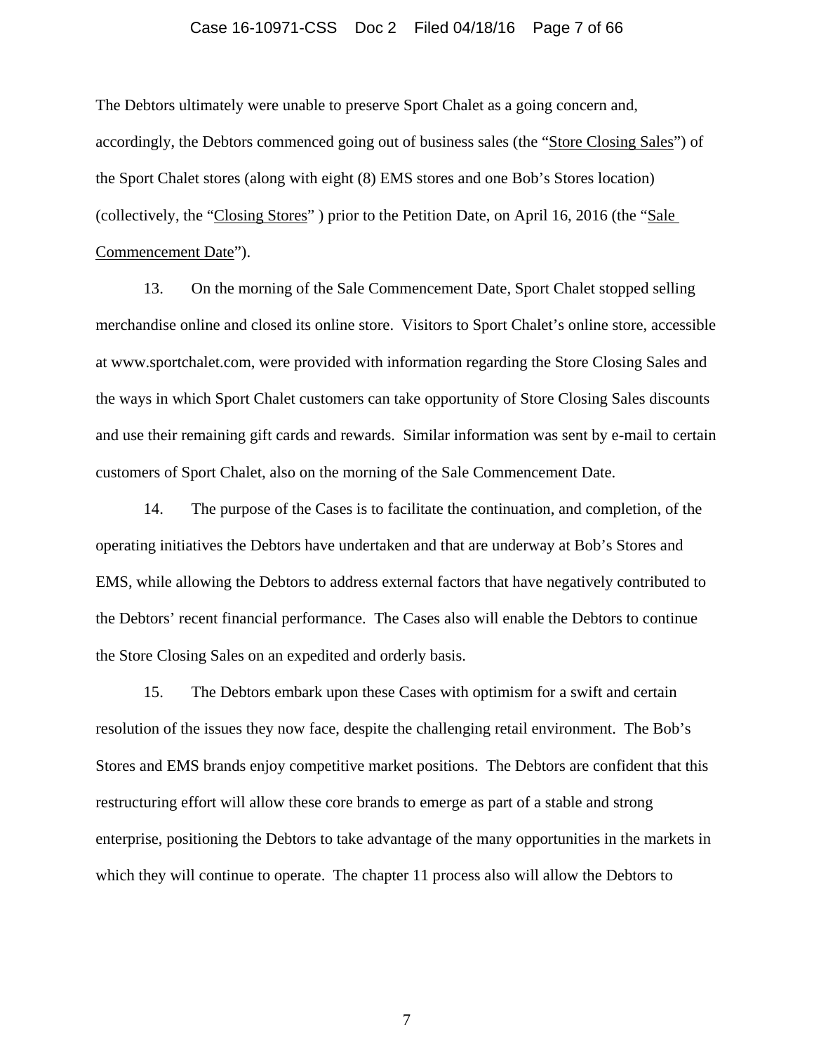The Debtors ultimately were unable to preserve Sport Chalet as a going concern and, accordingly, the Debtors commenced going out of business sales (the "Store Closing Sales") of the Sport Chalet stores (along with eight (8) EMS stores and one Bob's Stores location) (collectively, the "Closing Stores" ) prior to the Petition Date, on April 16, 2016 (the "Sale Commencement Date").

13. On the morning of the Sale Commencement Date, Sport Chalet stopped selling merchandise online and closed its online store. Visitors to Sport Chalet's online store, accessible at www.sportchalet.com, were provided with information regarding the Store Closing Sales and the ways in which Sport Chalet customers can take opportunity of Store Closing Sales discounts and use their remaining gift cards and rewards. Similar information was sent by e-mail to certain customers of Sport Chalet, also on the morning of the Sale Commencement Date.

14. The purpose of the Cases is to facilitate the continuation, and completion, of the operating initiatives the Debtors have undertaken and that are underway at Bob's Stores and EMS, while allowing the Debtors to address external factors that have negatively contributed to the Debtors' recent financial performance. The Cases also will enable the Debtors to continue the Store Closing Sales on an expedited and orderly basis.

15. The Debtors embark upon these Cases with optimism for a swift and certain resolution of the issues they now face, despite the challenging retail environment. The Bob's Stores and EMS brands enjoy competitive market positions. The Debtors are confident that this restructuring effort will allow these core brands to emerge as part of a stable and strong enterprise, positioning the Debtors to take advantage of the many opportunities in the markets in which they will continue to operate. The chapter 11 process also will allow the Debtors to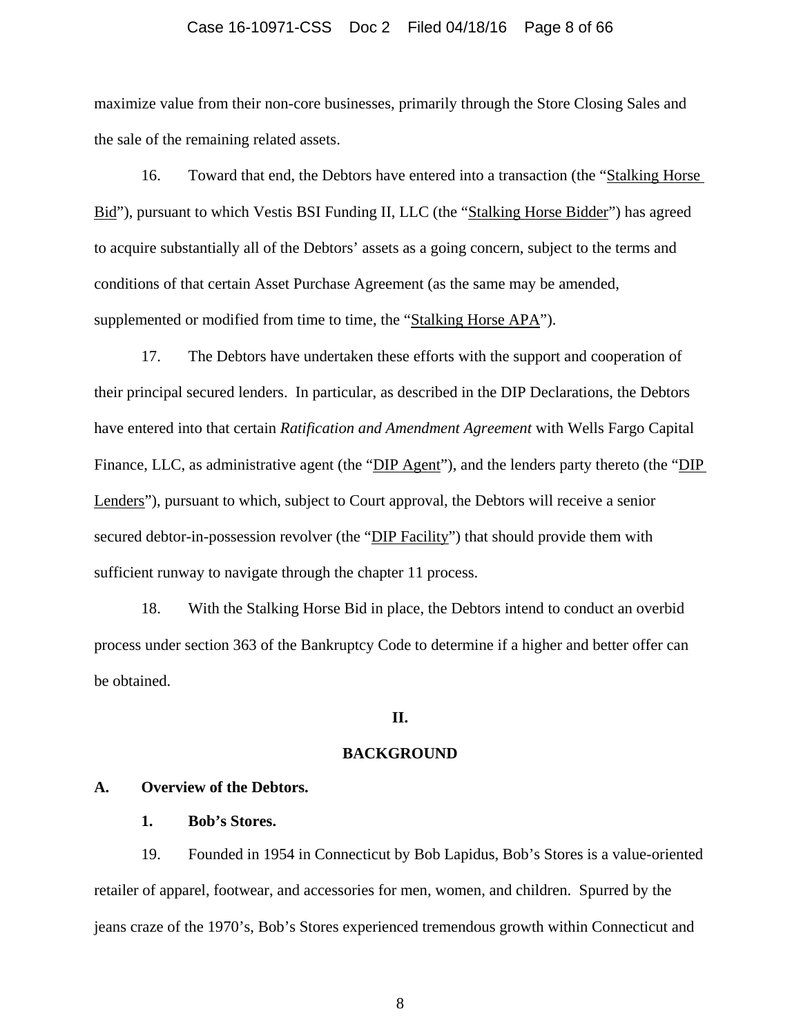maximize value from their non-core businesses, primarily through the Store Closing Sales and the sale of the remaining related assets.

16. Toward that end, the Debtors have entered into a transaction (the "Stalking Horse Bid"), pursuant to which Vestis BSI Funding II, LLC (the "Stalking Horse Bidder") has agreed to acquire substantially all of the Debtors' assets as a going concern, subject to the terms and conditions of that certain Asset Purchase Agreement (as the same may be amended, supplemented or modified from time to time, the "Stalking Horse APA").

17. The Debtors have undertaken these efforts with the support and cooperation of their principal secured lenders. In particular, as described in the DIP Declarations, the Debtors have entered into that certain *Ratification and Amendment Agreement* with Wells Fargo Capital Finance, LLC, as administrative agent (the "DIP Agent"), and the lenders party thereto (the "DIP Lenders"), pursuant to which, subject to Court approval, the Debtors will receive a senior secured debtor-in-possession revolver (the "DIP Facility") that should provide them with sufficient runway to navigate through the chapter 11 process.

18. With the Stalking Horse Bid in place, the Debtors intend to conduct an overbid process under section 363 of the Bankruptcy Code to determine if a higher and better offer can be obtained.

## II.

## BACKGROUND

### A. Overview of the Debtors.

#### 1. Bob's Stores.

19. Founded in 1954 in Connecticut by Bob Lapidus, Bob's Stores is a value-oriented retailer of apparel, footwear, and accessories for men, women, and children. Spurred by the jeans craze of the 1970's, Bob's Stores experienced tremendous growth within Connecticut and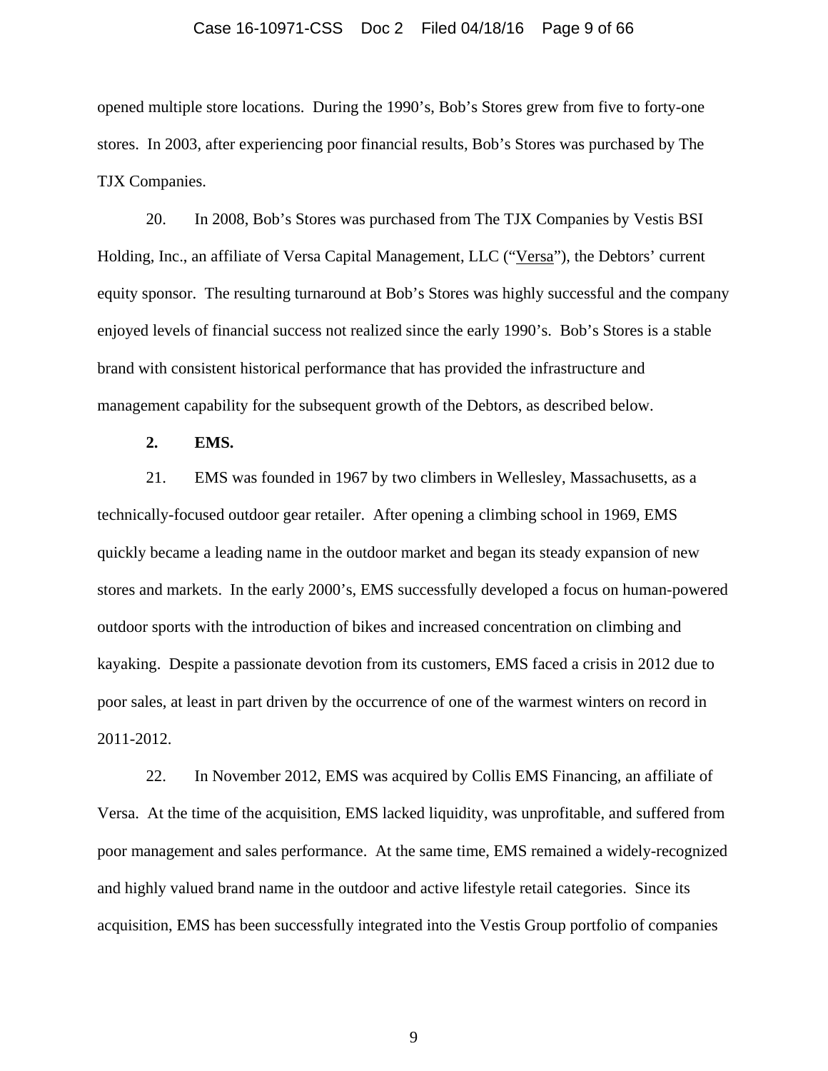opened multiple store locations. During the 1990's, Bob's Stores grew from five to forty-one stores. In 2003, after experiencing poor financial results, Bob's Stores was purchased by The TJX Companies.

20. In 2008, Bob's Stores was purchased from The TJX Companies by Vestis BSI Holding, Inc., an affiliate of Versa Capital Management, LLC ("Versa"), the Debtors' current equity sponsor. The resulting turnaround at Bob's Stores was highly successful and the company enjoyed levels of financial success not realized since the early 1990's. Bob's Stores is a stable brand with consistent historical performance that has provided the infrastructure and management capability for the subsequent growth of the Debtors, as described below.

**2. EMS.**

21. EMS was founded in 1967 by two climbers in Wellesley, Massachusetts, as a technically-focused outdoor gear retailer. After opening a climbing school in 1969, EMS quickly became a leading name in the outdoor market and began its steady expansion of new stores and markets. In the early 2000's, EMS successfully developed a focus on human-powered outdoor sports with the introduction of bikes and increased concentration on climbing and kayaking. Despite a passionate devotion from its customers, EMS faced a crisis in 2012 due to poor sales, at least in part driven by the occurrence of one of the warmest winters on record in 2011-2012.

22. In November 2012, EMS was acquired by Collis EMS Financing, an affiliate of Versa. At the time of the acquisition, EMS lacked liquidity, was unprofitable, and suffered from poor management and sales performance. At the same time, EMS remained a widely-recognized and highly valued brand name in the outdoor and active lifestyle retail categories. Since its acquisition, EMS has been successfully integrated into the Vestis Group portfolio of companies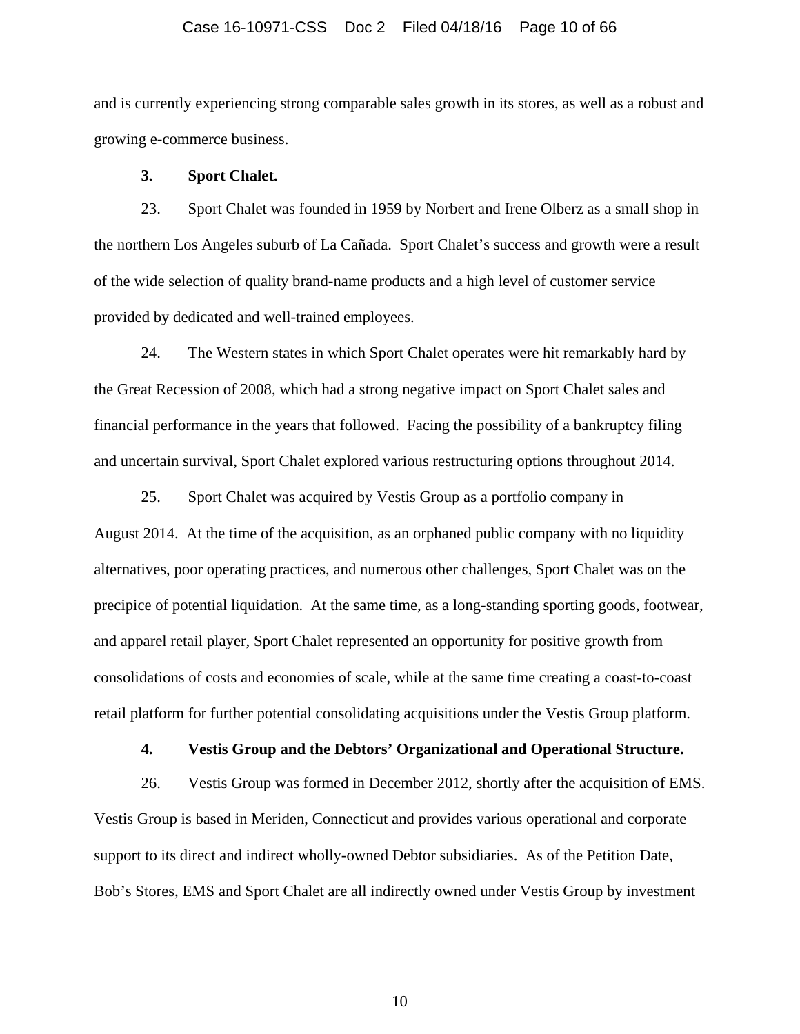and is currently experiencing strong comparable sales growth in its stores, as well as a robust and growing e-commerce business.

### 3. Sport Chalet.

23. Sport Chalet was founded in 1959 by Norbert and Irene Olberz as a small shop in the northern Los Angeles suburb of La Cañada. Sport Chalet's success and growth were a result of the wide selection of quality brand-name products and a high level of customer service provided by dedicated and well-trained employees.

24. The Western states in which Sport Chalet operates were hit remarkably hard by the Great Recession of 2008, which had a strong negative impact on Sport Chalet sales and financial performance in the years that followed. Facing the possibility of a bankruptcy filing and uncertain survival, Sport Chalet explored various restructuring options throughout 2014.

25. Sport Chalet was acquired by Vestis Group as a portfolio company in August 2014. At the time of the acquisition, as an orphaned public company with no liquidity alternatives, poor operating practices, and numerous other challenges, Sport Chalet was on the precipice of potential liquidation. At the same time, as a long-standing sporting goods, footwear, and apparel retail player, Sport Chalet represented an opportunity for positive growth from consolidations of costs and economies of scale, while at the same time creating a coast-to-coast retail platform for further potential consolidating acquisitions under the Vestis Group platform.

### 4. Vestis Group and the Debtors' Organizational and Operational Structure.

26. Vestis Group was formed in December 2012, shortly after the acquisition of EMS. Vestis Group is based in Meriden, Connecticut and provides various operational and corporate support to its direct and indirect wholly-owned Debtor subsidiaries. As of the Petition Date, Bob's Stores, EMS and Sport Chalet are all indirectly owned under Vestis Group by investment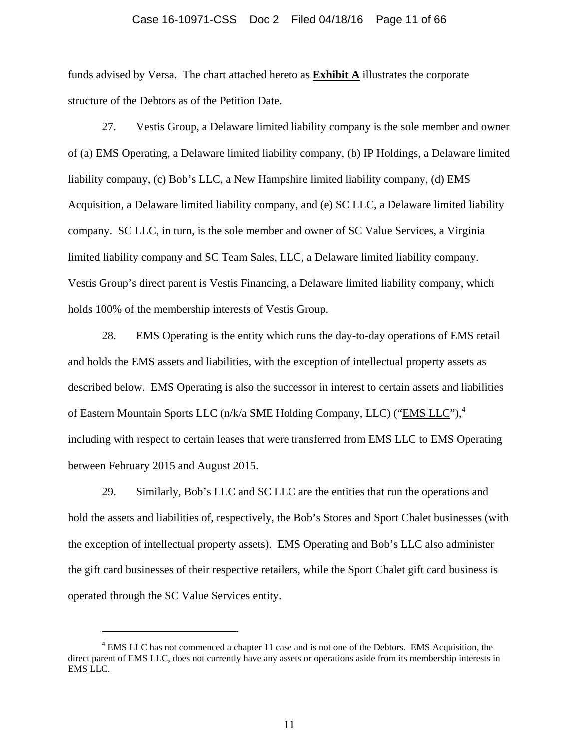funds advised by Versa. The chart attached hereto as **Exhibit A** illustrates the corporate structure of the Debtors as of the Petition Date.

27. Vestis Group, a Delaware limited liability company is the sole member and owner of (a) EMS Operating, a Delaware limited liability company, (b) IP Holdings, a Delaware limited liability company, (c) Bob's LLC, a New Hampshire limited liability company, (d) EMS Acquisition, a Delaware limited liability company, and (e) SC LLC, a Delaware limited liability company. SC LLC, in turn, is the sole member and owner of SC Value Services, a Virginia limited liability company and SC Team Sales, LLC, a Delaware limited liability company. Vestis Group's direct parent is Vestis Financing, a Delaware limited liability company, which holds 100% of the membership interests of Vestis Group.

28. EMS Operating is the entity which runs the day-to-day operations of EMS retail and holds the EMS assets and liabilities, with the exception of intellectual property assets as described below. EMS Operating is also the successor in interest to certain assets and liabilities of Eastern Mountain Sports LLC (n/k/a SME Holding Company, LLC) ("EMS LLC"),[4] including with respect to certain leases that were transferred from EMS LLC to EMS Operating between February 2015 and August 2015.

29. Similarly, Bob's LLC and SC LLC are the entities that run the operations and hold the assets and liabilities of, respectively, the Bob's Stores and Sport Chalet businesses (with the exception of intellectual property assets). EMS Operating and Bob's LLC also administer the gift card businesses of their respective retailers, while the Sport Chalet gift card business is operated through the SC Value Services entity.

---

[4] EMS LLC has not commenced a chapter 11 case and is not one of the Debtors. EMS Acquisition, the direct parent of EMS LLC, does not currently have any assets or operations aside from its membership interests in EMS LLC.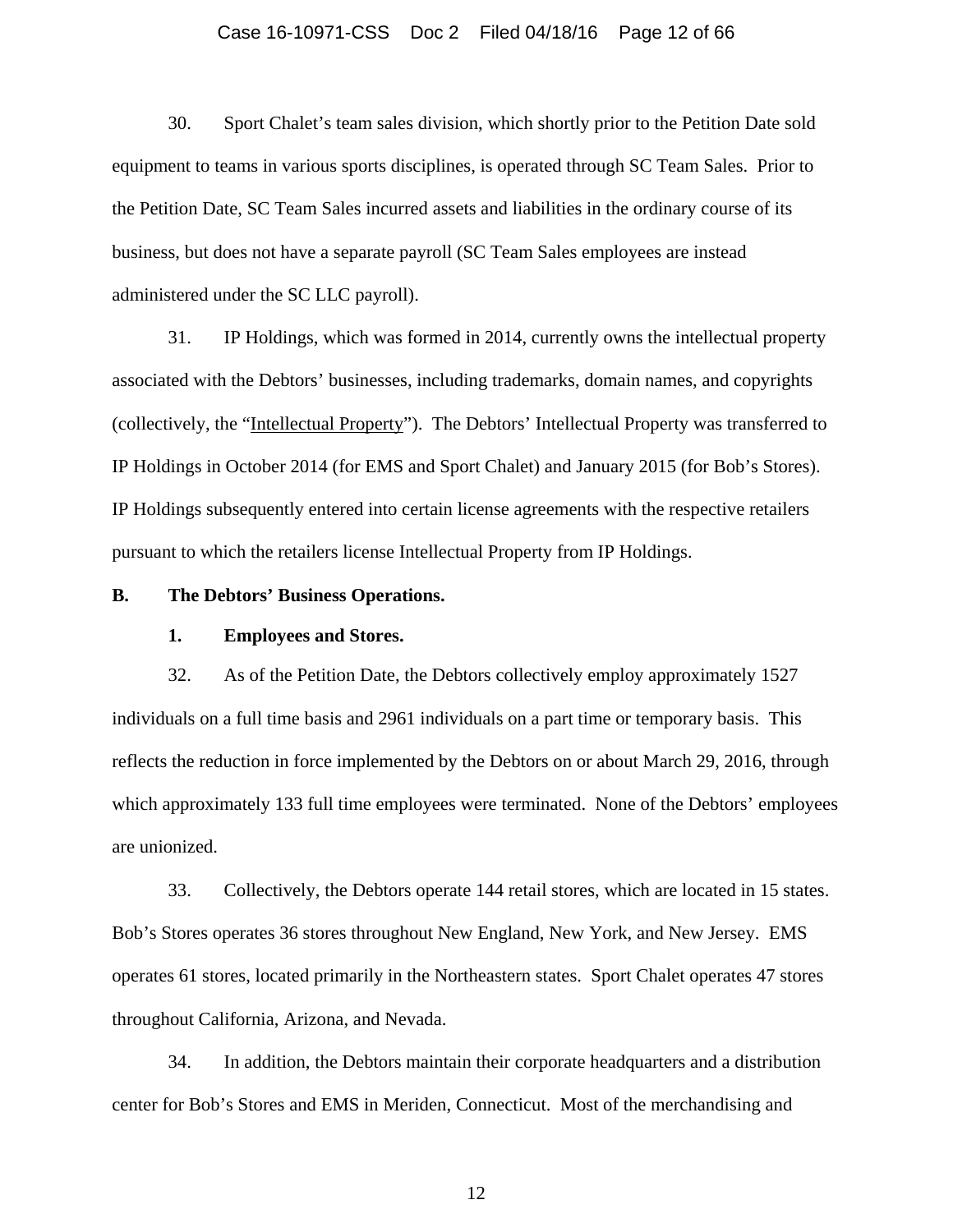30. Sport Chalet's team sales division, which shortly prior to the Petition Date sold equipment to teams in various sports disciplines, is operated through SC Team Sales. Prior to the Petition Date, SC Team Sales incurred assets and liabilities in the ordinary course of its business, but does not have a separate payroll (SC Team Sales employees are instead administered under the SC LLC payroll).

31. IP Holdings, which was formed in 2014, currently owns the intellectual property associated with the Debtors' businesses, including trademarks, domain names, and copyrights (collectively, the "Intellectual Property"). The Debtors' Intellectual Property was transferred to IP Holdings in October 2014 (for EMS and Sport Chalet) and January 2015 (for Bob's Stores). IP Holdings subsequently entered into certain license agreements with the respective retailers pursuant to which the retailers license Intellectual Property from IP Holdings.

**B. The Debtors' Business Operations.**

**1. Employees and Stores.**

32. As of the Petition Date, the Debtors collectively employ approximately 1527 individuals on a full time basis and 2961 individuals on a part time or temporary basis. This reflects the reduction in force implemented by the Debtors on or about March 29, 2016, through which approximately 133 full time employees were terminated. None of the Debtors' employees are unionized.

33. Collectively, the Debtors operate 144 retail stores, which are located in 15 states. Bob's Stores operates 36 stores throughout New England, New York, and New Jersey. EMS operates 61 stores, located primarily in the Northeastern states. Sport Chalet operates 47 stores throughout California, Arizona, and Nevada.

34. In addition, the Debtors maintain their corporate headquarters and a distribution center for Bob's Stores and EMS in Meriden, Connecticut. Most of the merchandising and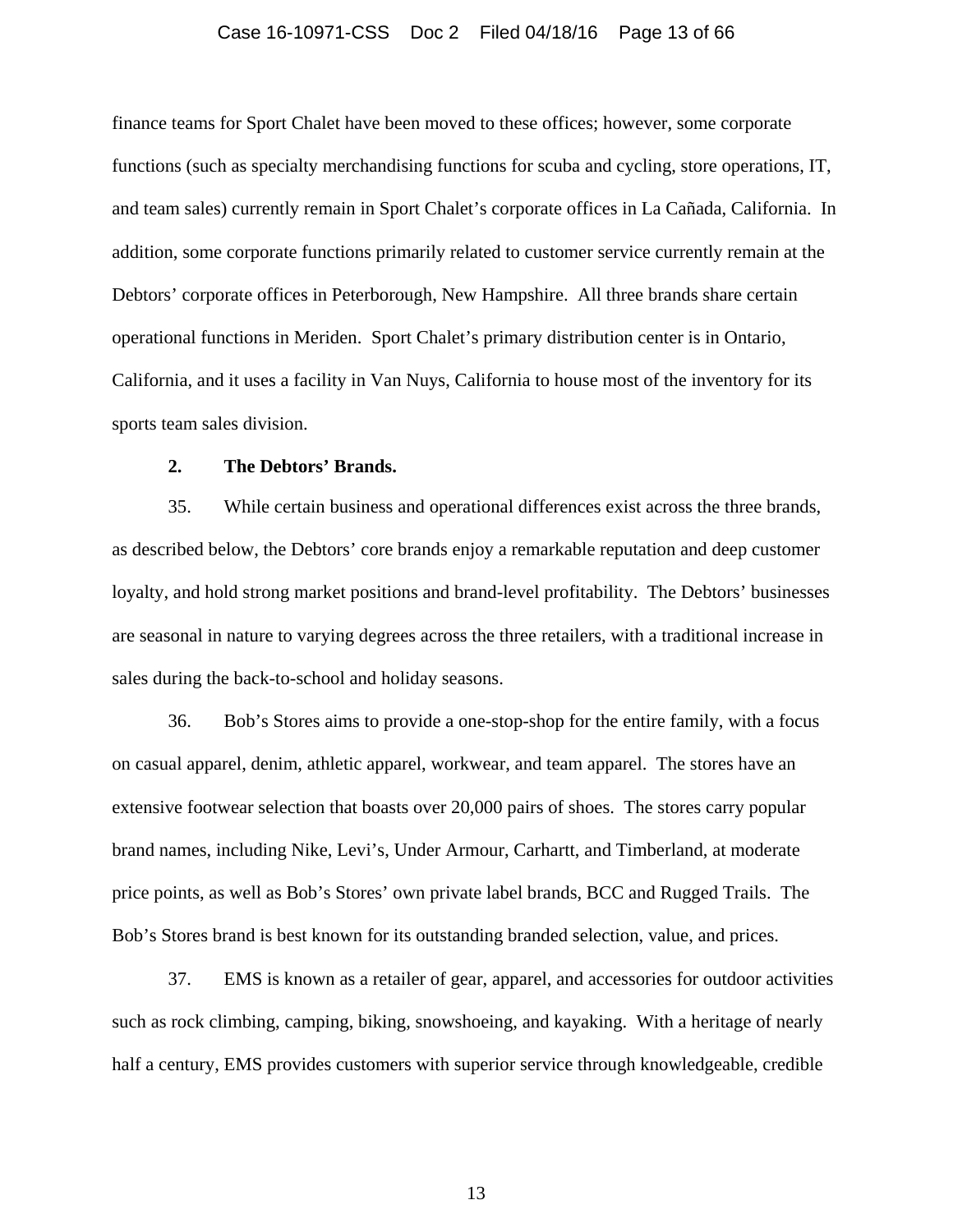finance teams for Sport Chalet have been moved to these offices; however, some corporate functions (such as specialty merchandising functions for scuba and cycling, store operations, IT, and team sales) currently remain in Sport Chalet's corporate offices in La Cañada, California. In addition, some corporate functions primarily related to customer service currently remain at the Debtors' corporate offices in Peterborough, New Hampshire. All three brands share certain operational functions in Meriden. Sport Chalet's primary distribution center is in Ontario, California, and it uses a facility in Van Nuys, California to house most of the inventory for its sports team sales division.

**2. The Debtors' Brands.**

35. While certain business and operational differences exist across the three brands, as described below, the Debtors' core brands enjoy a remarkable reputation and deep customer loyalty, and hold strong market positions and brand-level profitability. The Debtors' businesses are seasonal in nature to varying degrees across the three retailers, with a traditional increase in sales during the back-to-school and holiday seasons.

36. Bob's Stores aims to provide a one-stop-shop for the entire family, with a focus on casual apparel, denim, athletic apparel, workwear, and team apparel. The stores have an extensive footwear selection that boasts over 20,000 pairs of shoes. The stores carry popular brand names, including Nike, Levi's, Under Armour, Carhartt, and Timberland, at moderate price points, as well as Bob's Stores' own private label brands, BCC and Rugged Trails. The Bob's Stores brand is best known for its outstanding branded selection, value, and prices.

37. EMS is known as a retailer of gear, apparel, and accessories for outdoor activities such as rock climbing, camping, biking, snowshoeing, and kayaking. With a heritage of nearly half a century, EMS provides customers with superior service through knowledgeable, credible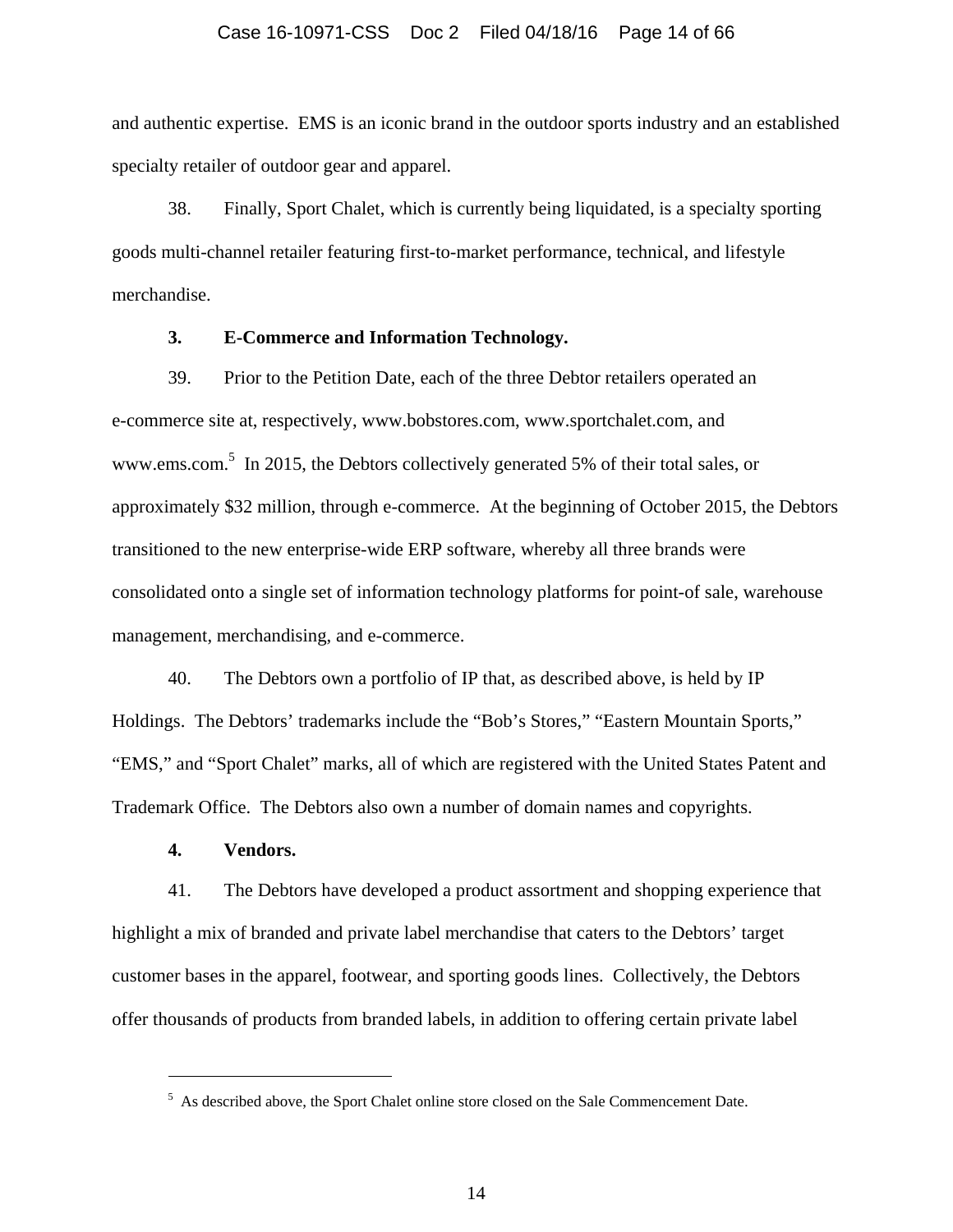and authentic expertise. EMS is an iconic brand in the outdoor sports industry and an established specialty retailer of outdoor gear and apparel.

38. Finally, Sport Chalet, which is currently being liquidated, is a specialty sporting goods multi-channel retailer featuring first-to-market performance, technical, and lifestyle merchandise.

**3. E-Commerce and Information Technology.**

39. Prior to the Petition Date, each of the three Debtor retailers operated an e-commerce site at, respectively, www.bobstores.com, www.sportchalet.com, and www.ems.com.[5] In 2015, the Debtors collectively generated 5% of their total sales, or approximately $32 million, through e-commerce. At the beginning of October 2015, the Debtors transitioned to the new enterprise-wide ERP software, whereby all three brands were consolidated onto a single set of information technology platforms for point-of sale, warehouse management, merchandising, and e-commerce.

40. The Debtors own a portfolio of IP that, as described above, is held by IP Holdings. The Debtors' trademarks include the "Bob's Stores," "Eastern Mountain Sports," "EMS," and "Sport Chalet" marks, all of which are registered with the United States Patent and Trademark Office. The Debtors also own a number of domain names and copyrights.

**4. Vendors.**

41. The Debtors have developed a product assortment and shopping experience that highlight a mix of branded and private label merchandise that caters to the Debtors' target customer bases in the apparel, footwear, and sporting goods lines. Collectively, the Debtors offer thousands of products from branded labels, in addition to offering certain private label

---

[5] As described above, the Sport Chalet online store closed on the Sale Commencement Date.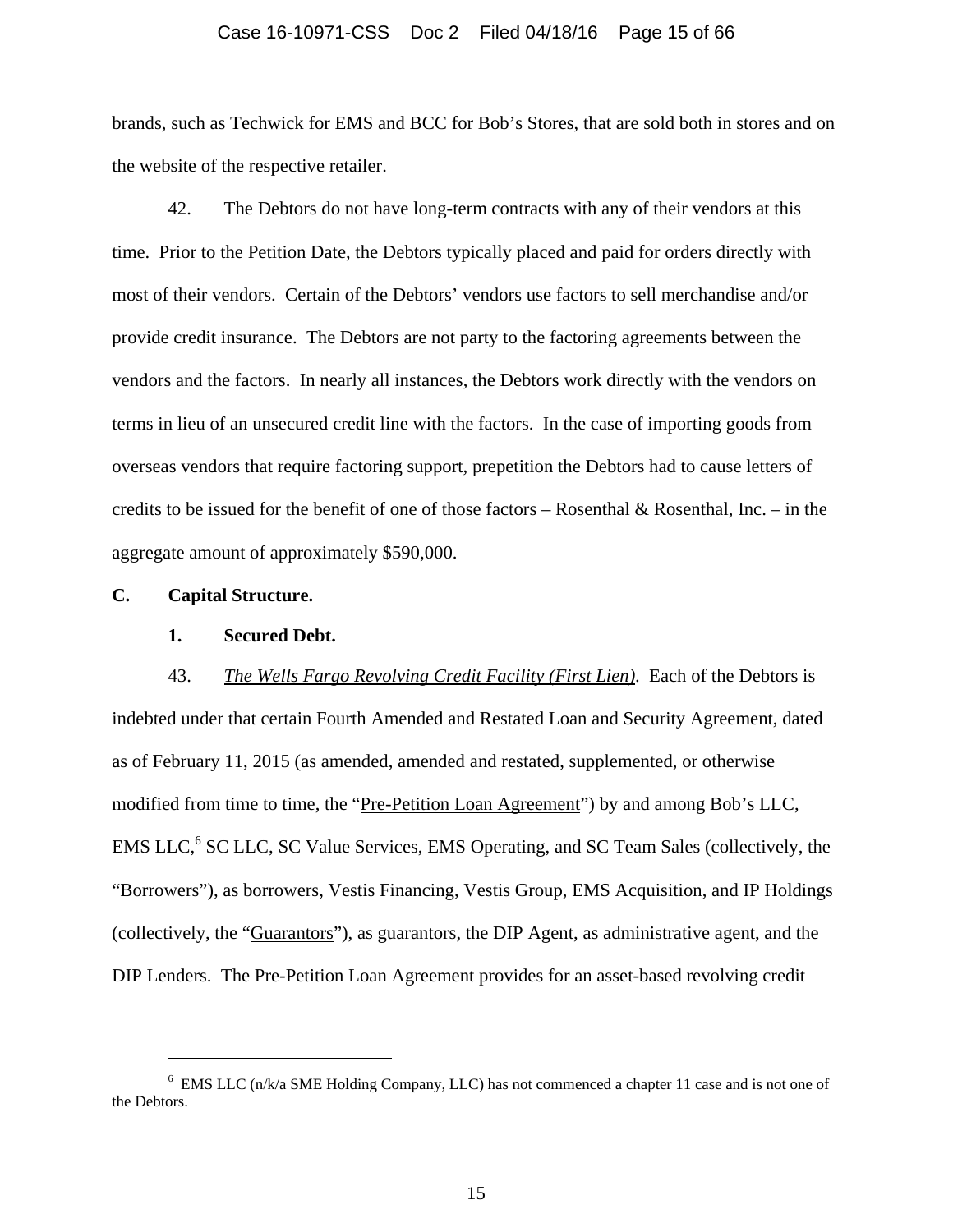brands, such as Techwick for EMS and BCC for Bob's Stores, that are sold both in stores and on the website of the respective retailer.

42. The Debtors do not have long-term contracts with any of their vendors at this time. Prior to the Petition Date, the Debtors typically placed and paid for orders directly with most of their vendors. Certain of the Debtors' vendors use factors to sell merchandise and/or provide credit insurance. The Debtors are not party to the factoring agreements between the vendors and the factors. In nearly all instances, the Debtors work directly with the vendors on terms in lieu of an unsecured credit line with the factors. In the case of importing goods from overseas vendors that require factoring support, prepetition the Debtors had to cause letters of credits to be issued for the benefit of one of those factors – Rosenthal & Rosenthal, Inc. – in the aggregate amount of approximately $590,000.

**C. Capital Structure.**

**1. Secured Debt.**

43. *The Wells Fargo Revolving Credit Facility (First Lien).* Each of the Debtors is indebted under that certain Fourth Amended and Restated Loan and Security Agreement, dated as of February 11, 2015 (as amended, amended and restated, supplemented, or otherwise modified from time to time, the "Pre-Petition Loan Agreement") by and among Bob's LLC, EMS LLC,[6] SC LLC, SC Value Services, EMS Operating, and SC Team Sales (collectively, the "Borrowers"), as borrowers, Vestis Financing, Vestis Group, EMS Acquisition, and IP Holdings (collectively, the "Guarantors"), as guarantors, the DIP Agent, as administrative agent, and the DIP Lenders. The Pre-Petition Loan Agreement provides for an asset-based revolving credit

---

[6] EMS LLC (n/k/a SME Holding Company, LLC) has not commenced a chapter 11 case and is not one of the Debtors.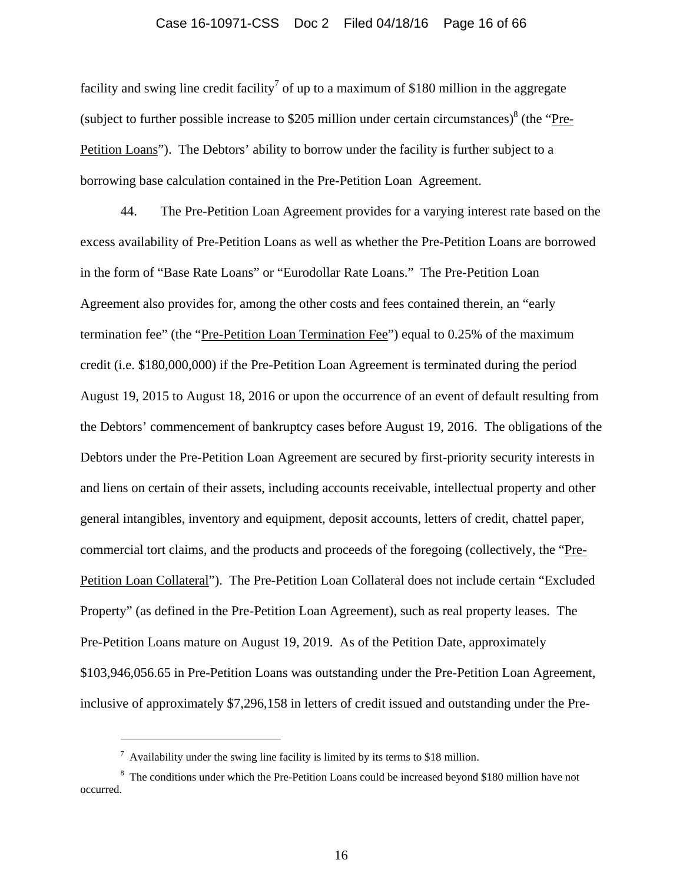facility and swing line credit facility[7] of up to a maximum of $180 million in the aggregate (subject to further possible increase to $205 million under certain circumstances)[8] (the "Pre-Petition Loans"). The Debtors' ability to borrow under the facility is further subject to a borrowing base calculation contained in the Pre-Petition Loan Agreement.

44. The Pre-Petition Loan Agreement provides for a varying interest rate based on the excess availability of Pre-Petition Loans as well as whether the Pre-Petition Loans are borrowed in the form of "Base Rate Loans" or "Eurodollar Rate Loans." The Pre-Petition Loan Agreement also provides for, among the other costs and fees contained therein, an "early termination fee" (the "Pre-Petition Loan Termination Fee") equal to 0.25% of the maximum credit (i.e. $180,000,000) if the Pre-Petition Loan Agreement is terminated during the period August 19, 2015 to August 18, 2016 or upon the occurrence of an event of default resulting from the Debtors' commencement of bankruptcy cases before August 19, 2016. The obligations of the Debtors under the Pre-Petition Loan Agreement are secured by first-priority security interests in and liens on certain of their assets, including accounts receivable, intellectual property and other general intangibles, inventory and equipment, deposit accounts, letters of credit, chattel paper, commercial tort claims, and the products and proceeds of the foregoing (collectively, the "Pre-Petition Loan Collateral"). The Pre-Petition Loan Collateral does not include certain "Excluded Property" (as defined in the Pre-Petition Loan Agreement), such as real property leases. The Pre-Petition Loans mature on August 19, 2019. As of the Petition Date, approximately $103,946,056.65 in Pre-Petition Loans was outstanding under the Pre-Petition Loan Agreement, inclusive of approximately $7,296,158 in letters of credit issued and outstanding under the Pre-

---

[7] Availability under the swing line facility is limited by its terms to $18 million.

[8] The conditions under which the Pre-Petition Loans could be increased beyond $180 million have not occurred.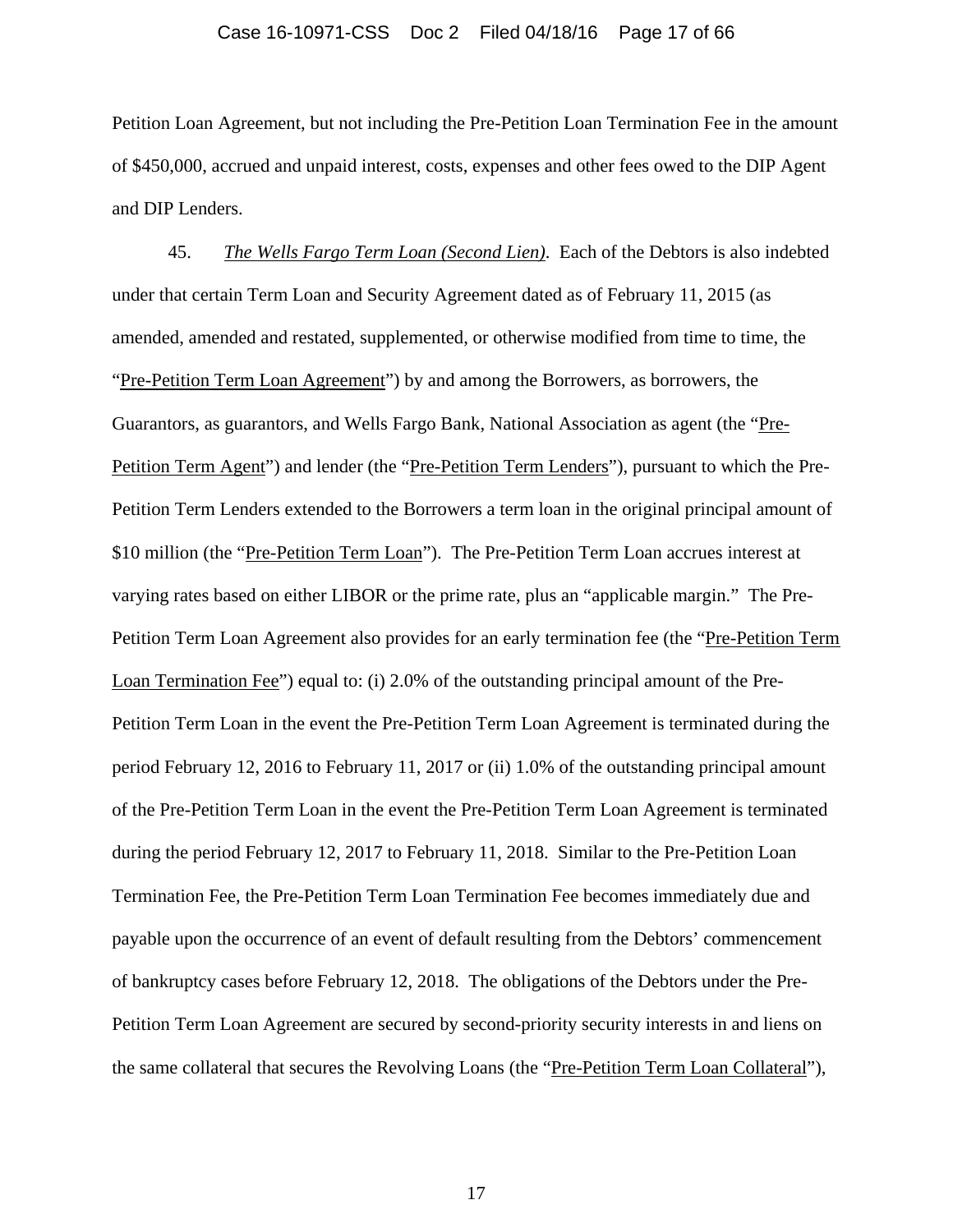Petition Loan Agreement, but not including the Pre-Petition Loan Termination Fee in the amount of $450,000, accrued and unpaid interest, costs, expenses and other fees owed to the DIP Agent and DIP Lenders.

45. *The Wells Fargo Term Loan (Second Lien)*. Each of the Debtors is also indebted under that certain Term Loan and Security Agreement dated as of February 11, 2015 (as amended, amended and restated, supplemented, or otherwise modified from time to time, the "Pre-Petition Term Loan Agreement") by and among the Borrowers, as borrowers, the Guarantors, as guarantors, and Wells Fargo Bank, National Association as agent (the "Pre-Petition Term Agent") and lender (the "Pre-Petition Term Lenders"), pursuant to which the Pre-Petition Term Lenders extended to the Borrowers a term loan in the original principal amount of $10 million (the "Pre-Petition Term Loan"). The Pre-Petition Term Loan accrues interest at varying rates based on either LIBOR or the prime rate, plus an "applicable margin." The Pre-Petition Term Loan Agreement also provides for an early termination fee (the "Pre-Petition Term Loan Termination Fee") equal to: (i) 2.0% of the outstanding principal amount of the Pre-Petition Term Loan in the event the Pre-Petition Term Loan Agreement is terminated during the period February 12, 2016 to February 11, 2017 or (ii) 1.0% of the outstanding principal amount of the Pre-Petition Term Loan in the event the Pre-Petition Term Loan Agreement is terminated during the period February 12, 2017 to February 11, 2018. Similar to the Pre-Petition Loan Termination Fee, the Pre-Petition Term Loan Termination Fee becomes immediately due and payable upon the occurrence of an event of default resulting from the Debtors' commencement of bankruptcy cases before February 12, 2018. The obligations of the Debtors under the Pre-Petition Term Loan Agreement are secured by second-priority security interests in and liens on the same collateral that secures the Revolving Loans (the "Pre-Petition Term Loan Collateral"),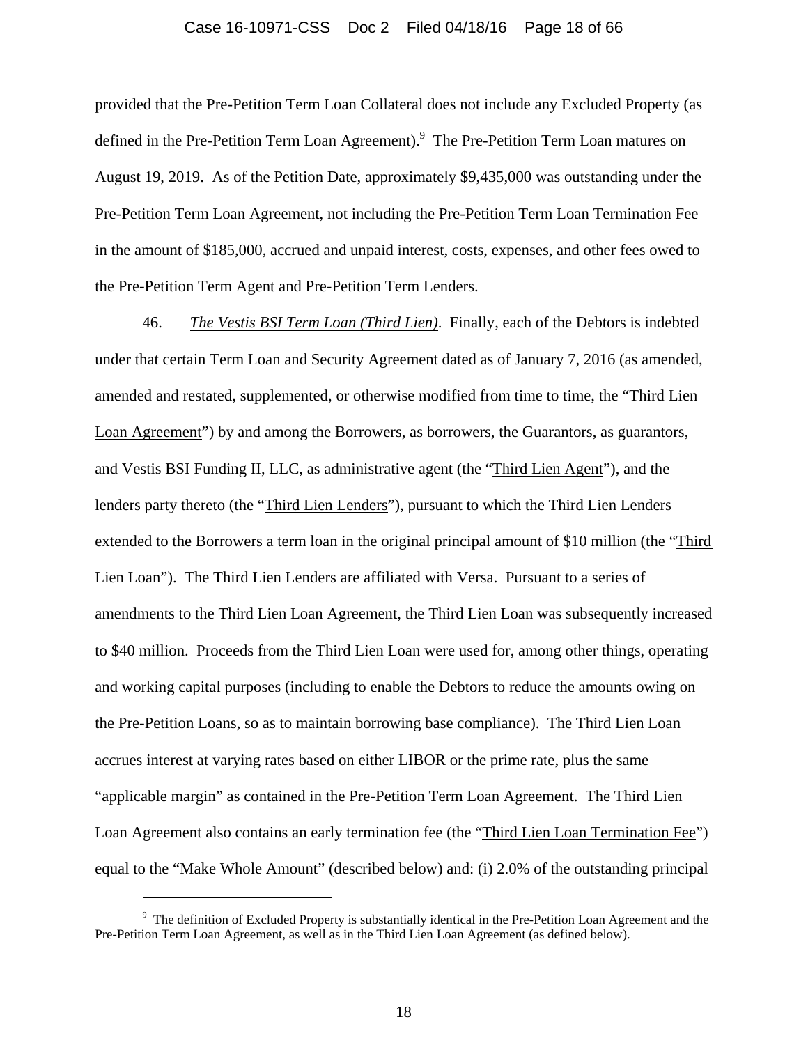provided that the Pre-Petition Term Loan Collateral does not include any Excluded Property (as defined in the Pre-Petition Term Loan Agreement).[9] The Pre-Petition Term Loan matures on August 19, 2019. As of the Petition Date, approximately $9,435,000 was outstanding under the Pre-Petition Term Loan Agreement, not including the Pre-Petition Term Loan Termination Fee in the amount of $185,000, accrued and unpaid interest, costs, expenses, and other fees owed to the Pre-Petition Term Agent and Pre-Petition Term Lenders.

46. *The Vestis BSI Term Loan (Third Lien)*. Finally, each of the Debtors is indebted under that certain Term Loan and Security Agreement dated as of January 7, 2016 (as amended, amended and restated, supplemented, or otherwise modified from time to time, the "Third Lien Loan Agreement") by and among the Borrowers, as borrowers, the Guarantors, as guarantors, and Vestis BSI Funding II, LLC, as administrative agent (the "Third Lien Agent"), and the lenders party thereto (the "Third Lien Lenders"), pursuant to which the Third Lien Lenders extended to the Borrowers a term loan in the original principal amount of $10 million (the "Third Lien Loan"). The Third Lien Lenders are affiliated with Versa. Pursuant to a series of amendments to the Third Lien Loan Agreement, the Third Lien Loan was subsequently increased to $40 million. Proceeds from the Third Lien Loan were used for, among other things, operating and working capital purposes (including to enable the Debtors to reduce the amounts owing on the Pre-Petition Loans, so as to maintain borrowing base compliance). The Third Lien Loan accrues interest at varying rates based on either LIBOR or the prime rate, plus the same "applicable margin" as contained in the Pre-Petition Term Loan Agreement. The Third Lien Loan Agreement also contains an early termination fee (the "Third Lien Loan Termination Fee") equal to the "Make Whole Amount" (described below) and: (i) 2.0% of the outstanding principal

[9] The definition of Excluded Property is substantially identical in the Pre-Petition Loan Agreement and the Pre-Petition Term Loan Agreement, as well as in the Third Lien Loan Agreement (as defined below).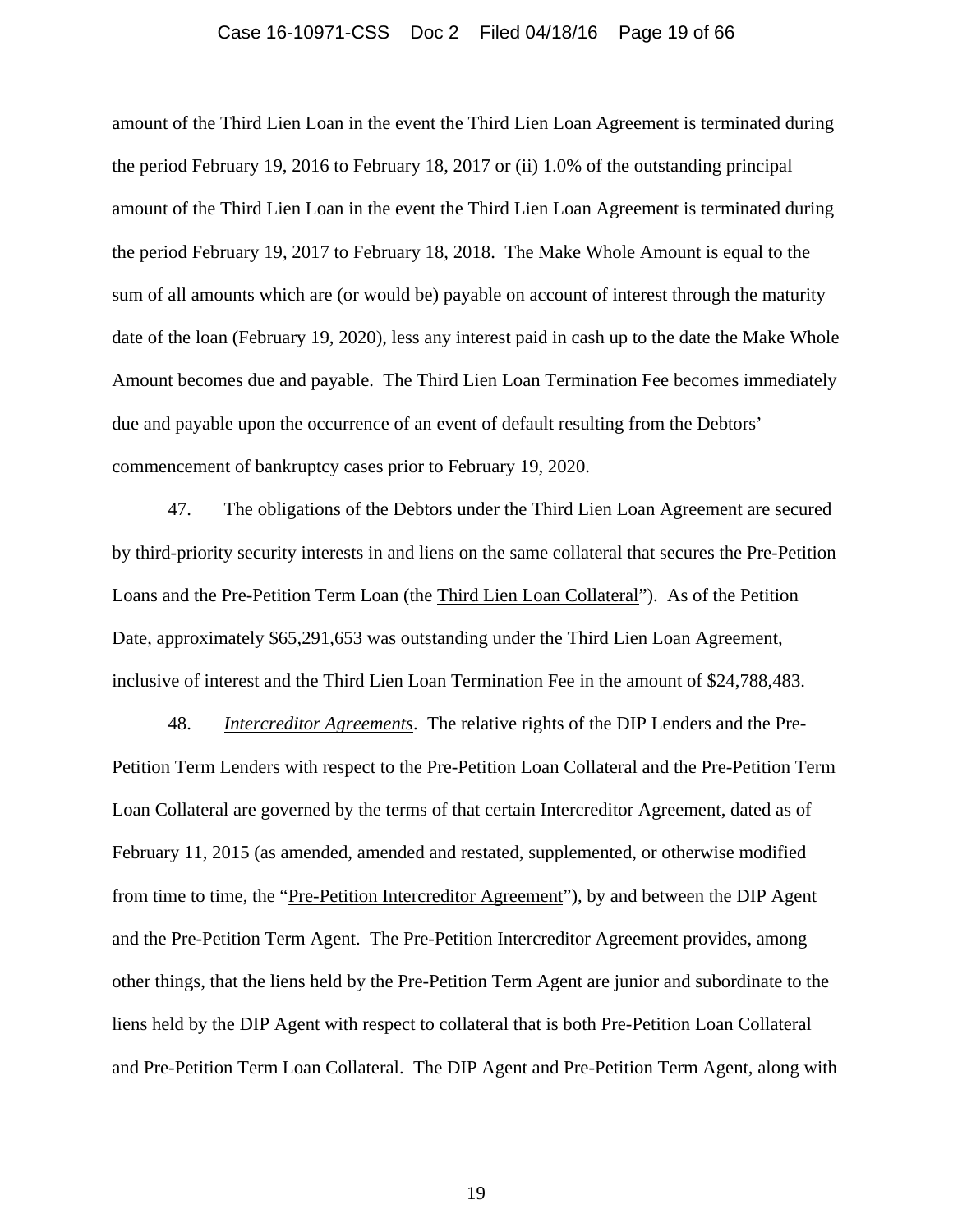amount of the Third Lien Loan in the event the Third Lien Loan Agreement is terminated during the period February 19, 2016 to February 18, 2017 or (ii) 1.0% of the outstanding principal amount of the Third Lien Loan in the event the Third Lien Loan Agreement is terminated during the period February 19, 2017 to February 18, 2018. The Make Whole Amount is equal to the sum of all amounts which are (or would be) payable on account of interest through the maturity date of the loan (February 19, 2020), less any interest paid in cash up to the date the Make Whole Amount becomes due and payable. The Third Lien Loan Termination Fee becomes immediately due and payable upon the occurrence of an event of default resulting from the Debtors' commencement of bankruptcy cases prior to February 19, 2020.

47. The obligations of the Debtors under the Third Lien Loan Agreement are secured by third-priority security interests in and liens on the same collateral that secures the Pre-Petition Loans and the Pre-Petition Term Loan (the Third Lien Loan Collateral"). As of the Petition Date, approximately $65,291,653 was outstanding under the Third Lien Loan Agreement, inclusive of interest and the Third Lien Loan Termination Fee in the amount of $24,788,483.

48. *Intercreditor Agreements*. The relative rights of the DIP Lenders and the Pre-Petition Term Lenders with respect to the Pre-Petition Loan Collateral and the Pre-Petition Term Loan Collateral are governed by the terms of that certain Intercreditor Agreement, dated as of February 11, 2015 (as amended, amended and restated, supplemented, or otherwise modified from time to time, the "Pre-Petition Intercreditor Agreement"), by and between the DIP Agent and the Pre-Petition Term Agent. The Pre-Petition Intercreditor Agreement provides, among other things, that the liens held by the Pre-Petition Term Agent are junior and subordinate to the liens held by the DIP Agent with respect to collateral that is both Pre-Petition Loan Collateral and Pre-Petition Term Loan Collateral. The DIP Agent and Pre-Petition Term Agent, along with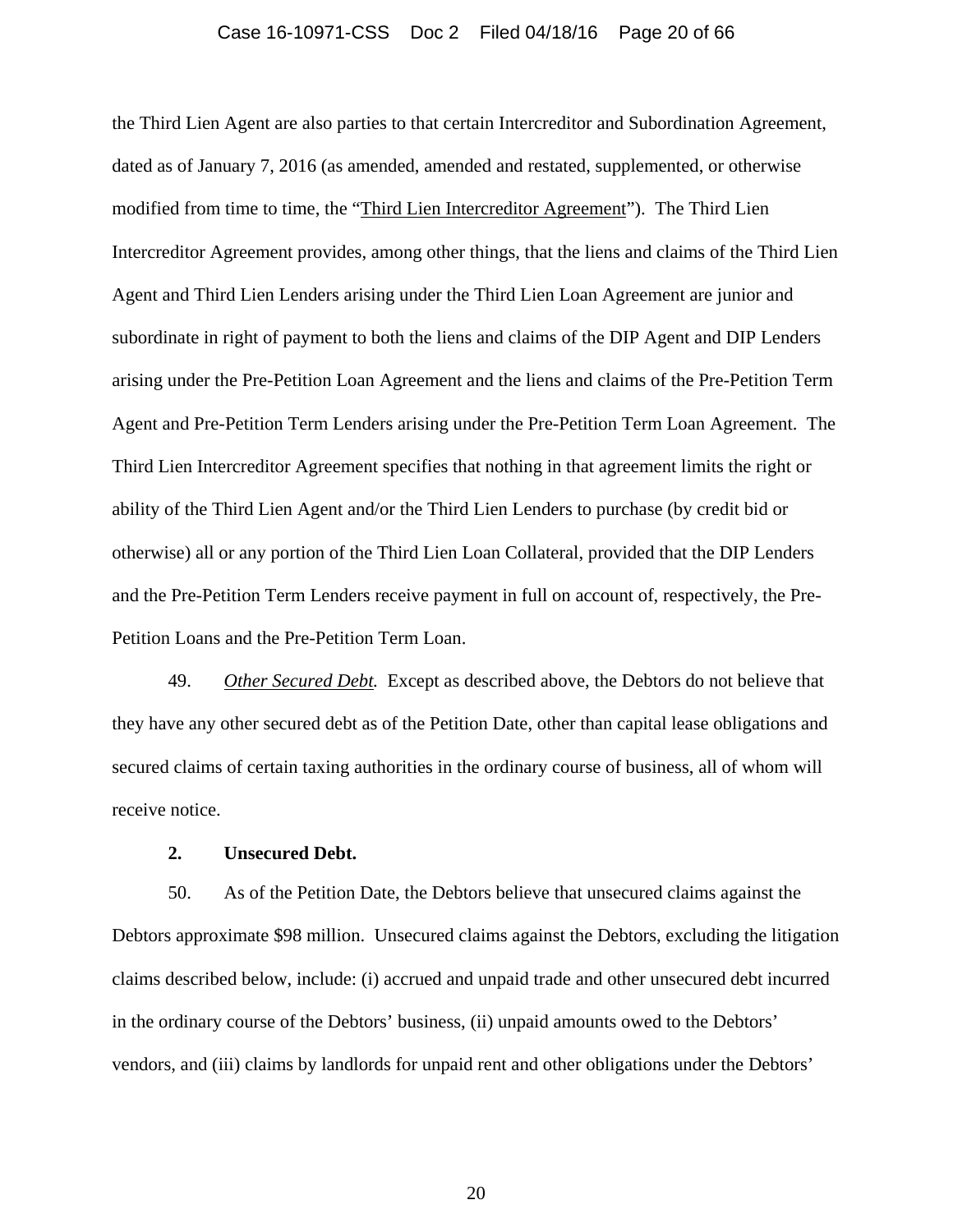the Third Lien Agent are also parties to that certain Intercreditor and Subordination Agreement, dated as of January 7, 2016 (as amended, amended and restated, supplemented, or otherwise modified from time to time, the "Third Lien Intercreditor Agreement"). The Third Lien Intercreditor Agreement provides, among other things, that the liens and claims of the Third Lien Agent and Third Lien Lenders arising under the Third Lien Loan Agreement are junior and subordinate in right of payment to both the liens and claims of the DIP Agent and DIP Lenders arising under the Pre-Petition Loan Agreement and the liens and claims of the Pre-Petition Term Agent and Pre-Petition Term Lenders arising under the Pre-Petition Term Loan Agreement. The Third Lien Intercreditor Agreement specifies that nothing in that agreement limits the right or ability of the Third Lien Agent and/or the Third Lien Lenders to purchase (by credit bid or otherwise) all or any portion of the Third Lien Loan Collateral, provided that the DIP Lenders and the Pre-Petition Term Lenders receive payment in full on account of, respectively, the Pre-Petition Loans and the Pre-Petition Term Loan.

49. *Other Secured Debt.* Except as described above, the Debtors do not believe that they have any other secured debt as of the Petition Date, other than capital lease obligations and secured claims of certain taxing authorities in the ordinary course of business, all of whom will receive notice.

### 2. Unsecured Debt.

50. As of the Petition Date, the Debtors believe that unsecured claims against the Debtors approximate $98 million. Unsecured claims against the Debtors, excluding the litigation claims described below, include: (i) accrued and unpaid trade and other unsecured debt incurred in the ordinary course of the Debtors' business, (ii) unpaid amounts owed to the Debtors' vendors, and (iii) claims by landlords for unpaid rent and other obligations under the Debtors'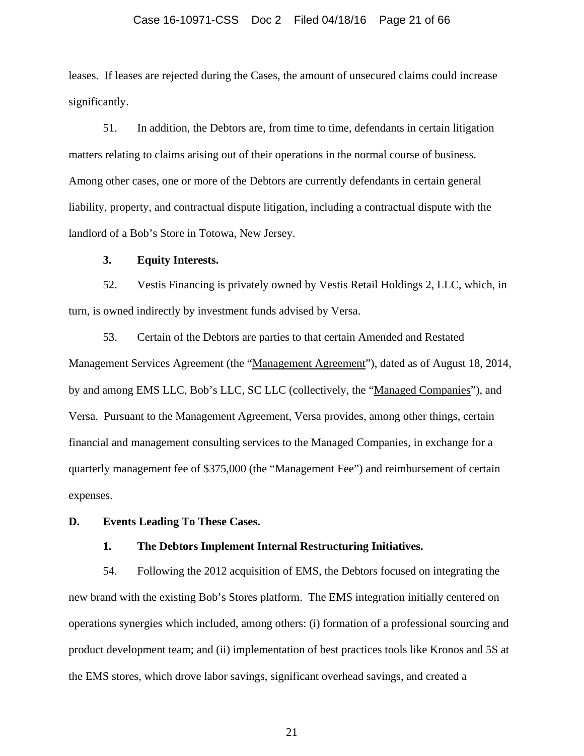leases. If leases are rejected during the Cases, the amount of unsecured claims could increase significantly.

51. In addition, the Debtors are, from time to time, defendants in certain litigation matters relating to claims arising out of their operations in the normal course of business. Among other cases, one or more of the Debtors are currently defendants in certain general liability, property, and contractual dispute litigation, including a contractual dispute with the landlord of a Bob's Store in Totowa, New Jersey.

### 3. Equity Interests.

52. Vestis Financing is privately owned by Vestis Retail Holdings 2, LLC, which, in turn, is owned indirectly by investment funds advised by Versa.

53. Certain of the Debtors are parties to that certain Amended and Restated Management Services Agreement (the "Management Agreement"), dated as of August 18, 2014, by and among EMS LLC, Bob's LLC, SC LLC (collectively, the "Managed Companies"), and Versa. Pursuant to the Management Agreement, Versa provides, among other things, certain financial and management consulting services to the Managed Companies, in exchange for a quarterly management fee of $375,000 (the "Management Fee") and reimbursement of certain expenses.

## D. Events Leading To These Cases.

### 1. The Debtors Implement Internal Restructuring Initiatives.

54. Following the 2012 acquisition of EMS, the Debtors focused on integrating the new brand with the existing Bob's Stores platform. The EMS integration initially centered on operations synergies which included, among others: (i) formation of a professional sourcing and product development team; and (ii) implementation of best practices tools like Kronos and 5S at the EMS stores, which drove labor savings, significant overhead savings, and created a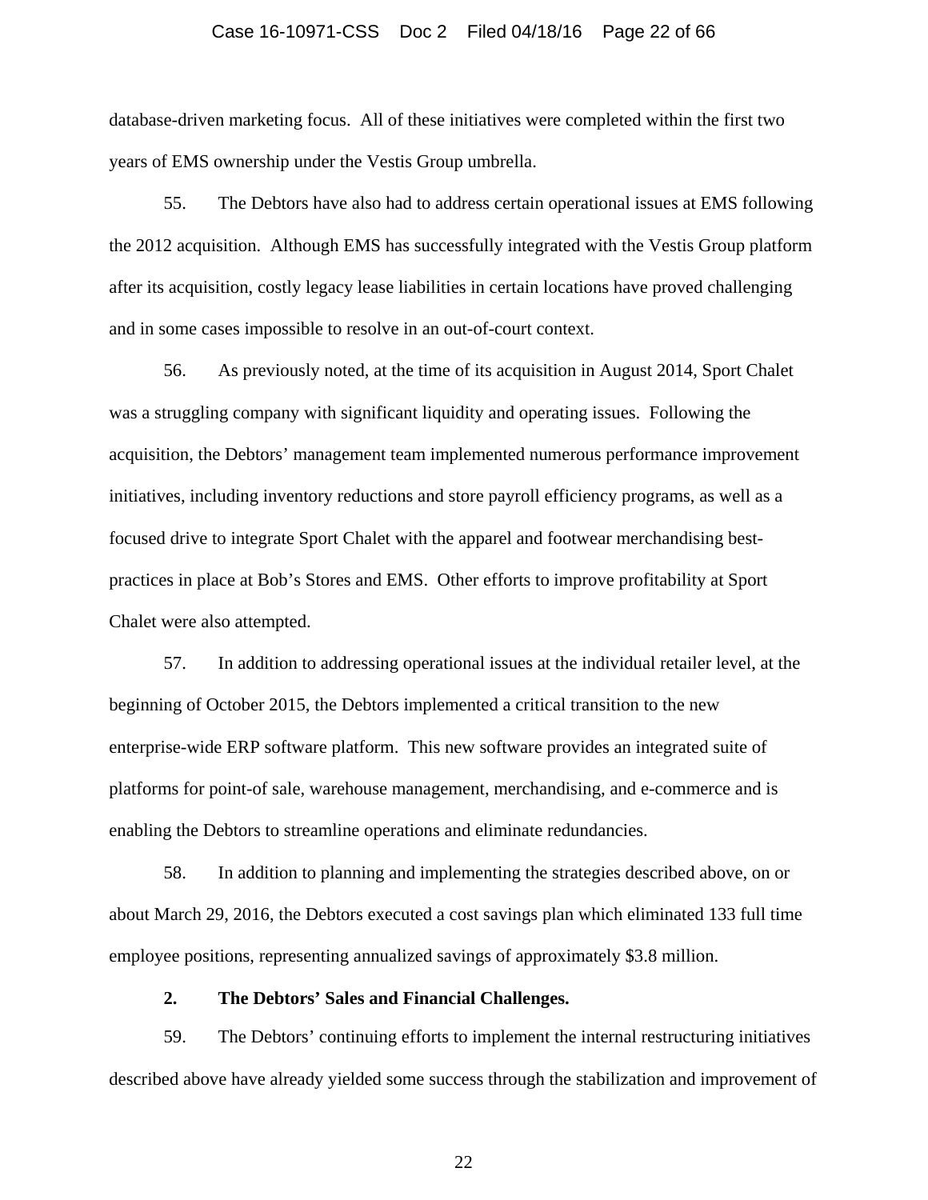database-driven marketing focus. All of these initiatives were completed within the first two years of EMS ownership under the Vestis Group umbrella.

55. The Debtors have also had to address certain operational issues at EMS following the 2012 acquisition. Although EMS has successfully integrated with the Vestis Group platform after its acquisition, costly legacy lease liabilities in certain locations have proved challenging and in some cases impossible to resolve in an out-of-court context.

56. As previously noted, at the time of its acquisition in August 2014, Sport Chalet was a struggling company with significant liquidity and operating issues. Following the acquisition, the Debtors' management team implemented numerous performance improvement initiatives, including inventory reductions and store payroll efficiency programs, as well as a focused drive to integrate Sport Chalet with the apparel and footwear merchandising best-practices in place at Bob's Stores and EMS. Other efforts to improve profitability at Sport Chalet were also attempted.

57. In addition to addressing operational issues at the individual retailer level, at the beginning of October 2015, the Debtors implemented a critical transition to the new enterprise-wide ERP software platform. This new software provides an integrated suite of platforms for point-of sale, warehouse management, merchandising, and e-commerce and is enabling the Debtors to streamline operations and eliminate redundancies.

58. In addition to planning and implementing the strategies described above, on or about March 29, 2016, the Debtors executed a cost savings plan which eliminated 133 full time employee positions, representing annualized savings of approximately $3.8 million.

**2. The Debtors' Sales and Financial Challenges.**

59. The Debtors' continuing efforts to implement the internal restructuring initiatives described above have already yielded some success through the stabilization and improvement of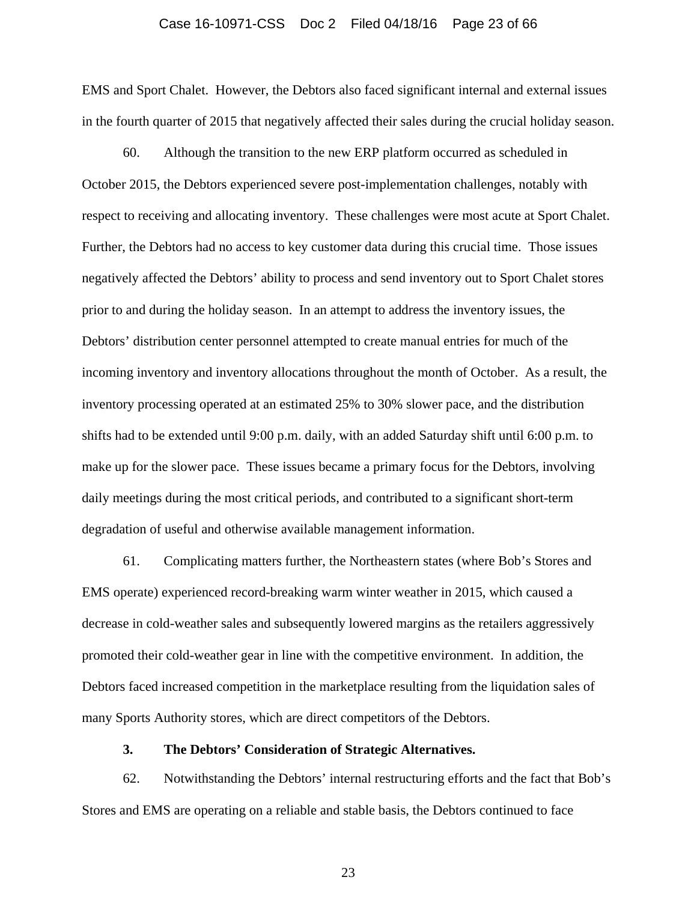EMS and Sport Chalet. However, the Debtors also faced significant internal and external issues in the fourth quarter of 2015 that negatively affected their sales during the crucial holiday season.

60. Although the transition to the new ERP platform occurred as scheduled in October 2015, the Debtors experienced severe post-implementation challenges, notably with respect to receiving and allocating inventory. These challenges were most acute at Sport Chalet. Further, the Debtors had no access to key customer data during this crucial time. Those issues negatively affected the Debtors' ability to process and send inventory out to Sport Chalet stores prior to and during the holiday season. In an attempt to address the inventory issues, the Debtors' distribution center personnel attempted to create manual entries for much of the incoming inventory and inventory allocations throughout the month of October. As a result, the inventory processing operated at an estimated 25% to 30% slower pace, and the distribution shifts had to be extended until 9:00 p.m. daily, with an added Saturday shift until 6:00 p.m. to make up for the slower pace. These issues became a primary focus for the Debtors, involving daily meetings during the most critical periods, and contributed to a significant short-term degradation of useful and otherwise available management information.

61. Complicating matters further, the Northeastern states (where Bob's Stores and EMS operate) experienced record-breaking warm winter weather in 2015, which caused a decrease in cold-weather sales and subsequently lowered margins as the retailers aggressively promoted their cold-weather gear in line with the competitive environment. In addition, the Debtors faced increased competition in the marketplace resulting from the liquidation sales of many Sports Authority stores, which are direct competitors of the Debtors.

**3. The Debtors' Consideration of Strategic Alternatives.**

62. Notwithstanding the Debtors' internal restructuring efforts and the fact that Bob's Stores and EMS are operating on a reliable and stable basis, the Debtors continued to face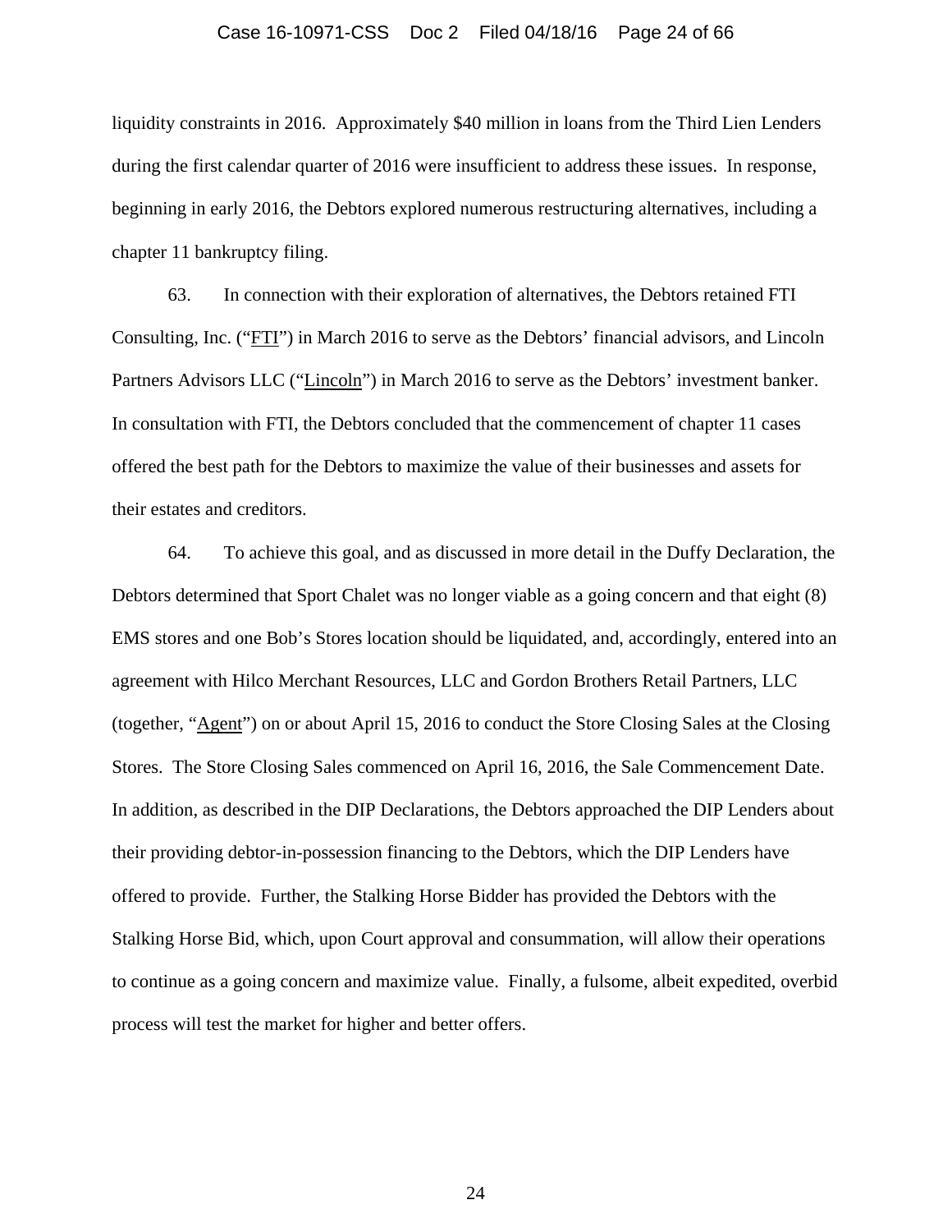liquidity constraints in 2016. Approximately $40 million in loans from the Third Lien Lenders during the first calendar quarter of 2016 were insufficient to address these issues. In response, beginning in early 2016, the Debtors explored numerous restructuring alternatives, including a chapter 11 bankruptcy filing.

63. In connection with their exploration of alternatives, the Debtors retained FTI Consulting, Inc. ("FTI") in March 2016 to serve as the Debtors' financial advisors, and Lincoln Partners Advisors LLC ("Lincoln") in March 2016 to serve as the Debtors' investment banker. In consultation with FTI, the Debtors concluded that the commencement of chapter 11 cases offered the best path for the Debtors to maximize the value of their businesses and assets for their estates and creditors.

64. To achieve this goal, and as discussed in more detail in the Duffy Declaration, the Debtors determined that Sport Chalet was no longer viable as a going concern and that eight (8) EMS stores and one Bob's Stores location should be liquidated, and, accordingly, entered into an agreement with Hilco Merchant Resources, LLC and Gordon Brothers Retail Partners, LLC (together, "Agent") on or about April 15, 2016 to conduct the Store Closing Sales at the Closing Stores. The Store Closing Sales commenced on April 16, 2016, the Sale Commencement Date. In addition, as described in the DIP Declarations, the Debtors approached the DIP Lenders about their providing debtor-in-possession financing to the Debtors, which the DIP Lenders have offered to provide. Further, the Stalking Horse Bidder has provided the Debtors with the Stalking Horse Bid, which, upon Court approval and consummation, will allow their operations to continue as a going concern and maximize value. Finally, a fulsome, albeit expedited, overbid process will test the market for higher and better offers.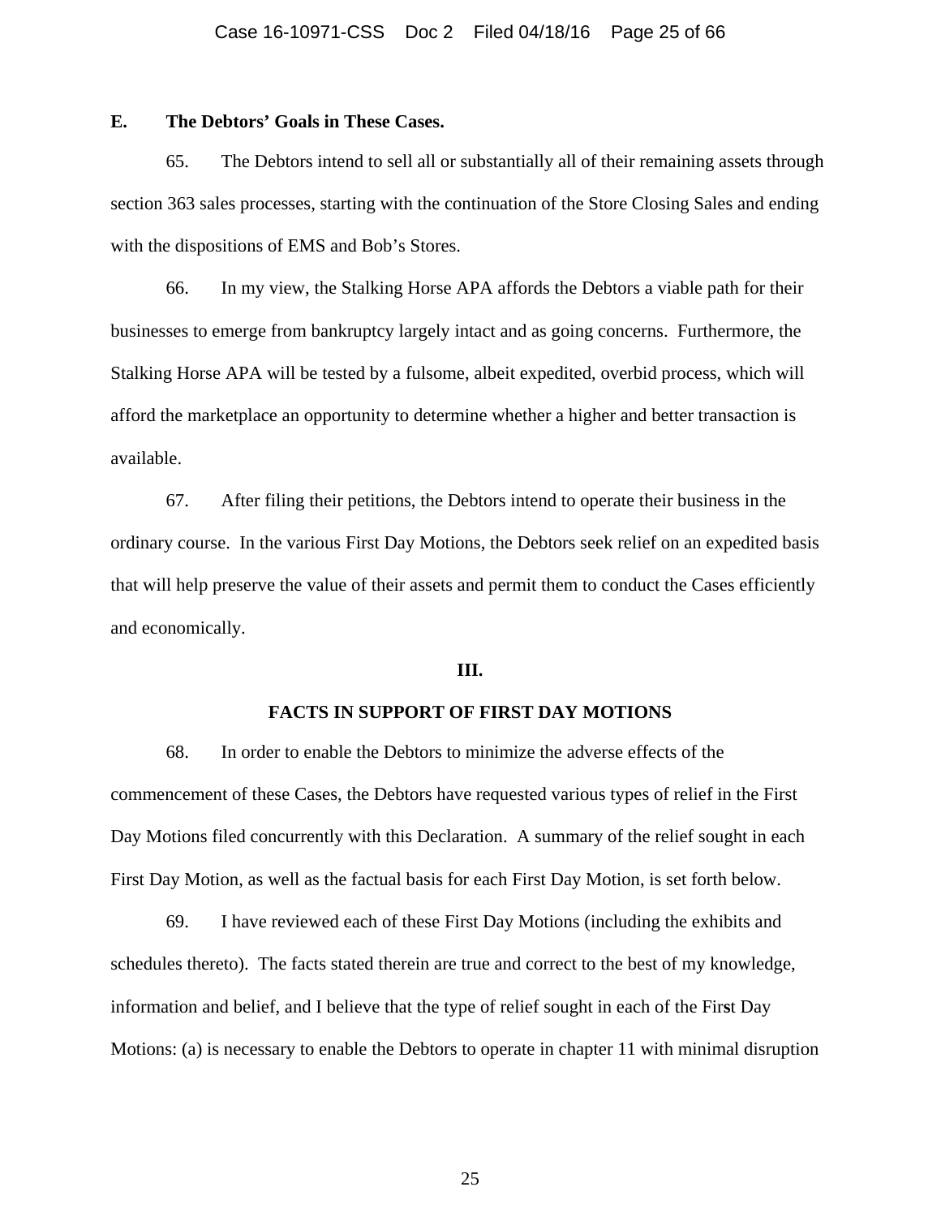## E. The Debtors' Goals in These Cases.

65. The Debtors intend to sell all or substantially all of their remaining assets through section 363 sales processes, starting with the continuation of the Store Closing Sales and ending with the dispositions of EMS and Bob's Stores.

66. In my view, the Stalking Horse APA affords the Debtors a viable path for their businesses to emerge from bankruptcy largely intact and as going concerns. Furthermore, the Stalking Horse APA will be tested by a fulsome, albeit expedited, overbid process, which will afford the marketplace an opportunity to determine whether a higher and better transaction is available.

67. After filing their petitions, the Debtors intend to operate their business in the ordinary course. In the various First Day Motions, the Debtors seek relief on an expedited basis that will help preserve the value of their assets and permit them to conduct the Cases efficiently and economically.

# III.

# FACTS IN SUPPORT OF FIRST DAY MOTIONS

68. In order to enable the Debtors to minimize the adverse effects of the commencement of these Cases, the Debtors have requested various types of relief in the First Day Motions filed concurrently with this Declaration. A summary of the relief sought in each First Day Motion, as well as the factual basis for each First Day Motion, is set forth below.

69. I have reviewed each of these First Day Motions (including the exhibits and schedules thereto). The facts stated therein are true and correct to the best of my knowledge, information and belief, and I believe that the type of relief sought in each of the First Day Motions: (a) is necessary to enable the Debtors to operate in chapter 11 with minimal disruption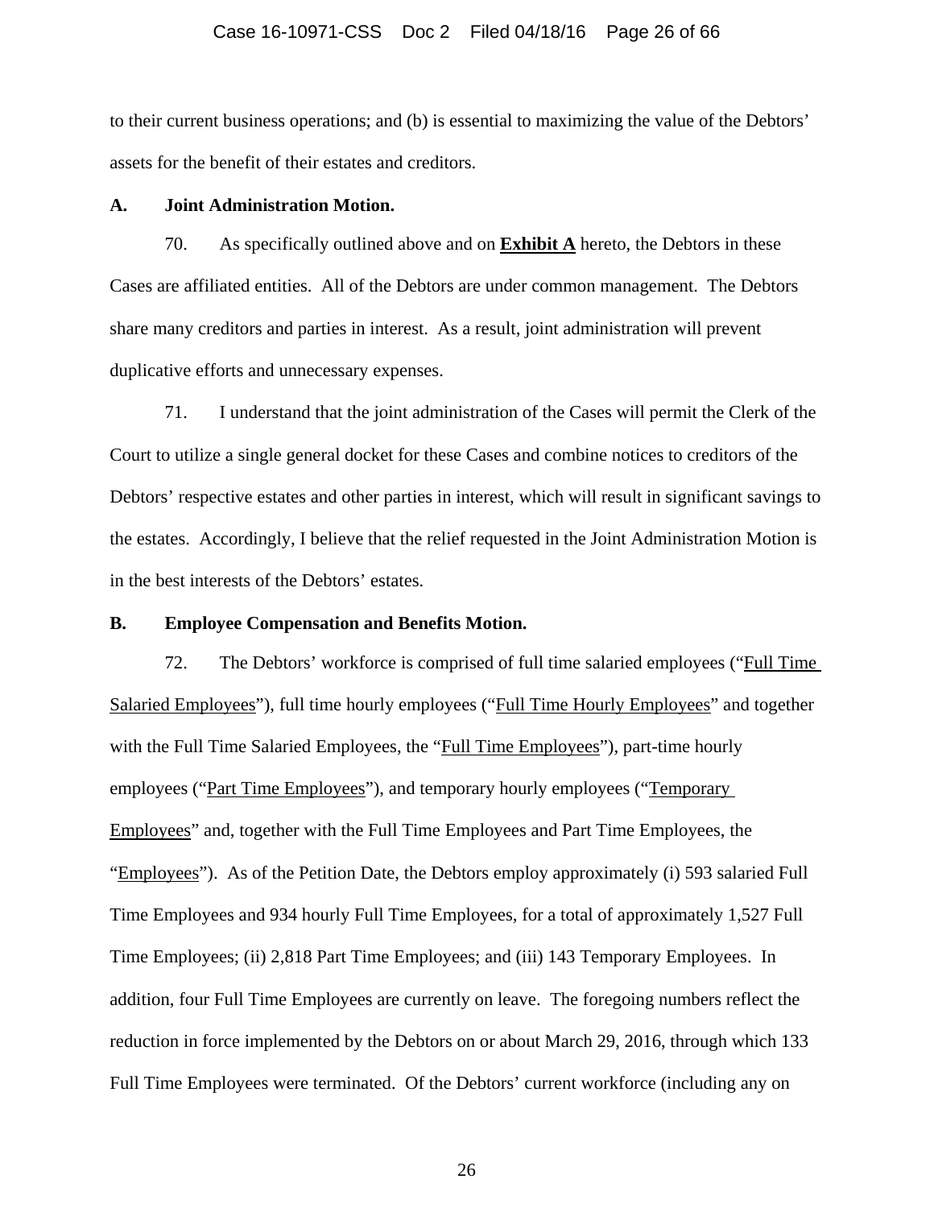to their current business operations; and (b) is essential to maximizing the value of the Debtors' assets for the benefit of their estates and creditors.

### A. Joint Administration Motion.

70. As specifically outlined above and on **Exhibit A** hereto, the Debtors in these Cases are affiliated entities. All of the Debtors are under common management. The Debtors share many creditors and parties in interest. As a result, joint administration will prevent duplicative efforts and unnecessary expenses.

71. I understand that the joint administration of the Cases will permit the Clerk of the Court to utilize a single general docket for these Cases and combine notices to creditors of the Debtors' respective estates and other parties in interest, which will result in significant savings to the estates. Accordingly, I believe that the relief requested in the Joint Administration Motion is in the best interests of the Debtors' estates.

### B. Employee Compensation and Benefits Motion.

72. The Debtors' workforce is comprised of full time salaried employees ("Full Time Salaried Employees"), full time hourly employees ("Full Time Hourly Employees" and together with the Full Time Salaried Employees, the "Full Time Employees"), part-time hourly employees ("Part Time Employees"), and temporary hourly employees ("Temporary Employees" and, together with the Full Time Employees and Part Time Employees, the "Employees"). As of the Petition Date, the Debtors employ approximately (i) 593 salaried Full Time Employees and 934 hourly Full Time Employees, for a total of approximately 1,527 Full Time Employees; (ii) 2,818 Part Time Employees; and (iii) 143 Temporary Employees. In addition, four Full Time Employees are currently on leave. The foregoing numbers reflect the reduction in force implemented by the Debtors on or about March 29, 2016, through which 133 Full Time Employees were terminated. Of the Debtors' current workforce (including any on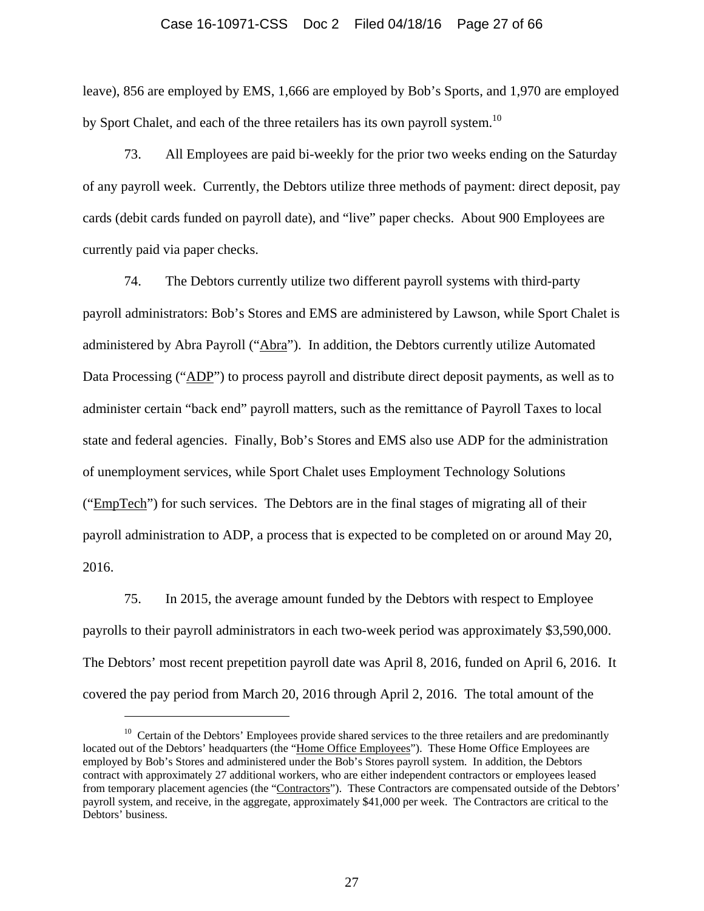leave), 856 are employed by EMS, 1,666 are employed by Bob's Sports, and 1,970 are employed by Sport Chalet, and each of the three retailers has its own payroll system.[10]

73. All Employees are paid bi-weekly for the prior two weeks ending on the Saturday of any payroll week. Currently, the Debtors utilize three methods of payment: direct deposit, pay cards (debit cards funded on payroll date), and "live" paper checks. About 900 Employees are currently paid via paper checks.

74. The Debtors currently utilize two different payroll systems with third-party payroll administrators: Bob's Stores and EMS are administered by Lawson, while Sport Chalet is administered by Abra Payroll ("Abra"). In addition, the Debtors currently utilize Automated Data Processing ("ADP") to process payroll and distribute direct deposit payments, as well as to administer certain "back end" payroll matters, such as the remittance of Payroll Taxes to local state and federal agencies. Finally, Bob's Stores and EMS also use ADP for the administration of unemployment services, while Sport Chalet uses Employment Technology Solutions ("EmpTech") for such services. The Debtors are in the final stages of migrating all of their payroll administration to ADP, a process that is expected to be completed on or around May 20, 2016.

75. In 2015, the average amount funded by the Debtors with respect to Employee payrolls to their payroll administrators in each two-week period was approximately $3,590,000. The Debtors' most recent prepetition payroll date was April 8, 2016, funded on April 6, 2016. It covered the pay period from March 20, 2016 through April 2, 2016. The total amount of the

---

[10] Certain of the Debtors' Employees provide shared services to the three retailers and are predominantly located out of the Debtors' headquarters (the "Home Office Employees"). These Home Office Employees are employed by Bob's Stores and administered under the Bob's Stores payroll system. In addition, the Debtors contract with approximately 27 additional workers, who are either independent contractors or employees leased from temporary placement agencies (the "Contractors"). These Contractors are compensated outside of the Debtors' payroll system, and receive, in the aggregate, approximately $41,000 per week. The Contractors are critical to the Debtors' business.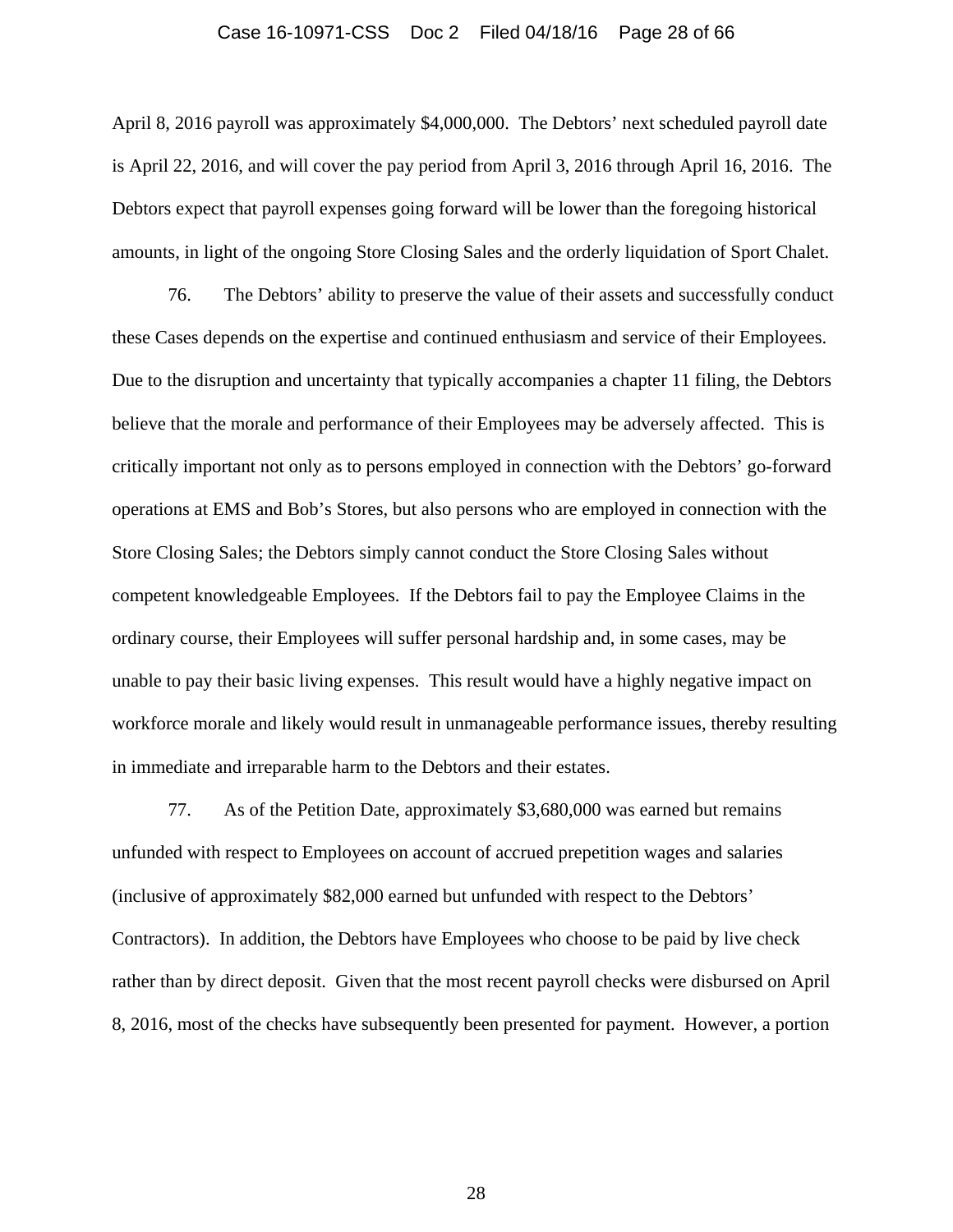April 8, 2016 payroll was approximately $4,000,000. The Debtors' next scheduled payroll date is April 22, 2016, and will cover the pay period from April 3, 2016 through April 16, 2016. The Debtors expect that payroll expenses going forward will be lower than the foregoing historical amounts, in light of the ongoing Store Closing Sales and the orderly liquidation of Sport Chalet.

76. The Debtors' ability to preserve the value of their assets and successfully conduct these Cases depends on the expertise and continued enthusiasm and service of their Employees. Due to the disruption and uncertainty that typically accompanies a chapter 11 filing, the Debtors believe that the morale and performance of their Employees may be adversely affected. This is critically important not only as to persons employed in connection with the Debtors' go-forward operations at EMS and Bob's Stores, but also persons who are employed in connection with the Store Closing Sales; the Debtors simply cannot conduct the Store Closing Sales without competent knowledgeable Employees. If the Debtors fail to pay the Employee Claims in the ordinary course, their Employees will suffer personal hardship and, in some cases, may be unable to pay their basic living expenses. This result would have a highly negative impact on workforce morale and likely would result in unmanageable performance issues, thereby resulting in immediate and irreparable harm to the Debtors and their estates.

77. As of the Petition Date, approximately $3,680,000 was earned but remains unfunded with respect to Employees on account of accrued prepetition wages and salaries (inclusive of approximately $82,000 earned but unfunded with respect to the Debtors' Contractors). In addition, the Debtors have Employees who choose to be paid by live check rather than by direct deposit. Given that the most recent payroll checks were disbursed on April 8, 2016, most of the checks have subsequently been presented for payment. However, a portion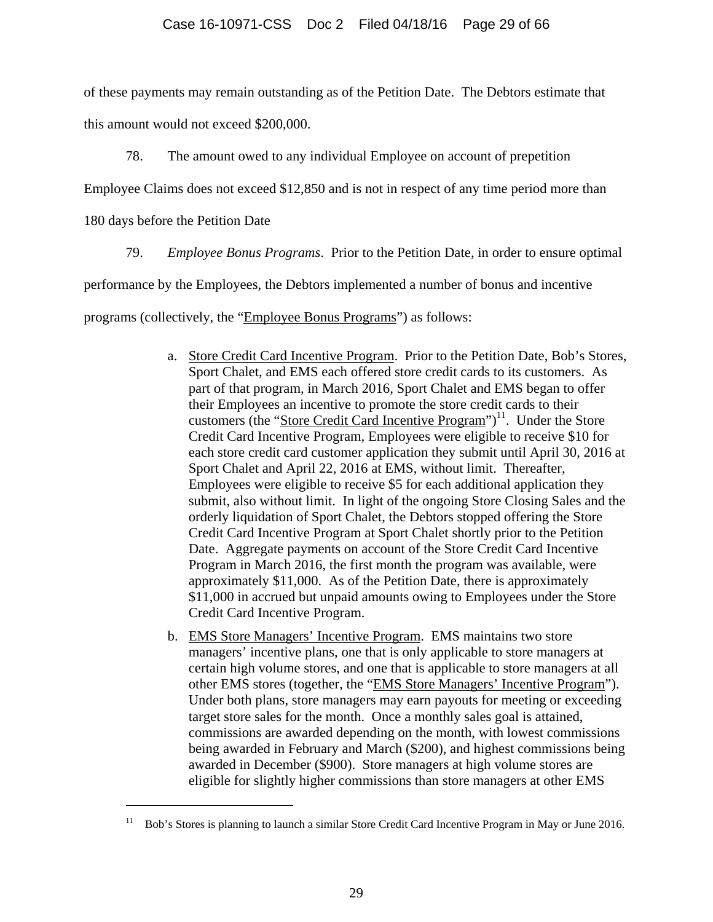of these payments may remain outstanding as of the Petition Date. The Debtors estimate that this amount would not exceed $200,000.

78. The amount owed to any individual Employee on account of prepetition Employee Claims does not exceed $12,850 and is not in respect of any time period more than 180 days before the Petition Date

79. *Employee Bonus Programs*. Prior to the Petition Date, in order to ensure optimal performance by the Employees, the Debtors implemented a number of bonus and incentive programs (collectively, the "Employee Bonus Programs") as follows:

a. Store Credit Card Incentive Program. Prior to the Petition Date, Bob's Stores, Sport Chalet, and EMS each offered store credit cards to its customers. As part of that program, in March 2016, Sport Chalet and EMS began to offer their Employees an incentive to promote the store credit cards to their customers (the "Store Credit Card Incentive Program")[11]. Under the Store Credit Card Incentive Program, Employees were eligible to receive $10 for each store credit card customer application they submit until April 30, 2016 at Sport Chalet and April 22, 2016 at EMS, without limit. Thereafter, Employees were eligible to receive $5 for each additional application they submit, also without limit. In light of the ongoing Store Closing Sales and the orderly liquidation of Sport Chalet, the Debtors stopped offering the Store Credit Card Incentive Program at Sport Chalet shortly prior to the Petition Date. Aggregate payments on account of the Store Credit Card Incentive Program in March 2016, the first month the program was available, were approximately $11,000. As of the Petition Date, there is approximately $11,000 in accrued but unpaid amounts owing to Employees under the Store Credit Card Incentive Program.

b. EMS Store Managers' Incentive Program. EMS maintains two store managers' incentive plans, one that is only applicable to store managers at certain high volume stores, and one that is applicable to store managers at all other EMS stores (together, the "EMS Store Managers' Incentive Program"). Under both plans, store managers may earn payouts for meeting or exceeding target store sales for the month. Once a monthly sales goal is attained, commissions are awarded depending on the month, with lowest commissions being awarded in February and March ($200), and highest commissions being awarded in December ($900). Store managers at high volume stores are eligible for slightly higher commissions than store managers at other EMS

[11] Bob's Stores is planning to launch a similar Store Credit Card Incentive Program in May or June 2016.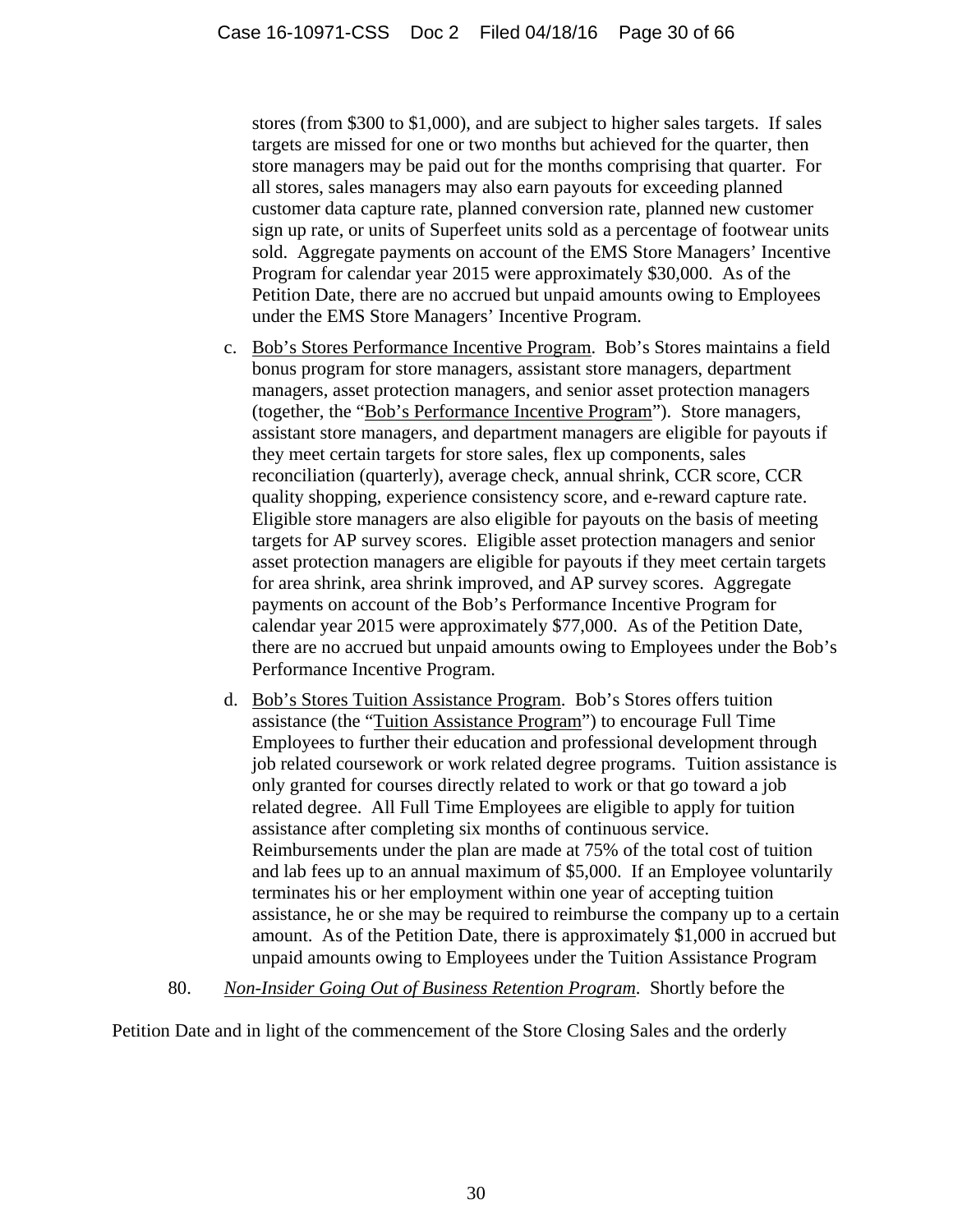stores (from $300 to $1,000), and are subject to higher sales targets. If sales targets are missed for one or two months but achieved for the quarter, then store managers may be paid out for the months comprising that quarter. For all stores, sales managers may also earn payouts for exceeding planned customer data capture rate, planned conversion rate, planned new customer sign up rate, or units of Superfeet units sold as a percentage of footwear units sold. Aggregate payments on account of the EMS Store Managers' Incentive Program for calendar year 2015 were approximately $30,000. As of the Petition Date, there are no accrued but unpaid amounts owing to Employees under the EMS Store Managers' Incentive Program.

c. Bob's Stores Performance Incentive Program. Bob's Stores maintains a field bonus program for store managers, assistant store managers, department managers, asset protection managers, and senior asset protection managers (together, the "Bob's Performance Incentive Program"). Store managers, assistant store managers, and department managers are eligible for payouts if they meet certain targets for store sales, flex up components, sales reconciliation (quarterly), average check, annual shrink, CCR score, CCR quality shopping, experience consistency score, and e-reward capture rate. Eligible store managers are also eligible for payouts on the basis of meeting targets for AP survey scores. Eligible asset protection managers and senior asset protection managers are eligible for payouts if they meet certain targets for area shrink, area shrink improved, and AP survey scores. Aggregate payments on account of the Bob's Performance Incentive Program for calendar year 2015 were approximately $77,000. As of the Petition Date, there are no accrued but unpaid amounts owing to Employees under the Bob's Performance Incentive Program.

d. Bob's Stores Tuition Assistance Program. Bob's Stores offers tuition assistance (the "Tuition Assistance Program") to encourage Full Time Employees to further their education and professional development through job related coursework or work related degree programs. Tuition assistance is only granted for courses directly related to work or that go toward a job related degree. All Full Time Employees are eligible to apply for tuition assistance after completing six months of continuous service. Reimbursements under the plan are made at 75% of the total cost of tuition and lab fees up to an annual maximum of $5,000. If an Employee voluntarily terminates his or her employment within one year of accepting tuition assistance, he or she may be required to reimburse the company up to a certain amount. As of the Petition Date, there is approximately $1,000 in accrued but unpaid amounts owing to Employees under the Tuition Assistance Program

80. *Non-Insider Going Out of Business Retention Program*. Shortly before the Petition Date and in light of the commencement of the Store Closing Sales and the orderly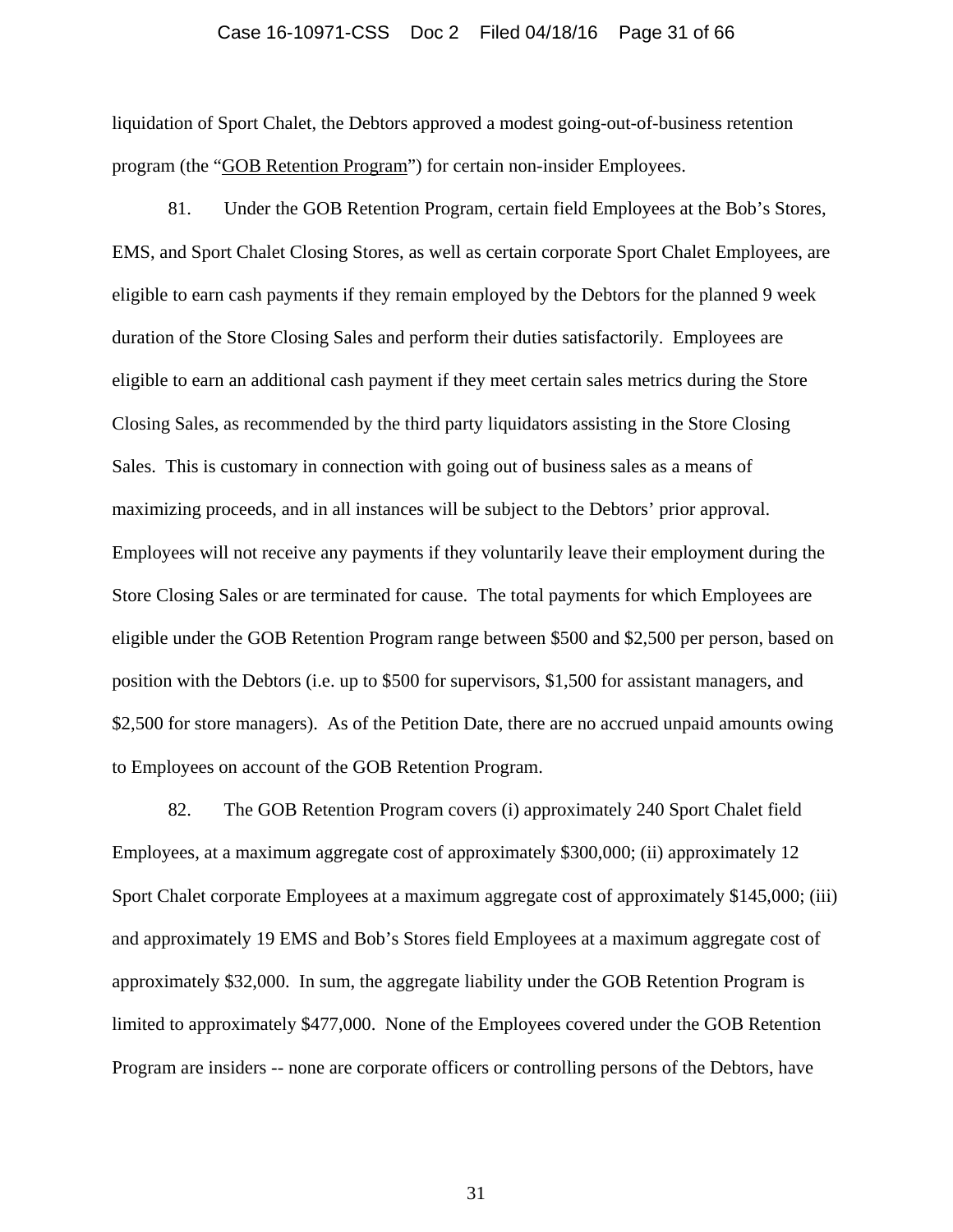liquidation of Sport Chalet, the Debtors approved a modest going-out-of-business retention program (the "GOB Retention Program") for certain non-insider Employees.

81. Under the GOB Retention Program, certain field Employees at the Bob's Stores, EMS, and Sport Chalet Closing Stores, as well as certain corporate Sport Chalet Employees, are eligible to earn cash payments if they remain employed by the Debtors for the planned 9 week duration of the Store Closing Sales and perform their duties satisfactorily. Employees are eligible to earn an additional cash payment if they meet certain sales metrics during the Store Closing Sales, as recommended by the third party liquidators assisting in the Store Closing Sales. This is customary in connection with going out of business sales as a means of maximizing proceeds, and in all instances will be subject to the Debtors' prior approval. Employees will not receive any payments if they voluntarily leave their employment during the Store Closing Sales or are terminated for cause. The total payments for which Employees are eligible under the GOB Retention Program range between $500 and $2,500 per person, based on position with the Debtors (i.e. up to $500 for supervisors, $1,500 for assistant managers, and $2,500 for store managers). As of the Petition Date, there are no accrued unpaid amounts owing to Employees on account of the GOB Retention Program.

82. The GOB Retention Program covers (i) approximately 240 Sport Chalet field Employees, at a maximum aggregate cost of approximately $300,000; (ii) approximately 12 Sport Chalet corporate Employees at a maximum aggregate cost of approximately $145,000; (iii) and approximately 19 EMS and Bob's Stores field Employees at a maximum aggregate cost of approximately $32,000. In sum, the aggregate liability under the GOB Retention Program is limited to approximately $477,000. None of the Employees covered under the GOB Retention Program are insiders -- none are corporate officers or controlling persons of the Debtors, have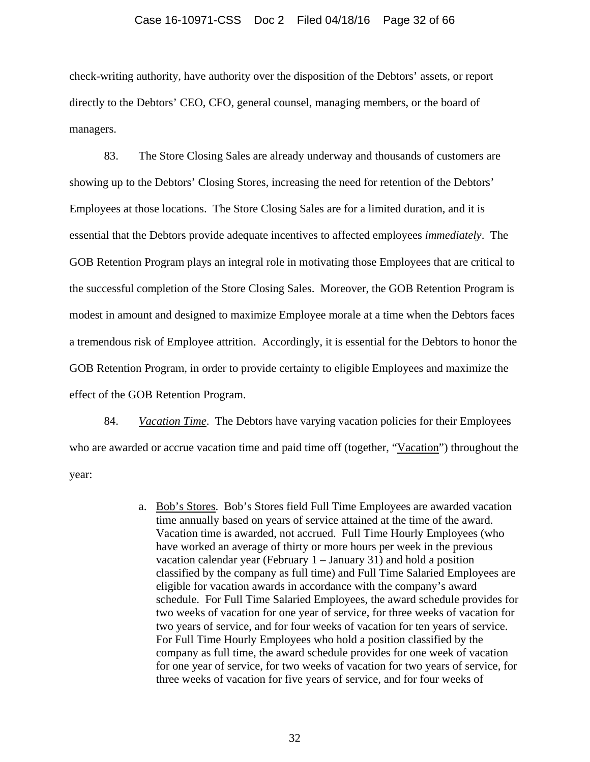check-writing authority, have authority over the disposition of the Debtors' assets, or report directly to the Debtors' CEO, CFO, general counsel, managing members, or the board of managers.

83. The Store Closing Sales are already underway and thousands of customers are showing up to the Debtors' Closing Stores, increasing the need for retention of the Debtors' Employees at those locations. The Store Closing Sales are for a limited duration, and it is essential that the Debtors provide adequate incentives to affected employees *immediately*. The GOB Retention Program plays an integral role in motivating those Employees that are critical to the successful completion of the Store Closing Sales. Moreover, the GOB Retention Program is modest in amount and designed to maximize Employee morale at a time when the Debtors faces a tremendous risk of Employee attrition. Accordingly, it is essential for the Debtors to honor the GOB Retention Program, in order to provide certainty to eligible Employees and maximize the effect of the GOB Retention Program.

84. *Vacation Time*. The Debtors have varying vacation policies for their Employees who are awarded or accrue vacation time and paid time off (together, "Vacation") throughout the year:

a. Bob's Stores. Bob's Stores field Full Time Employees are awarded vacation time annually based on years of service attained at the time of the award. Vacation time is awarded, not accrued. Full Time Hourly Employees (who have worked an average of thirty or more hours per week in the previous vacation calendar year (February 1 – January 31) and hold a position classified by the company as full time) and Full Time Salaried Employees are eligible for vacation awards in accordance with the company's award schedule. For Full Time Salaried Employees, the award schedule provides for two weeks of vacation for one year of service, for three weeks of vacation for two years of service, and for four weeks of vacation for ten years of service. For Full Time Hourly Employees who hold a position classified by the company as full time, the award schedule provides for one week of vacation for one year of service, for two weeks of vacation for two years of service, for three weeks of vacation for five years of service, and for four weeks of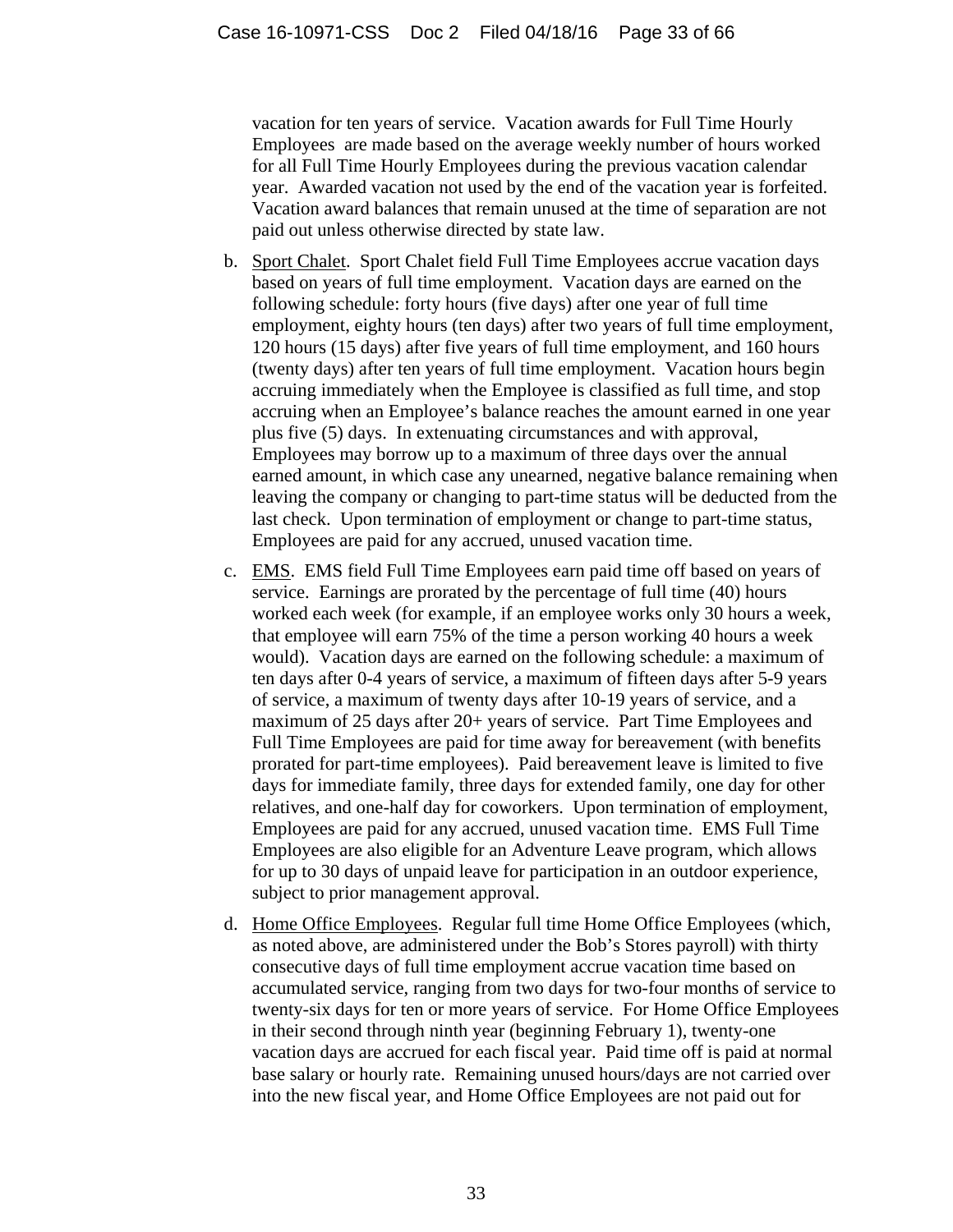vacation for ten years of service. Vacation awards for Full Time Hourly Employees are made based on the average weekly number of hours worked for all Full Time Hourly Employees during the previous vacation calendar year. Awarded vacation not used by the end of the vacation year is forfeited. Vacation award balances that remain unused at the time of separation are not paid out unless otherwise directed by state law.

b. Sport Chalet. Sport Chalet field Full Time Employees accrue vacation days based on years of full time employment. Vacation days are earned on the following schedule: forty hours (five days) after one year of full time employment, eighty hours (ten days) after two years of full time employment, 120 hours (15 days) after five years of full time employment, and 160 hours (twenty days) after ten years of full time employment. Vacation hours begin accruing immediately when the Employee is classified as full time, and stop accruing when an Employee's balance reaches the amount earned in one year plus five (5) days. In extenuating circumstances and with approval, Employees may borrow up to a maximum of three days over the annual earned amount, in which case any unearned, negative balance remaining when leaving the company or changing to part-time status will be deducted from the last check. Upon termination of employment or change to part-time status, Employees are paid for any accrued, unused vacation time.

c. EMS. EMS field Full Time Employees earn paid time off based on years of service. Earnings are prorated by the percentage of full time (40) hours worked each week (for example, if an employee works only 30 hours a week, that employee will earn 75% of the time a person working 40 hours a week would). Vacation days are earned on the following schedule: a maximum of ten days after 0-4 years of service, a maximum of fifteen days after 5-9 years of service, a maximum of twenty days after 10-19 years of service, and a maximum of 25 days after 20+ years of service. Part Time Employees and Full Time Employees are paid for time away for bereavement (with benefits prorated for part-time employees). Paid bereavement leave is limited to five days for immediate family, three days for extended family, one day for other relatives, and one-half day for coworkers. Upon termination of employment, Employees are paid for any accrued, unused vacation time. EMS Full Time Employees are also eligible for an Adventure Leave program, which allows for up to 30 days of unpaid leave for participation in an outdoor experience, subject to prior management approval.

d. Home Office Employees. Regular full time Home Office Employees (which, as noted above, are administered under the Bob's Stores payroll) with thirty consecutive days of full time employment accrue vacation time based on accumulated service, ranging from two days for two-four months of service to twenty-six days for ten or more years of service. For Home Office Employees in their second through ninth year (beginning February 1), twenty-one vacation days are accrued for each fiscal year. Paid time off is paid at normal base salary or hourly rate. Remaining unused hours/days are not carried over into the new fiscal year, and Home Office Employees are not paid out for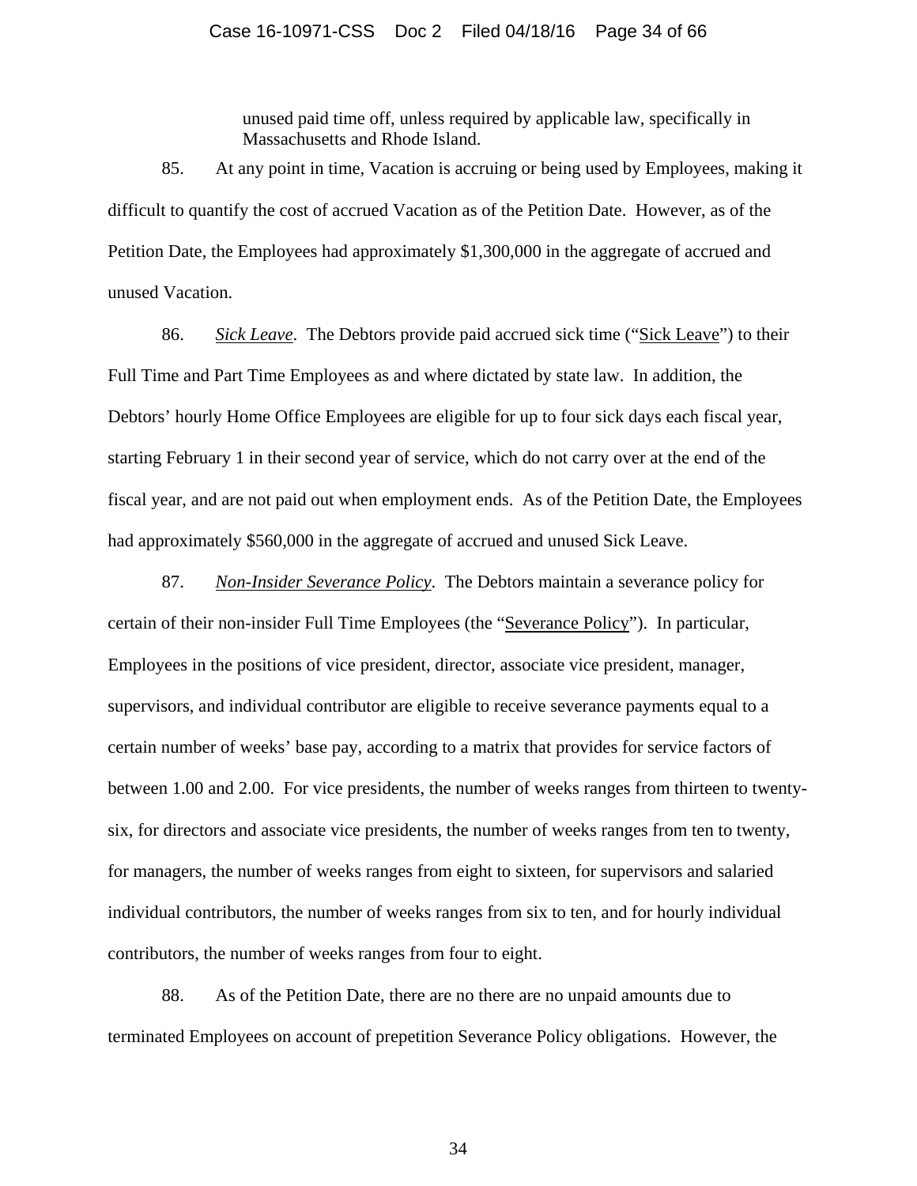unused paid time off, unless required by applicable law, specifically in Massachusetts and Rhode Island.

85. At any point in time, Vacation is accruing or being used by Employees, making it difficult to quantify the cost of accrued Vacation as of the Petition Date. However, as of the Petition Date, the Employees had approximately $1,300,000 in the aggregate of accrued and unused Vacation.

86. *Sick Leave*. The Debtors provide paid accrued sick time ("Sick Leave") to their Full Time and Part Time Employees as and where dictated by state law. In addition, the Debtors' hourly Home Office Employees are eligible for up to four sick days each fiscal year, starting February 1 in their second year of service, which do not carry over at the end of the fiscal year, and are not paid out when employment ends. As of the Petition Date, the Employees had approximately $560,000 in the aggregate of accrued and unused Sick Leave.

87. *Non-Insider Severance Policy*. The Debtors maintain a severance policy for certain of their non-insider Full Time Employees (the "Severance Policy"). In particular, Employees in the positions of vice president, director, associate vice president, manager, supervisors, and individual contributor are eligible to receive severance payments equal to a certain number of weeks' base pay, according to a matrix that provides for service factors of between 1.00 and 2.00. For vice presidents, the number of weeks ranges from thirteen to twenty-six, for directors and associate vice presidents, the number of weeks ranges from ten to twenty, for managers, the number of weeks ranges from eight to sixteen, for supervisors and salaried individual contributors, the number of weeks ranges from six to ten, and for hourly individual contributors, the number of weeks ranges from four to eight.

88. As of the Petition Date, there are no there are no unpaid amounts due to terminated Employees on account of prepetition Severance Policy obligations. However, the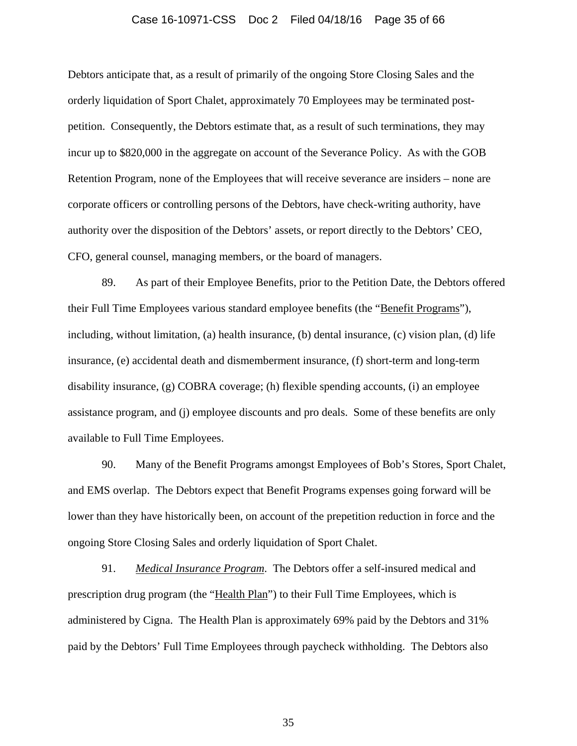Debtors anticipate that, as a result of primarily of the ongoing Store Closing Sales and the orderly liquidation of Sport Chalet, approximately 70 Employees may be terminated post-petition. Consequently, the Debtors estimate that, as a result of such terminations, they may incur up to $820,000 in the aggregate on account of the Severance Policy. As with the GOB Retention Program, none of the Employees that will receive severance are insiders – none are corporate officers or controlling persons of the Debtors, have check-writing authority, have authority over the disposition of the Debtors' assets, or report directly to the Debtors' CEO, CFO, general counsel, managing members, or the board of managers.

89. As part of their Employee Benefits, prior to the Petition Date, the Debtors offered their Full Time Employees various standard employee benefits (the "<u>Benefit Programs</u>"), including, without limitation, (a) health insurance, (b) dental insurance, (c) vision plan, (d) life insurance, (e) accidental death and dismemberment insurance, (f) short-term and long-term disability insurance, (g) COBRA coverage; (h) flexible spending accounts, (i) an employee assistance program, and (j) employee discounts and pro deals. Some of these benefits are only available to Full Time Employees.

90. Many of the Benefit Programs amongst Employees of Bob's Stores, Sport Chalet, and EMS overlap. The Debtors expect that Benefit Programs expenses going forward will be lower than they have historically been, on account of the prepetition reduction in force and the ongoing Store Closing Sales and orderly liquidation of Sport Chalet.

91. ***<u>Medical Insurance Program</u>***. The Debtors offer a self-insured medical and prescription drug program (the "<u>Health Plan</u>") to their Full Time Employees, which is administered by Cigna. The Health Plan is approximately 69% paid by the Debtors and 31% paid by the Debtors' Full Time Employees through paycheck withholding. The Debtors also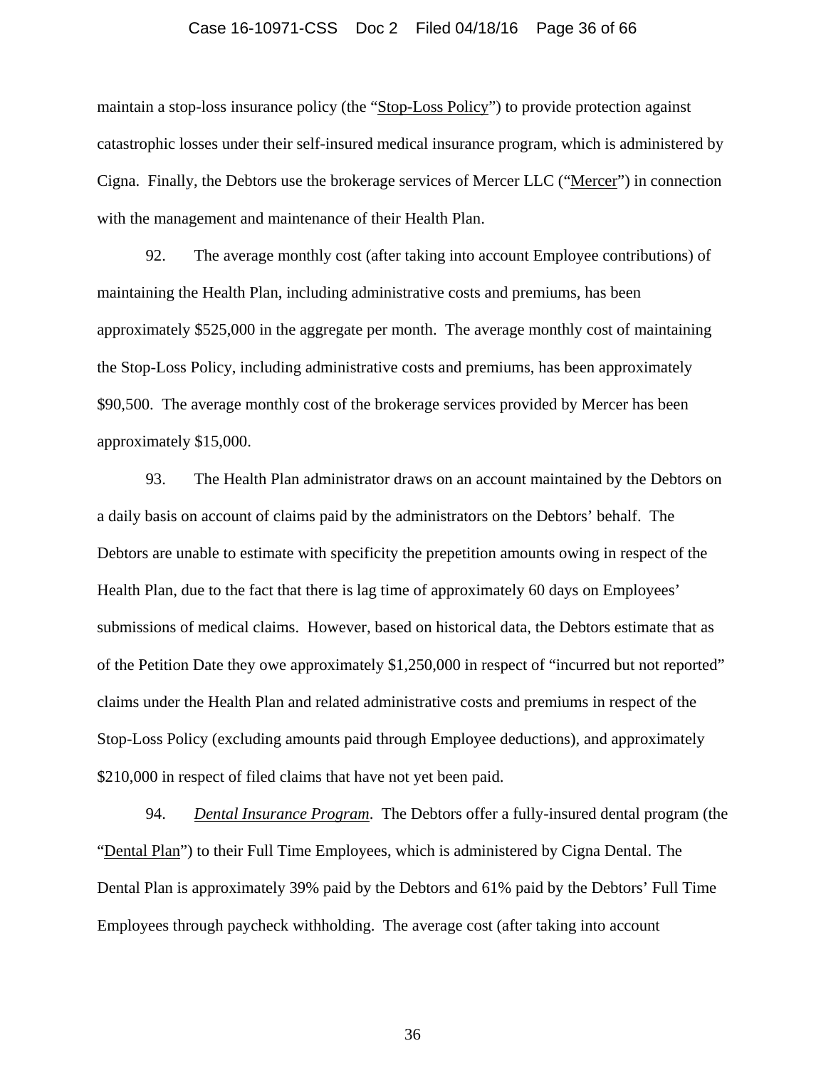maintain a stop-loss insurance policy (the "Stop-Loss Policy") to provide protection against catastrophic losses under their self-insured medical insurance program, which is administered by Cigna. Finally, the Debtors use the brokerage services of Mercer LLC ("Mercer") in connection with the management and maintenance of their Health Plan.

92. The average monthly cost (after taking into account Employee contributions) of maintaining the Health Plan, including administrative costs and premiums, has been approximately $525,000 in the aggregate per month. The average monthly cost of maintaining the Stop-Loss Policy, including administrative costs and premiums, has been approximately $90,500. The average monthly cost of the brokerage services provided by Mercer has been approximately $15,000.

93. The Health Plan administrator draws on an account maintained by the Debtors on a daily basis on account of claims paid by the administrators on the Debtors' behalf. The Debtors are unable to estimate with specificity the prepetition amounts owing in respect of the Health Plan, due to the fact that there is lag time of approximately 60 days on Employees' submissions of medical claims. However, based on historical data, the Debtors estimate that as of the Petition Date they owe approximately $1,250,000 in respect of "incurred but not reported" claims under the Health Plan and related administrative costs and premiums in respect of the Stop-Loss Policy (excluding amounts paid through Employee deductions), and approximately $210,000 in respect of filed claims that have not yet been paid.

94. ***Dental Insurance Program***. The Debtors offer a fully-insured dental program (the "Dental Plan") to their Full Time Employees, which is administered by Cigna Dental. The Dental Plan is approximately 39% paid by the Debtors and 61% paid by the Debtors' Full Time Employees through paycheck withholding. The average cost (after taking into account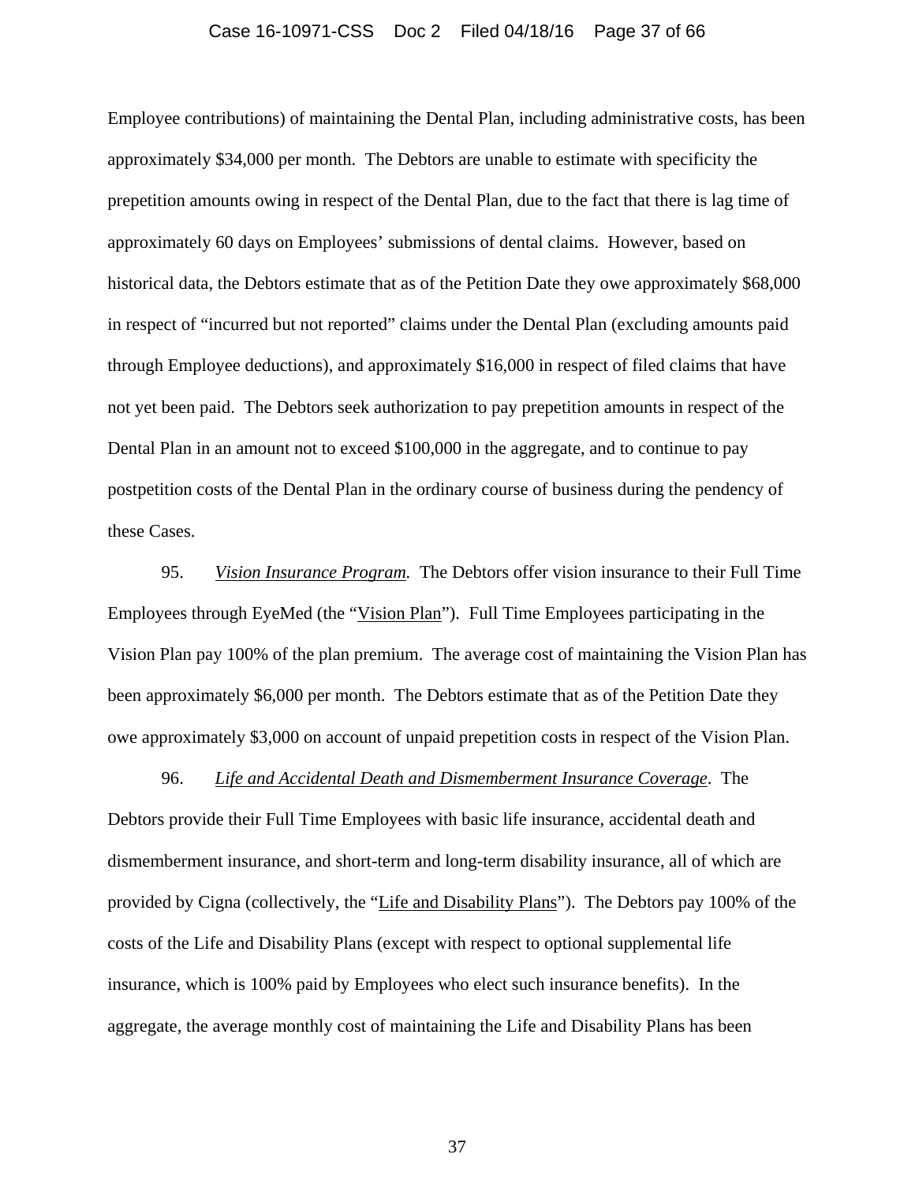Employee contributions) of maintaining the Dental Plan, including administrative costs, has been approximately $34,000 per month. The Debtors are unable to estimate with specificity the prepetition amounts owing in respect of the Dental Plan, due to the fact that there is lag time of approximately 60 days on Employees' submissions of dental claims. However, based on historical data, the Debtors estimate that as of the Petition Date they owe approximately $68,000 in respect of "incurred but not reported" claims under the Dental Plan (excluding amounts paid through Employee deductions), and approximately $16,000 in respect of filed claims that have not yet been paid. The Debtors seek authorization to pay prepetition amounts in respect of the Dental Plan in an amount not to exceed $100,000 in the aggregate, and to continue to pay postpetition costs of the Dental Plan in the ordinary course of business during the pendency of these Cases.

95. *Vision Insurance Program.* The Debtors offer vision insurance to their Full Time Employees through EyeMed (the "Vision Plan"). Full Time Employees participating in the Vision Plan pay 100% of the plan premium. The average cost of maintaining the Vision Plan has been approximately $6,000 per month. The Debtors estimate that as of the Petition Date they owe approximately $3,000 on account of unpaid prepetition costs in respect of the Vision Plan.

96. *Life and Accidental Death and Dismemberment Insurance Coverage*. The Debtors provide their Full Time Employees with basic life insurance, accidental death and dismemberment insurance, and short-term and long-term disability insurance, all of which are provided by Cigna (collectively, the "Life and Disability Plans"). The Debtors pay 100% of the costs of the Life and Disability Plans (except with respect to optional supplemental life insurance, which is 100% paid by Employees who elect such insurance benefits). In the aggregate, the average monthly cost of maintaining the Life and Disability Plans has been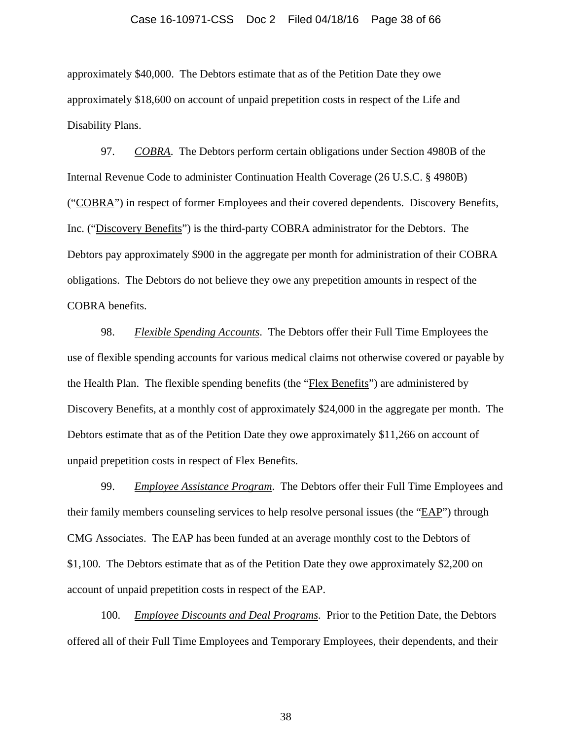approximately $40,000. The Debtors estimate that as of the Petition Date they owe approximately $18,600 on account of unpaid prepetition costs in respect of the Life and Disability Plans.

97. *COBRA*. The Debtors perform certain obligations under Section 4980B of the Internal Revenue Code to administer Continuation Health Coverage (26 U.S.C. § 4980B) ("COBRA") in respect of former Employees and their covered dependents. Discovery Benefits, Inc. ("Discovery Benefits") is the third-party COBRA administrator for the Debtors. The Debtors pay approximately $900 in the aggregate per month for administration of their COBRA obligations. The Debtors do not believe they owe any prepetition amounts in respect of the COBRA benefits.

98. *Flexible Spending Accounts*. The Debtors offer their Full Time Employees the use of flexible spending accounts for various medical claims not otherwise covered or payable by the Health Plan. The flexible spending benefits (the "Flex Benefits") are administered by Discovery Benefits, at a monthly cost of approximately $24,000 in the aggregate per month. The Debtors estimate that as of the Petition Date they owe approximately $11,266 on account of unpaid prepetition costs in respect of Flex Benefits.

99. *Employee Assistance Program*. The Debtors offer their Full Time Employees and their family members counseling services to help resolve personal issues (the "EAP") through CMG Associates. The EAP has been funded at an average monthly cost to the Debtors of $1,100. The Debtors estimate that as of the Petition Date they owe approximately $2,200 on account of unpaid prepetition costs in respect of the EAP.

100. *Employee Discounts and Deal Programs*. Prior to the Petition Date, the Debtors offered all of their Full Time Employees and Temporary Employees, their dependents, and their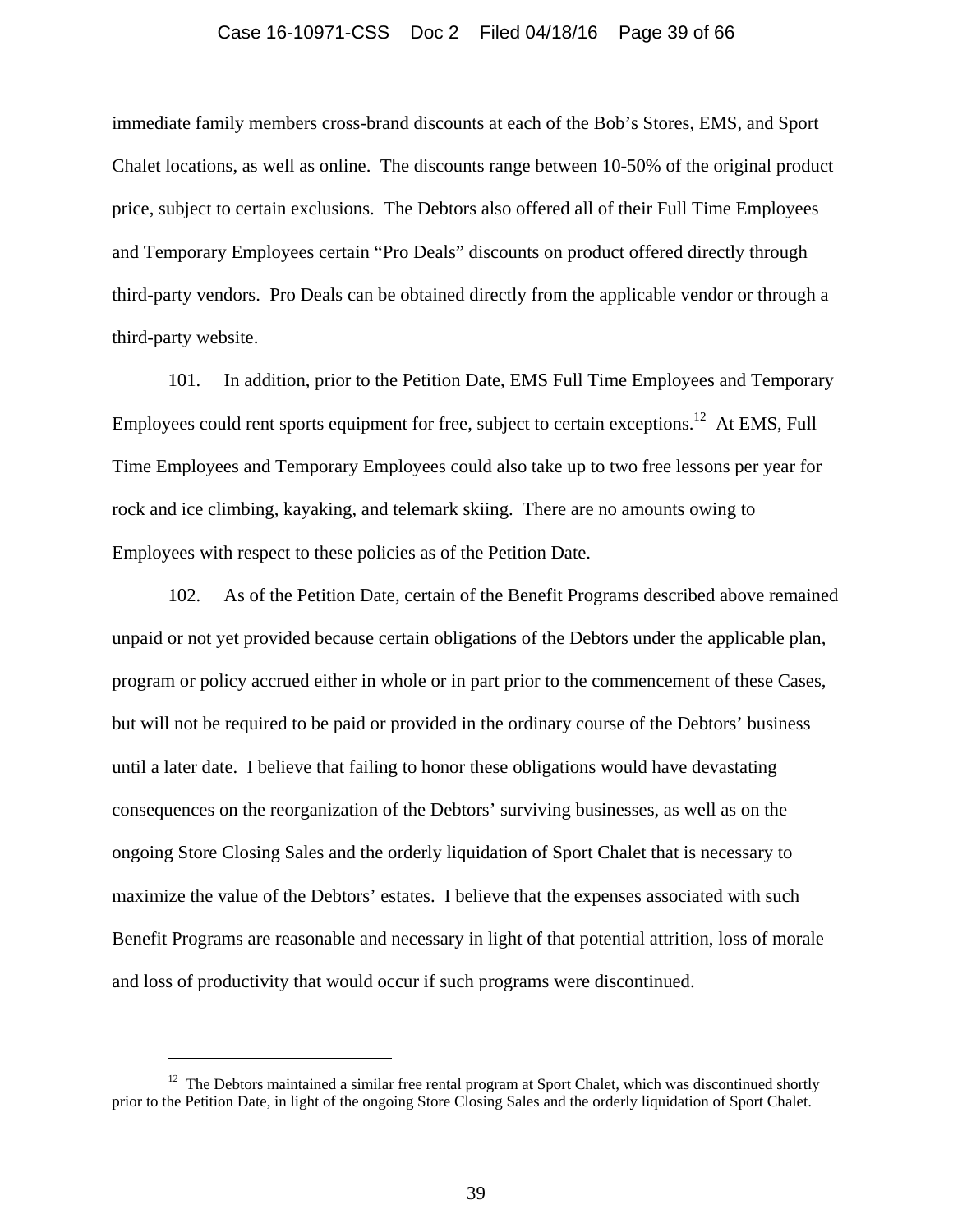immediate family members cross-brand discounts at each of the Bob's Stores, EMS, and Sport Chalet locations, as well as online. The discounts range between 10-50% of the original product price, subject to certain exclusions. The Debtors also offered all of their Full Time Employees and Temporary Employees certain "Pro Deals" discounts on product offered directly through third-party vendors. Pro Deals can be obtained directly from the applicable vendor or through a third-party website.

101. In addition, prior to the Petition Date, EMS Full Time Employees and Temporary Employees could rent sports equipment for free, subject to certain exceptions.[12] At EMS, Full Time Employees and Temporary Employees could also take up to two free lessons per year for rock and ice climbing, kayaking, and telemark skiing. There are no amounts owing to Employees with respect to these policies as of the Petition Date.

102. As of the Petition Date, certain of the Benefit Programs described above remained unpaid or not yet provided because certain obligations of the Debtors under the applicable plan, program or policy accrued either in whole or in part prior to the commencement of these Cases, but will not be required to be paid or provided in the ordinary course of the Debtors' business until a later date. I believe that failing to honor these obligations would have devastating consequences on the reorganization of the Debtors' surviving businesses, as well as on the ongoing Store Closing Sales and the orderly liquidation of Sport Chalet that is necessary to maximize the value of the Debtors' estates. I believe that the expenses associated with such Benefit Programs are reasonable and necessary in light of that potential attrition, loss of morale and loss of productivity that would occur if such programs were discontinued.

---

[12] The Debtors maintained a similar free rental program at Sport Chalet, which was discontinued shortly prior to the Petition Date, in light of the ongoing Store Closing Sales and the orderly liquidation of Sport Chalet.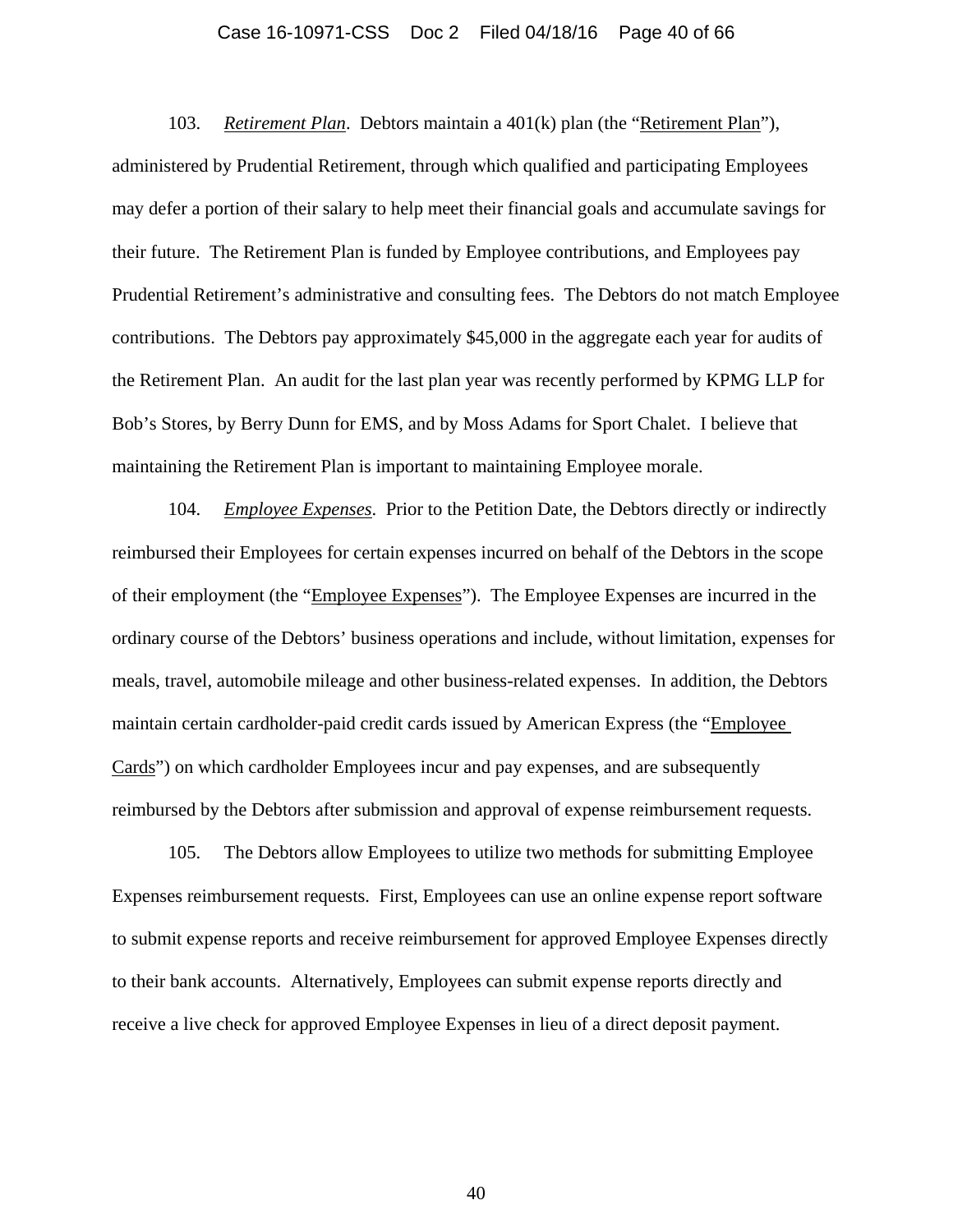103. *Retirement Plan*. Debtors maintain a 401(k) plan (the "Retirement Plan"), administered by Prudential Retirement, through which qualified and participating Employees may defer a portion of their salary to help meet their financial goals and accumulate savings for their future. The Retirement Plan is funded by Employee contributions, and Employees pay Prudential Retirement's administrative and consulting fees. The Debtors do not match Employee contributions. The Debtors pay approximately $45,000 in the aggregate each year for audits of the Retirement Plan. An audit for the last plan year was recently performed by KPMG LLP for Bob's Stores, by Berry Dunn for EMS, and by Moss Adams for Sport Chalet. I believe that maintaining the Retirement Plan is important to maintaining Employee morale.

104. *Employee Expenses*. Prior to the Petition Date, the Debtors directly or indirectly reimbursed their Employees for certain expenses incurred on behalf of the Debtors in the scope of their employment (the "Employee Expenses"). The Employee Expenses are incurred in the ordinary course of the Debtors' business operations and include, without limitation, expenses for meals, travel, automobile mileage and other business-related expenses. In addition, the Debtors maintain certain cardholder-paid credit cards issued by American Express (the "Employee Cards") on which cardholder Employees incur and pay expenses, and are subsequently reimbursed by the Debtors after submission and approval of expense reimbursement requests.

105. The Debtors allow Employees to utilize two methods for submitting Employee Expenses reimbursement requests. First, Employees can use an online expense report software to submit expense reports and receive reimbursement for approved Employee Expenses directly to their bank accounts. Alternatively, Employees can submit expense reports directly and receive a live check for approved Employee Expenses in lieu of a direct deposit payment.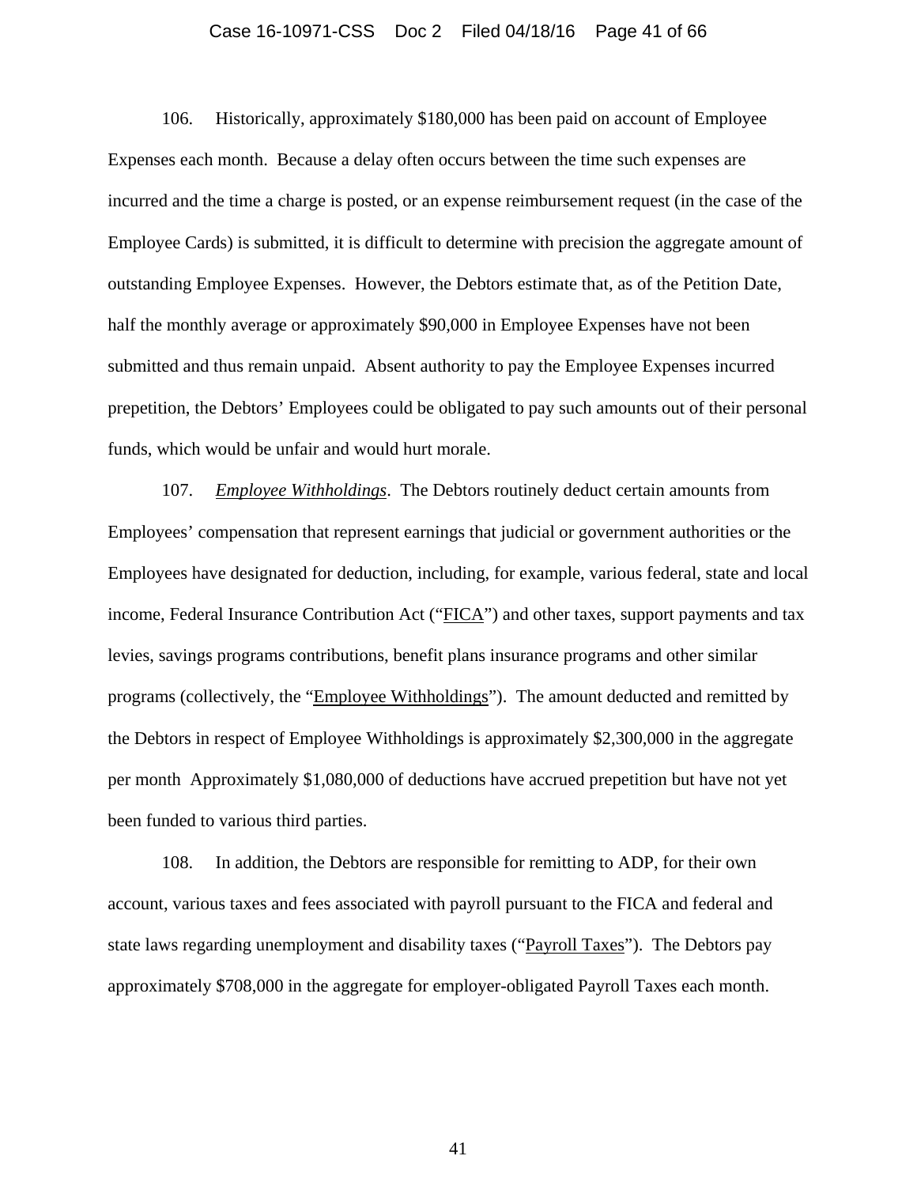106. Historically, approximately $180,000 has been paid on account of Employee Expenses each month. Because a delay often occurs between the time such expenses are incurred and the time a charge is posted, or an expense reimbursement request (in the case of the Employee Cards) is submitted, it is difficult to determine with precision the aggregate amount of outstanding Employee Expenses. However, the Debtors estimate that, as of the Petition Date, half the monthly average or approximately $90,000 in Employee Expenses have not been submitted and thus remain unpaid. Absent authority to pay the Employee Expenses incurred prepetition, the Debtors' Employees could be obligated to pay such amounts out of their personal funds, which would be unfair and would hurt morale.

107. ***Employee Withholdings***. The Debtors routinely deduct certain amounts from Employees' compensation that represent earnings that judicial or government authorities or the Employees have designated for deduction, including, for example, various federal, state and local income, Federal Insurance Contribution Act ("FICA") and other taxes, support payments and tax levies, savings programs contributions, benefit plans insurance programs and other similar programs (collectively, the "Employee Withholdings"). The amount deducted and remitted by the Debtors in respect of Employee Withholdings is approximately $2,300,000 in the aggregate per month Approximately $1,080,000 of deductions have accrued prepetition but have not yet been funded to various third parties.

108. In addition, the Debtors are responsible for remitting to ADP, for their own account, various taxes and fees associated with payroll pursuant to the FICA and federal and state laws regarding unemployment and disability taxes ("Payroll Taxes"). The Debtors pay approximately $708,000 in the aggregate for employer-obligated Payroll Taxes each month.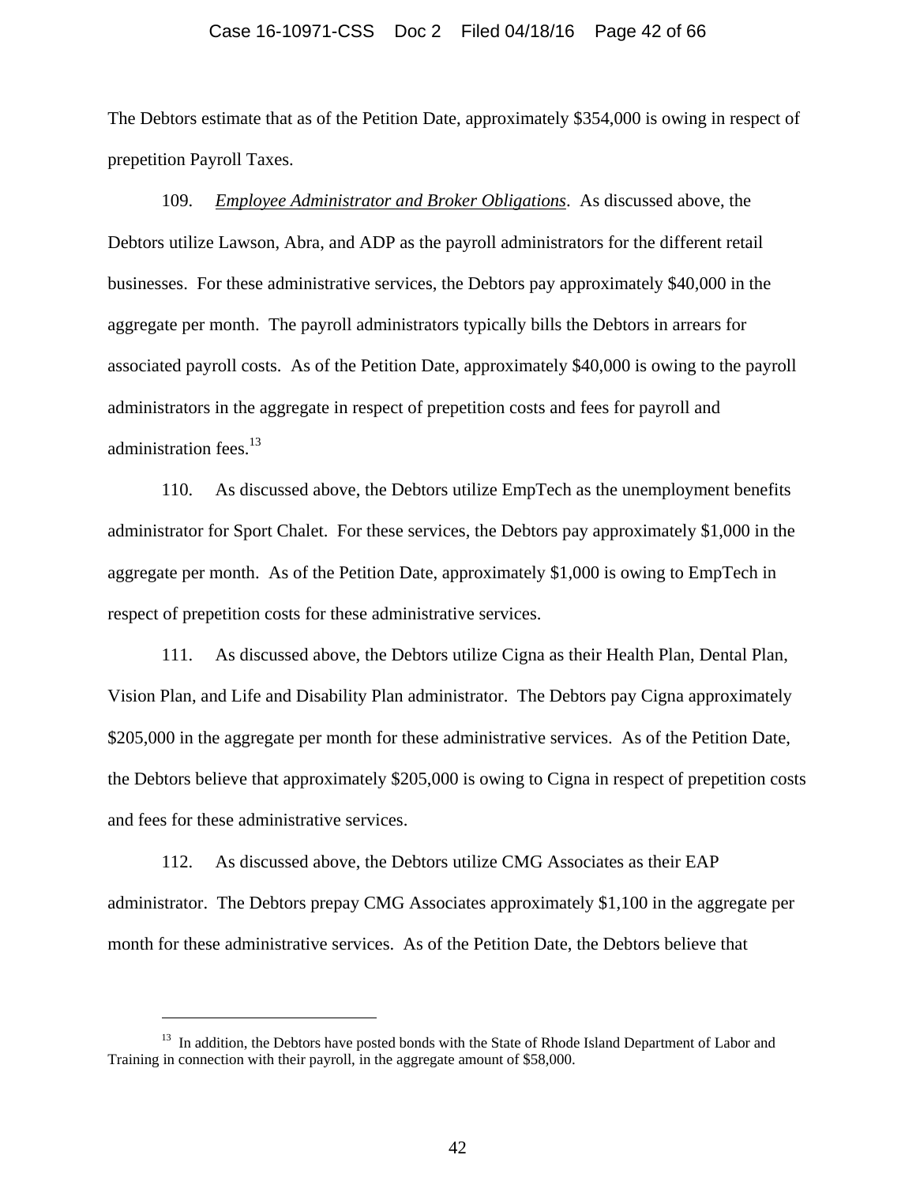The Debtors estimate that as of the Petition Date, approximately $354,000 is owing in respect of prepetition Payroll Taxes.

109. *Employee Administrator and Broker Obligations*. As discussed above, the Debtors utilize Lawson, Abra, and ADP as the payroll administrators for the different retail businesses. For these administrative services, the Debtors pay approximately $40,000 in the aggregate per month. The payroll administrators typically bills the Debtors in arrears for associated payroll costs. As of the Petition Date, approximately $40,000 is owing to the payroll administrators in the aggregate in respect of prepetition costs and fees for payroll and administration fees.[13]

110. As discussed above, the Debtors utilize EmpTech as the unemployment benefits administrator for Sport Chalet. For these services, the Debtors pay approximately $1,000 in the aggregate per month. As of the Petition Date, approximately $1,000 is owing to EmpTech in respect of prepetition costs for these administrative services.

111. As discussed above, the Debtors utilize Cigna as their Health Plan, Dental Plan, Vision Plan, and Life and Disability Plan administrator. The Debtors pay Cigna approximately $205,000 in the aggregate per month for these administrative services. As of the Petition Date, the Debtors believe that approximately $205,000 is owing to Cigna in respect of prepetition costs and fees for these administrative services.

112. As discussed above, the Debtors utilize CMG Associates as their EAP administrator. The Debtors prepay CMG Associates approximately $1,100 in the aggregate per month for these administrative services. As of the Petition Date, the Debtors believe that

---

[13] In addition, the Debtors have posted bonds with the State of Rhode Island Department of Labor and Training in connection with their payroll, in the aggregate amount of $58,000.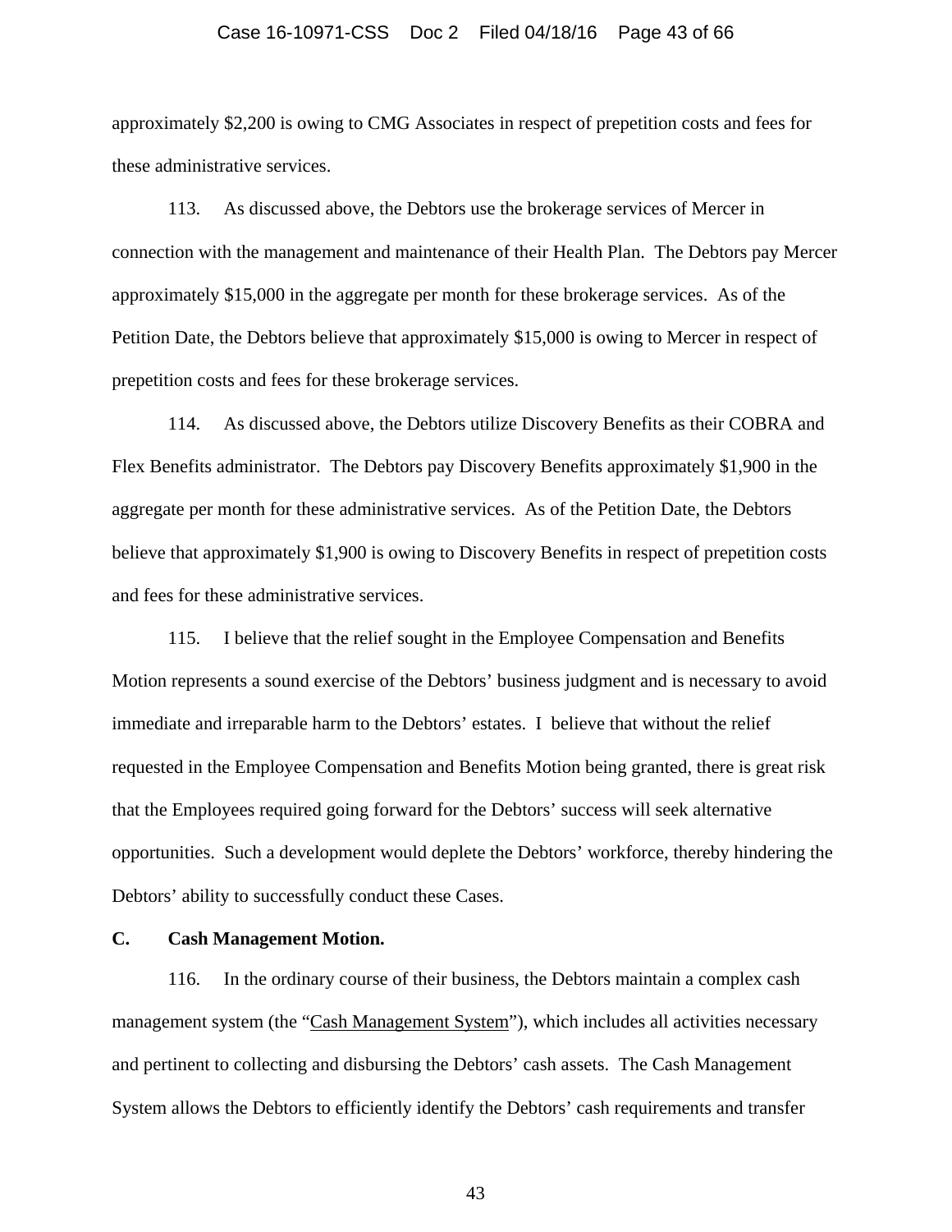approximately $2,200 is owing to CMG Associates in respect of prepetition costs and fees for these administrative services.

113. As discussed above, the Debtors use the brokerage services of Mercer in connection with the management and maintenance of their Health Plan. The Debtors pay Mercer approximately $15,000 in the aggregate per month for these brokerage services. As of the Petition Date, the Debtors believe that approximately $15,000 is owing to Mercer in respect of prepetition costs and fees for these brokerage services.

114. As discussed above, the Debtors utilize Discovery Benefits as their COBRA and Flex Benefits administrator. The Debtors pay Discovery Benefits approximately $1,900 in the aggregate per month for these administrative services. As of the Petition Date, the Debtors believe that approximately $1,900 is owing to Discovery Benefits in respect of prepetition costs and fees for these administrative services.

115. I believe that the relief sought in the Employee Compensation and Benefits Motion represents a sound exercise of the Debtors' business judgment and is necessary to avoid immediate and irreparable harm to the Debtors' estates. I believe that without the relief requested in the Employee Compensation and Benefits Motion being granted, there is great risk that the Employees required going forward for the Debtors' success will seek alternative opportunities. Such a development would deplete the Debtors' workforce, thereby hindering the Debtors' ability to successfully conduct these Cases.

**C. Cash Management Motion.**

116. In the ordinary course of their business, the Debtors maintain a complex cash management system (the "Cash Management System"), which includes all activities necessary and pertinent to collecting and disbursing the Debtors' cash assets. The Cash Management System allows the Debtors to efficiently identify the Debtors' cash requirements and transfer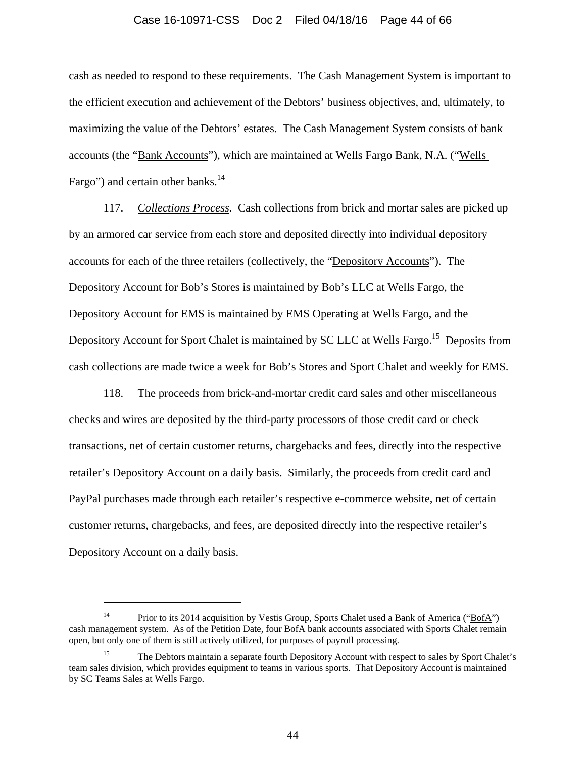cash as needed to respond to these requirements. The Cash Management System is important to the efficient execution and achievement of the Debtors' business objectives, and, ultimately, to maximizing the value of the Debtors' estates. The Cash Management System consists of bank accounts (the "Bank Accounts"), which are maintained at Wells Fargo Bank, N.A. ("Wells Fargo") and certain other banks.[14]

117. *Collections Process.* Cash collections from brick and mortar sales are picked up by an armored car service from each store and deposited directly into individual depository accounts for each of the three retailers (collectively, the "Depository Accounts"). The Depository Account for Bob's Stores is maintained by Bob's LLC at Wells Fargo, the Depository Account for EMS is maintained by EMS Operating at Wells Fargo, and the Depository Account for Sport Chalet is maintained by SC LLC at Wells Fargo.[15] Deposits from cash collections are made twice a week for Bob's Stores and Sport Chalet and weekly for EMS.

118. The proceeds from brick-and-mortar credit card sales and other miscellaneous checks and wires are deposited by the third-party processors of those credit card or check transactions, net of certain customer returns, chargebacks and fees, directly into the respective retailer's Depository Account on a daily basis. Similarly, the proceeds from credit card and PayPal purchases made through each retailer's respective e-commerce website, net of certain customer returns, chargebacks, and fees, are deposited directly into the respective retailer's Depository Account on a daily basis.

---

[14] Prior to its 2014 acquisition by Vestis Group, Sports Chalet used a Bank of America ("BofA") cash management system. As of the Petition Date, four BofA bank accounts associated with Sports Chalet remain open, but only one of them is still actively utilized, for purposes of payroll processing.

[15] The Debtors maintain a separate fourth Depository Account with respect to sales by Sport Chalet's team sales division, which provides equipment to teams in various sports. That Depository Account is maintained by SC Teams Sales at Wells Fargo.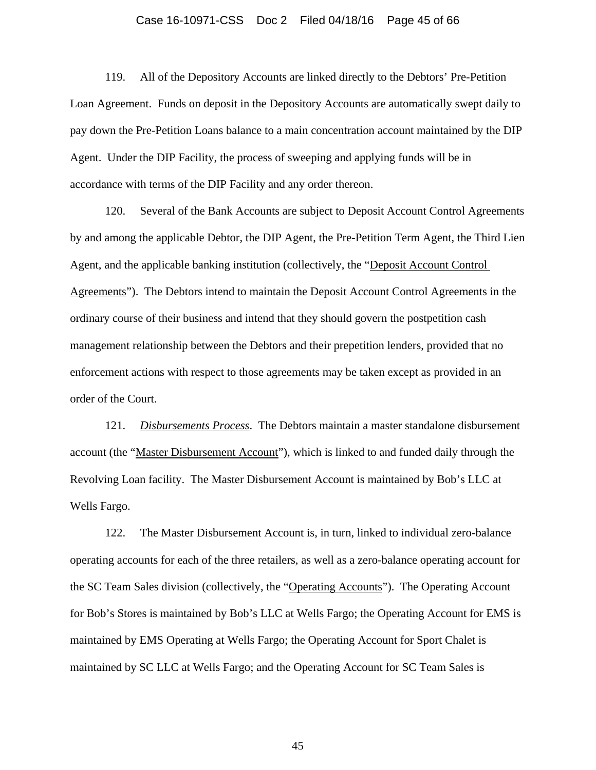119. All of the Depository Accounts are linked directly to the Debtors' Pre-Petition Loan Agreement. Funds on deposit in the Depository Accounts are automatically swept daily to pay down the Pre-Petition Loans balance to a main concentration account maintained by the DIP Agent. Under the DIP Facility, the process of sweeping and applying funds will be in accordance with terms of the DIP Facility and any order thereon.

120. Several of the Bank Accounts are subject to Deposit Account Control Agreements by and among the applicable Debtor, the DIP Agent, the Pre-Petition Term Agent, the Third Lien Agent, and the applicable banking institution (collectively, the "Deposit Account Control Agreements"). The Debtors intend to maintain the Deposit Account Control Agreements in the ordinary course of their business and intend that they should govern the postpetition cash management relationship between the Debtors and their prepetition lenders, provided that no enforcement actions with respect to those agreements may be taken except as provided in an order of the Court.

121. *Disbursements Process*. The Debtors maintain a master standalone disbursement account (the "Master Disbursement Account"), which is linked to and funded daily through the Revolving Loan facility. The Master Disbursement Account is maintained by Bob's LLC at Wells Fargo.

122. The Master Disbursement Account is, in turn, linked to individual zero-balance operating accounts for each of the three retailers, as well as a zero-balance operating account for the SC Team Sales division (collectively, the "Operating Accounts"). The Operating Account for Bob's Stores is maintained by Bob's LLC at Wells Fargo; the Operating Account for EMS is maintained by EMS Operating at Wells Fargo; the Operating Account for Sport Chalet is maintained by SC LLC at Wells Fargo; and the Operating Account for SC Team Sales is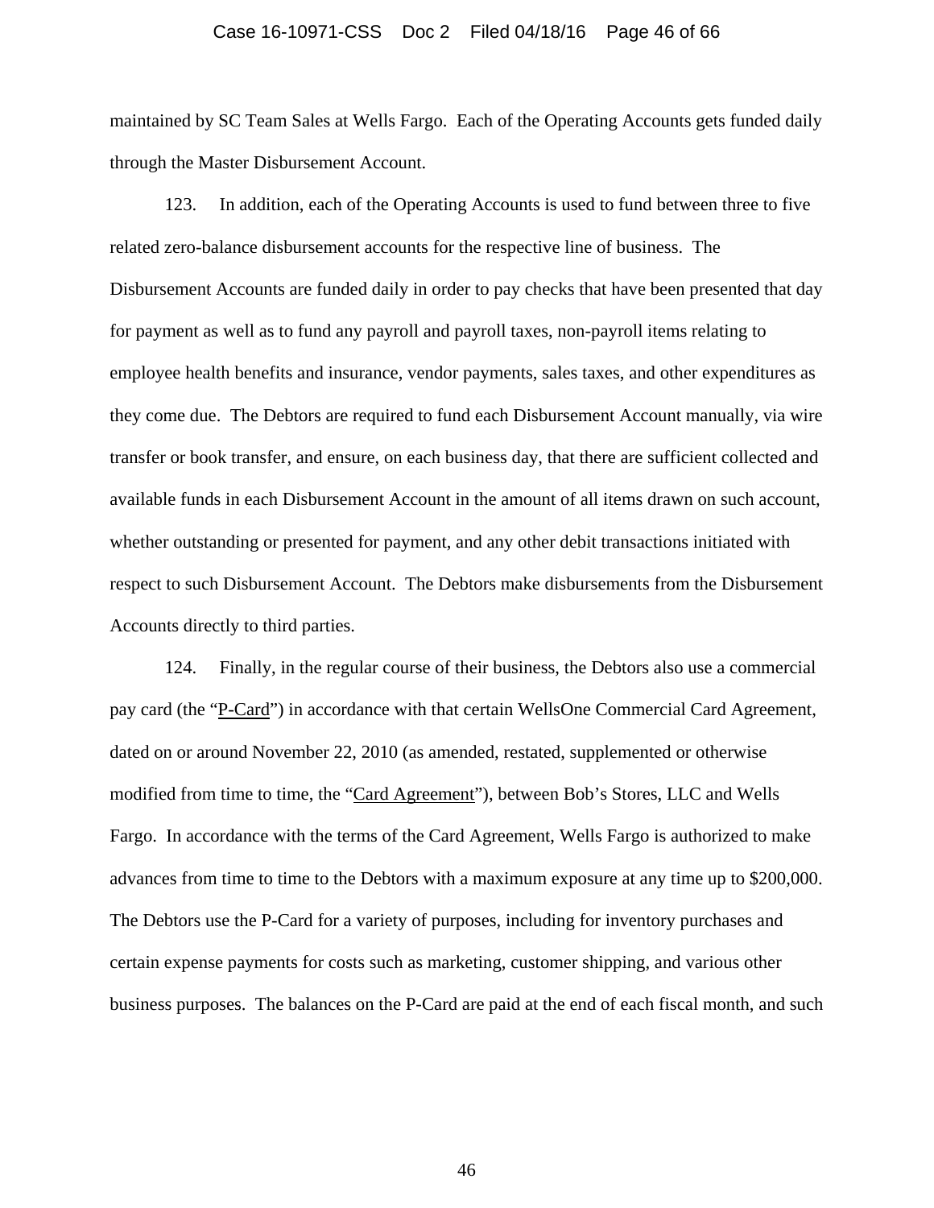maintained by SC Team Sales at Wells Fargo. Each of the Operating Accounts gets funded daily through the Master Disbursement Account.

123. In addition, each of the Operating Accounts is used to fund between three to five related zero-balance disbursement accounts for the respective line of business. The Disbursement Accounts are funded daily in order to pay checks that have been presented that day for payment as well as to fund any payroll and payroll taxes, non-payroll items relating to employee health benefits and insurance, vendor payments, sales taxes, and other expenditures as they come due. The Debtors are required to fund each Disbursement Account manually, via wire transfer or book transfer, and ensure, on each business day, that there are sufficient collected and available funds in each Disbursement Account in the amount of all items drawn on such account, whether outstanding or presented for payment, and any other debit transactions initiated with respect to such Disbursement Account. The Debtors make disbursements from the Disbursement Accounts directly to third parties.

124. Finally, in the regular course of their business, the Debtors also use a commercial pay card (the "<u>P-Card</u>") in accordance with that certain WellsOne Commercial Card Agreement, dated on or around November 22, 2010 (as amended, restated, supplemented or otherwise modified from time to time, the "<u>Card Agreement</u>"), between Bob's Stores, LLC and Wells Fargo. In accordance with the terms of the Card Agreement, Wells Fargo is authorized to make advances from time to time to the Debtors with a maximum exposure at any time up to $200,000. The Debtors use the P-Card for a variety of purposes, including for inventory purchases and certain expense payments for costs such as marketing, customer shipping, and various other business purposes. The balances on the P-Card are paid at the end of each fiscal month, and such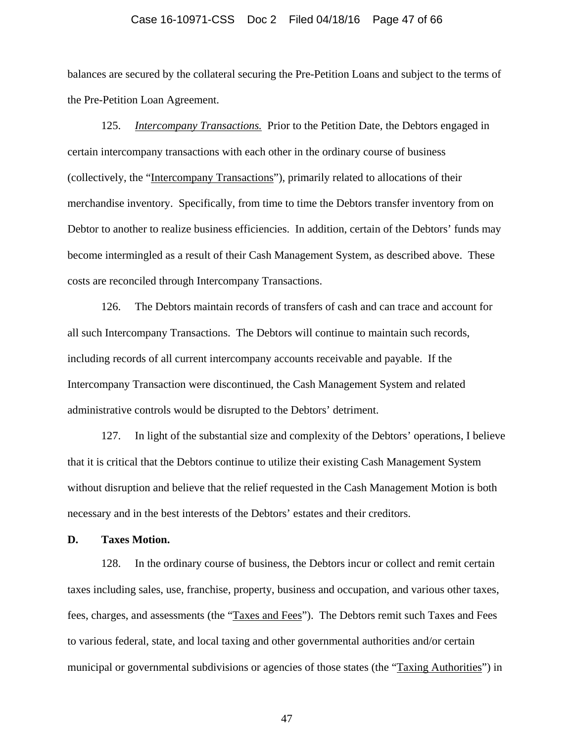balances are secured by the collateral securing the Pre-Petition Loans and subject to the terms of the Pre-Petition Loan Agreement.

125. *Intercompany Transactions.* Prior to the Petition Date, the Debtors engaged in certain intercompany transactions with each other in the ordinary course of business (collectively, the "Intercompany Transactions"), primarily related to allocations of their merchandise inventory. Specifically, from time to time the Debtors transfer inventory from on Debtor to another to realize business efficiencies. In addition, certain of the Debtors' funds may become intermingled as a result of their Cash Management System, as described above. These costs are reconciled through Intercompany Transactions.

126. The Debtors maintain records of transfers of cash and can trace and account for all such Intercompany Transactions. The Debtors will continue to maintain such records, including records of all current intercompany accounts receivable and payable. If the Intercompany Transaction were discontinued, the Cash Management System and related administrative controls would be disrupted to the Debtors' detriment.

127. In light of the substantial size and complexity of the Debtors' operations, I believe that it is critical that the Debtors continue to utilize their existing Cash Management System without disruption and believe that the relief requested in the Cash Management Motion is both necessary and in the best interests of the Debtors' estates and their creditors.

**D. Taxes Motion.**

128. In the ordinary course of business, the Debtors incur or collect and remit certain taxes including sales, use, franchise, property, business and occupation, and various other taxes, fees, charges, and assessments (the "Taxes and Fees"). The Debtors remit such Taxes and Fees to various federal, state, and local taxing and other governmental authorities and/or certain municipal or governmental subdivisions or agencies of those states (the "Taxing Authorities") in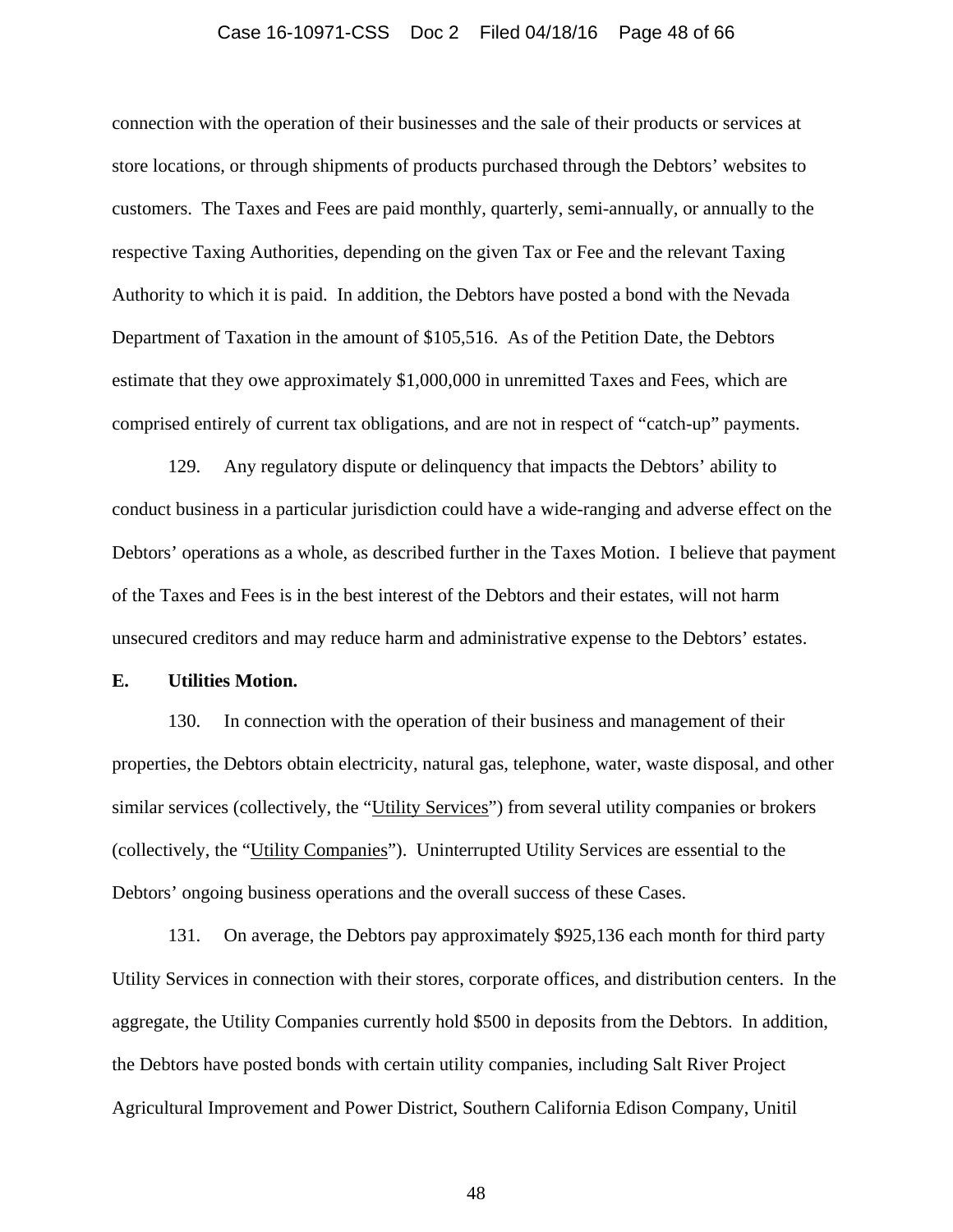connection with the operation of their businesses and the sale of their products or services at store locations, or through shipments of products purchased through the Debtors' websites to customers. The Taxes and Fees are paid monthly, quarterly, semi-annually, or annually to the respective Taxing Authorities, depending on the given Tax or Fee and the relevant Taxing Authority to which it is paid. In addition, the Debtors have posted a bond with the Nevada Department of Taxation in the amount of $105,516. As of the Petition Date, the Debtors estimate that they owe approximately $1,000,000 in unremitted Taxes and Fees, which are comprised entirely of current tax obligations, and are not in respect of "catch-up" payments.

129. Any regulatory dispute or delinquency that impacts the Debtors' ability to conduct business in a particular jurisdiction could have a wide-ranging and adverse effect on the Debtors' operations as a whole, as described further in the Taxes Motion. I believe that payment of the Taxes and Fees is in the best interest of the Debtors and their estates, will not harm unsecured creditors and may reduce harm and administrative expense to the Debtors' estates.

**E. Utilities Motion.**

130. In connection with the operation of their business and management of their properties, the Debtors obtain electricity, natural gas, telephone, water, waste disposal, and other similar services (collectively, the "Utility Services") from several utility companies or brokers (collectively, the "Utility Companies"). Uninterrupted Utility Services are essential to the Debtors' ongoing business operations and the overall success of these Cases.

131. On average, the Debtors pay approximately $925,136 each month for third party Utility Services in connection with their stores, corporate offices, and distribution centers. In the aggregate, the Utility Companies currently hold $500 in deposits from the Debtors. In addition, the Debtors have posted bonds with certain utility companies, including Salt River Project Agricultural Improvement and Power District, Southern California Edison Company, Unitil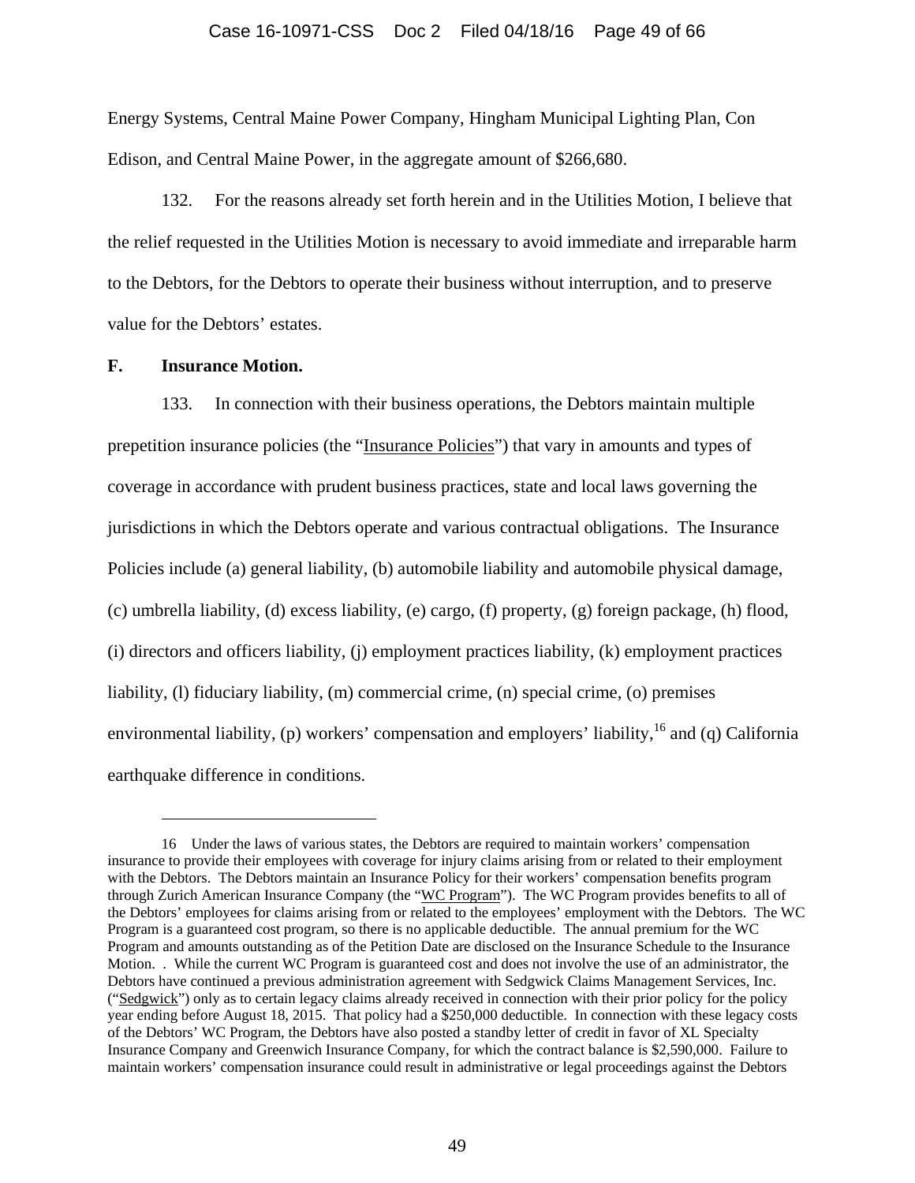Energy Systems, Central Maine Power Company, Hingham Municipal Lighting Plan, Con Edison, and Central Maine Power, in the aggregate amount of $266,680.

132. For the reasons already set forth herein and in the Utilities Motion, I believe that the relief requested in the Utilities Motion is necessary to avoid immediate and irreparable harm to the Debtors, for the Debtors to operate their business without interruption, and to preserve value for the Debtors' estates.

**F. Insurance Motion.**

133. In connection with their business operations, the Debtors maintain multiple prepetition insurance policies (the "Insurance Policies") that vary in amounts and types of coverage in accordance with prudent business practices, state and local laws governing the jurisdictions in which the Debtors operate and various contractual obligations. The Insurance Policies include (a) general liability, (b) automobile liability and automobile physical damage, (c) umbrella liability, (d) excess liability, (e) cargo, (f) property, (g) foreign package, (h) flood, (i) directors and officers liability, (j) employment practices liability, (k) employment practices liability, (l) fiduciary liability, (m) commercial crime, (n) special crime, (o) premises environmental liability, (p) workers' compensation and employers' liability,[16] and (q) California earthquake difference in conditions.

---

16 Under the laws of various states, the Debtors are required to maintain workers' compensation insurance to provide their employees with coverage for injury claims arising from or related to their employment with the Debtors. The Debtors maintain an Insurance Policy for their workers' compensation benefits program through Zurich American Insurance Company (the "WC Program"). The WC Program provides benefits to all of the Debtors' employees for claims arising from or related to the employees' employment with the Debtors. The WC Program is a guaranteed cost program, so there is no applicable deductible. The annual premium for the WC Program and amounts outstanding as of the Petition Date are disclosed on the Insurance Schedule to the Insurance Motion. . While the current WC Program is guaranteed cost and does not involve the use of an administrator, the Debtors have continued a previous administration agreement with Sedgwick Claims Management Services, Inc. ("Sedgwick") only as to certain legacy claims already received in connection with their prior policy for the policy year ending before August 18, 2015. That policy had a $250,000 deductible. In connection with these legacy costs of the Debtors' WC Program, the Debtors have also posted a standby letter of credit in favor of XL Specialty Insurance Company and Greenwich Insurance Company, for which the contract balance is $2,590,000. Failure to maintain workers' compensation insurance could result in administrative or legal proceedings against the Debtors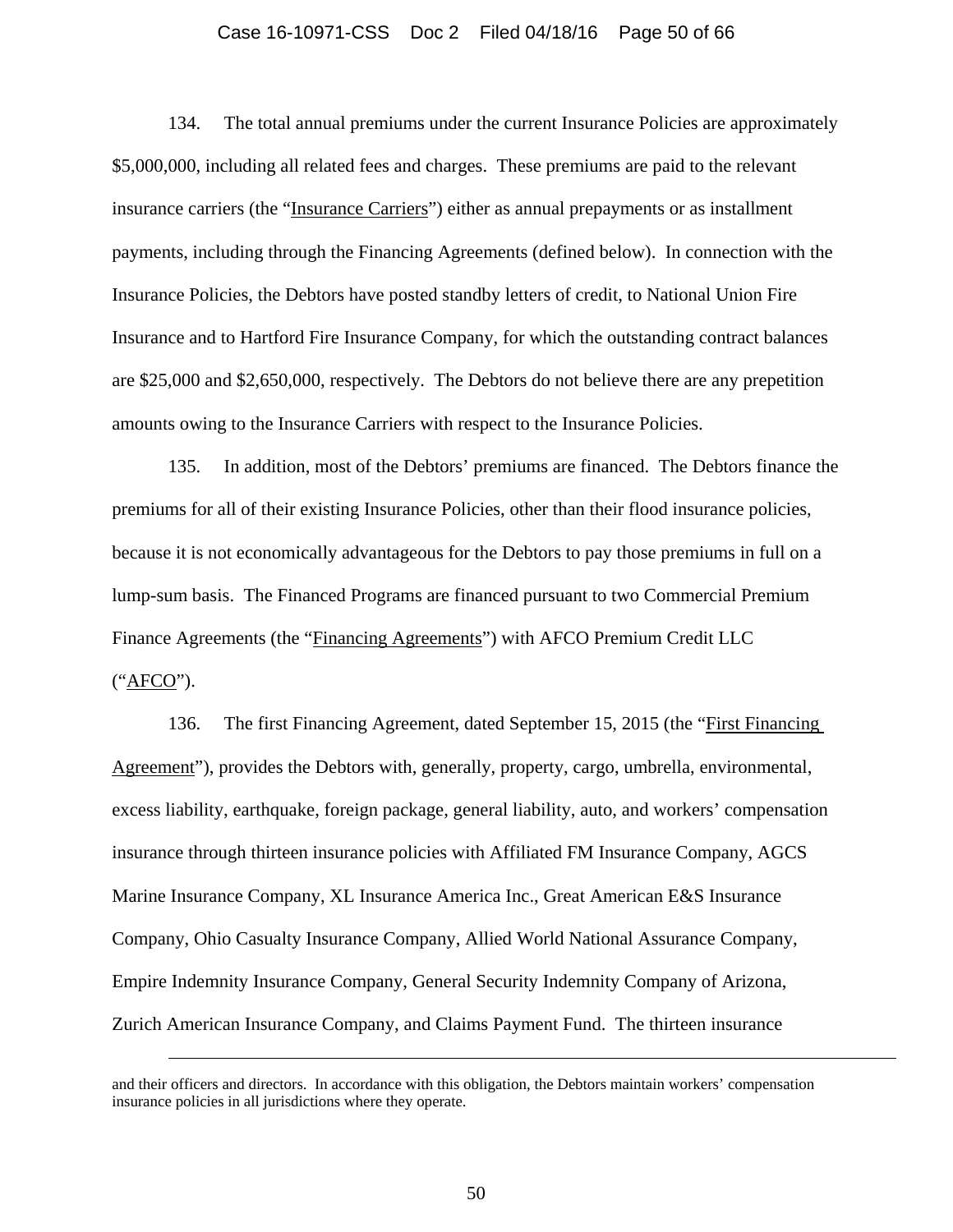134. The total annual premiums under the current Insurance Policies are approximately $5,000,000, including all related fees and charges. These premiums are paid to the relevant insurance carriers (the "Insurance Carriers") either as annual prepayments or as installment payments, including through the Financing Agreements (defined below). In connection with the Insurance Policies, the Debtors have posted standby letters of credit, to National Union Fire Insurance and to Hartford Fire Insurance Company, for which the outstanding contract balances are $25,000 and $2,650,000, respectively. The Debtors do not believe there are any prepetition amounts owing to the Insurance Carriers with respect to the Insurance Policies.

135. In addition, most of the Debtors' premiums are financed. The Debtors finance the premiums for all of their existing Insurance Policies, other than their flood insurance policies, because it is not economically advantageous for the Debtors to pay those premiums in full on a lump-sum basis. The Financed Programs are financed pursuant to two Commercial Premium Finance Agreements (the "Financing Agreements") with AFCO Premium Credit LLC ("AFCO").

136. The first Financing Agreement, dated September 15, 2015 (the "First Financing Agreement"), provides the Debtors with, generally, property, cargo, umbrella, environmental, excess liability, earthquake, foreign package, general liability, auto, and workers' compensation insurance through thirteen insurance policies with Affiliated FM Insurance Company, AGCS Marine Insurance Company, XL Insurance America Inc., Great American E&S Insurance Company, Ohio Casualty Insurance Company, Allied World National Assurance Company, Empire Indemnity Insurance Company, General Security Indemnity Company of Arizona, Zurich American Insurance Company, and Claims Payment Fund. The thirteen insurance

---

and their officers and directors. In accordance with this obligation, the Debtors maintain workers' compensation insurance policies in all jurisdictions where they operate.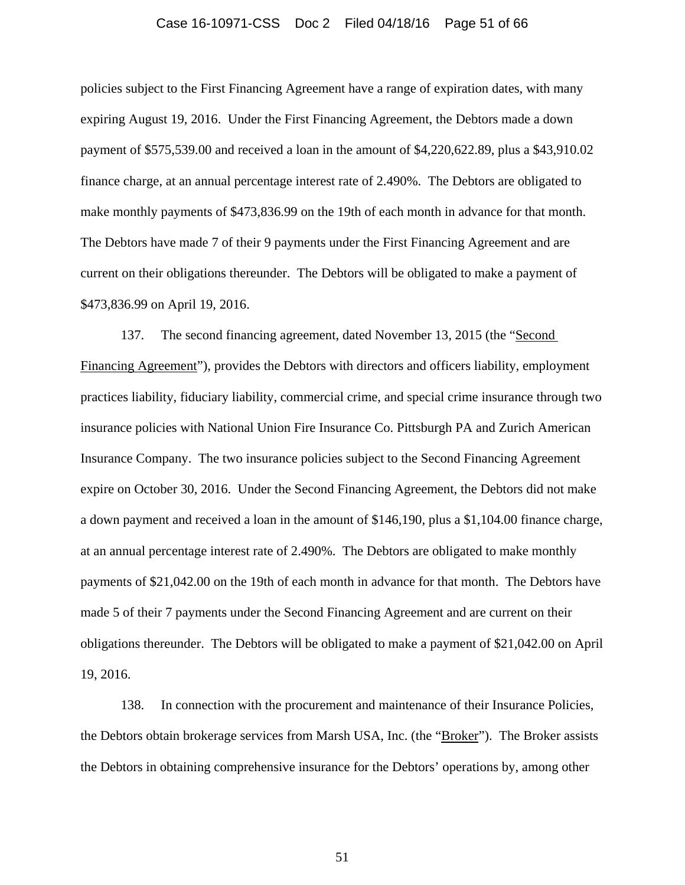policies subject to the First Financing Agreement have a range of expiration dates, with many expiring August 19, 2016. Under the First Financing Agreement, the Debtors made a down payment of $575,539.00 and received a loan in the amount of $4,220,622.89, plus a $43,910.02 finance charge, at an annual percentage interest rate of 2.490%. The Debtors are obligated to make monthly payments of $473,836.99 on the 19th of each month in advance for that month. The Debtors have made 7 of their 9 payments under the First Financing Agreement and are current on their obligations thereunder. The Debtors will be obligated to make a payment of $473,836.99 on April 19, 2016.

137. The second financing agreement, dated November 13, 2015 (the "Second Financing Agreement"), provides the Debtors with directors and officers liability, employment practices liability, fiduciary liability, commercial crime, and special crime insurance through two insurance policies with National Union Fire Insurance Co. Pittsburgh PA and Zurich American Insurance Company. The two insurance policies subject to the Second Financing Agreement expire on October 30, 2016. Under the Second Financing Agreement, the Debtors did not make a down payment and received a loan in the amount of $146,190, plus a $1,104.00 finance charge, at an annual percentage interest rate of 2.490%. The Debtors are obligated to make monthly payments of $21,042.00 on the 19th of each month in advance for that month. The Debtors have made 5 of their 7 payments under the Second Financing Agreement and are current on their obligations thereunder. The Debtors will be obligated to make a payment of $21,042.00 on April 19, 2016.

138. In connection with the procurement and maintenance of their Insurance Policies, the Debtors obtain brokerage services from Marsh USA, Inc. (the "Broker"). The Broker assists the Debtors in obtaining comprehensive insurance for the Debtors' operations by, among other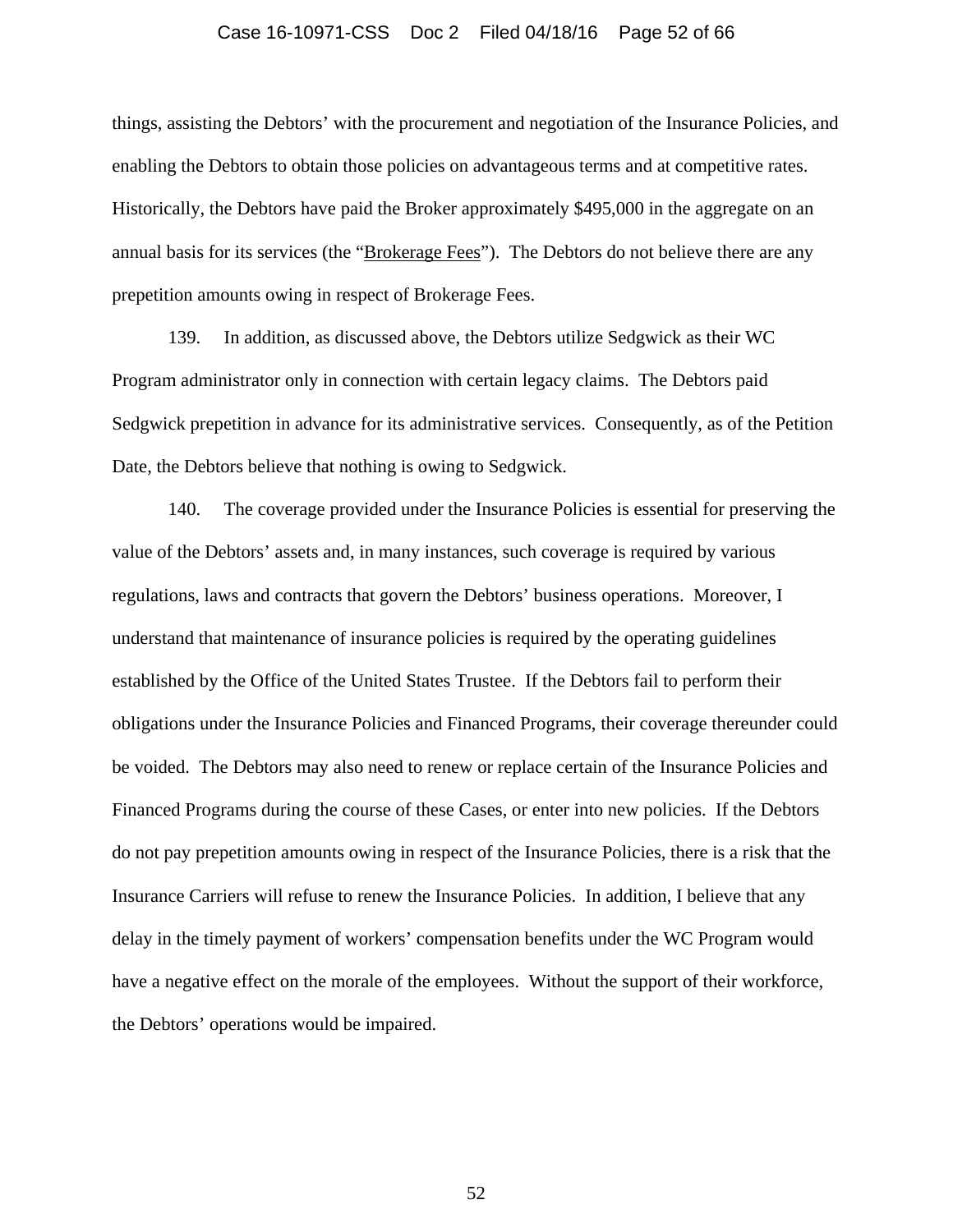things, assisting the Debtors' with the procurement and negotiation of the Insurance Policies, and enabling the Debtors to obtain those policies on advantageous terms and at competitive rates. Historically, the Debtors have paid the Broker approximately $495,000 in the aggregate on an annual basis for its services (the "Brokerage Fees"). The Debtors do not believe there are any prepetition amounts owing in respect of Brokerage Fees.

139. In addition, as discussed above, the Debtors utilize Sedgwick as their WC Program administrator only in connection with certain legacy claims. The Debtors paid Sedgwick prepetition in advance for its administrative services. Consequently, as of the Petition Date, the Debtors believe that nothing is owing to Sedgwick.

140. The coverage provided under the Insurance Policies is essential for preserving the value of the Debtors' assets and, in many instances, such coverage is required by various regulations, laws and contracts that govern the Debtors' business operations. Moreover, I understand that maintenance of insurance policies is required by the operating guidelines established by the Office of the United States Trustee. If the Debtors fail to perform their obligations under the Insurance Policies and Financed Programs, their coverage thereunder could be voided. The Debtors may also need to renew or replace certain of the Insurance Policies and Financed Programs during the course of these Cases, or enter into new policies. If the Debtors do not pay prepetition amounts owing in respect of the Insurance Policies, there is a risk that the Insurance Carriers will refuse to renew the Insurance Policies. In addition, I believe that any delay in the timely payment of workers' compensation benefits under the WC Program would have a negative effect on the morale of the employees. Without the support of their workforce, the Debtors' operations would be impaired.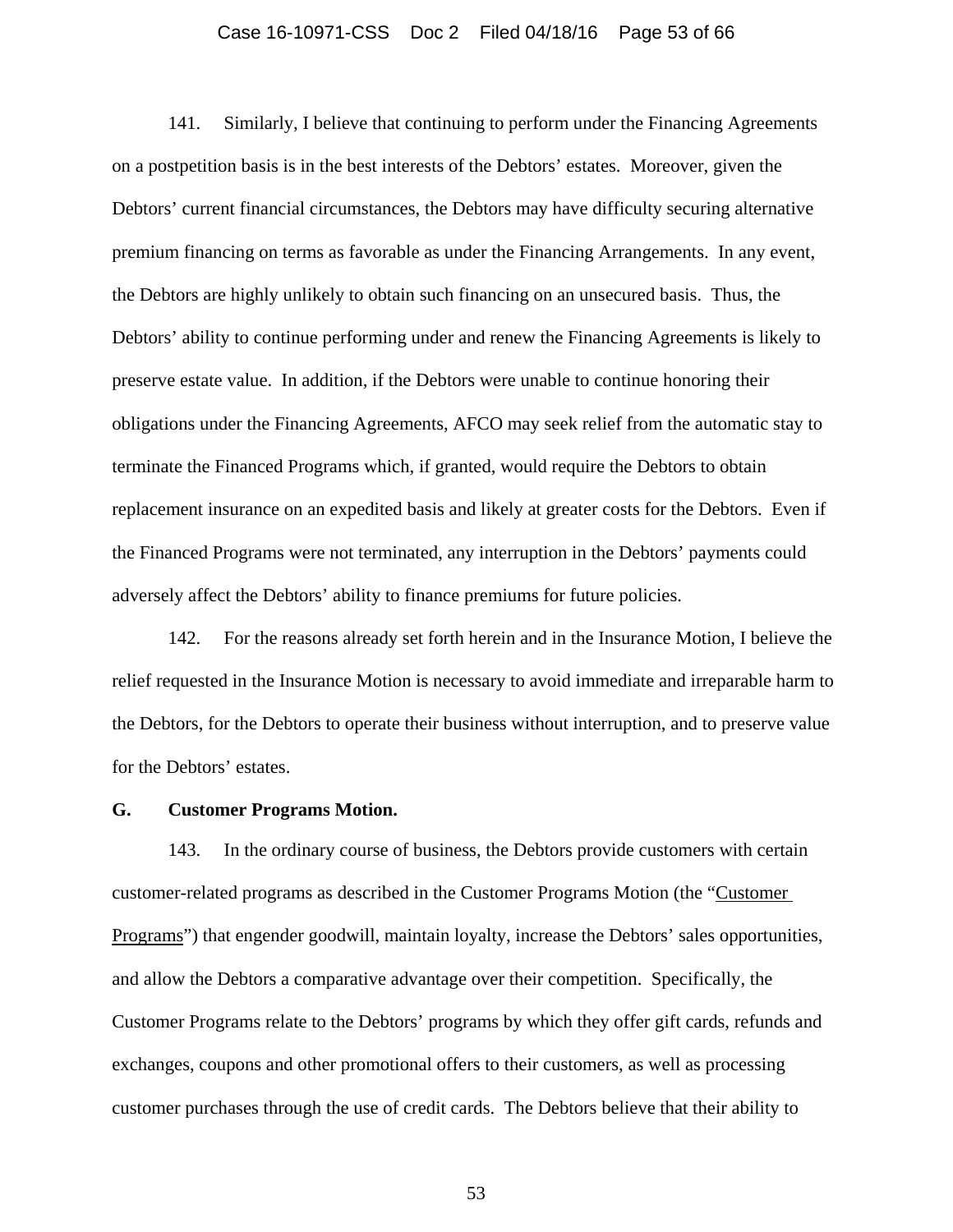141. Similarly, I believe that continuing to perform under the Financing Agreements on a postpetition basis is in the best interests of the Debtors' estates. Moreover, given the Debtors' current financial circumstances, the Debtors may have difficulty securing alternative premium financing on terms as favorable as under the Financing Arrangements. In any event, the Debtors are highly unlikely to obtain such financing on an unsecured basis. Thus, the Debtors' ability to continue performing under and renew the Financing Agreements is likely to preserve estate value. In addition, if the Debtors were unable to continue honoring their obligations under the Financing Agreements, AFCO may seek relief from the automatic stay to terminate the Financed Programs which, if granted, would require the Debtors to obtain replacement insurance on an expedited basis and likely at greater costs for the Debtors. Even if the Financed Programs were not terminated, any interruption in the Debtors' payments could adversely affect the Debtors' ability to finance premiums for future policies.

142. For the reasons already set forth herein and in the Insurance Motion, I believe the relief requested in the Insurance Motion is necessary to avoid immediate and irreparable harm to the Debtors, for the Debtors to operate their business without interruption, and to preserve value for the Debtors' estates.

**G. Customer Programs Motion.**

143. In the ordinary course of business, the Debtors provide customers with certain customer-related programs as described in the Customer Programs Motion (the "Customer Programs") that engender goodwill, maintain loyalty, increase the Debtors' sales opportunities, and allow the Debtors a comparative advantage over their competition. Specifically, the Customer Programs relate to the Debtors' programs by which they offer gift cards, refunds and exchanges, coupons and other promotional offers to their customers, as well as processing customer purchases through the use of credit cards. The Debtors believe that their ability to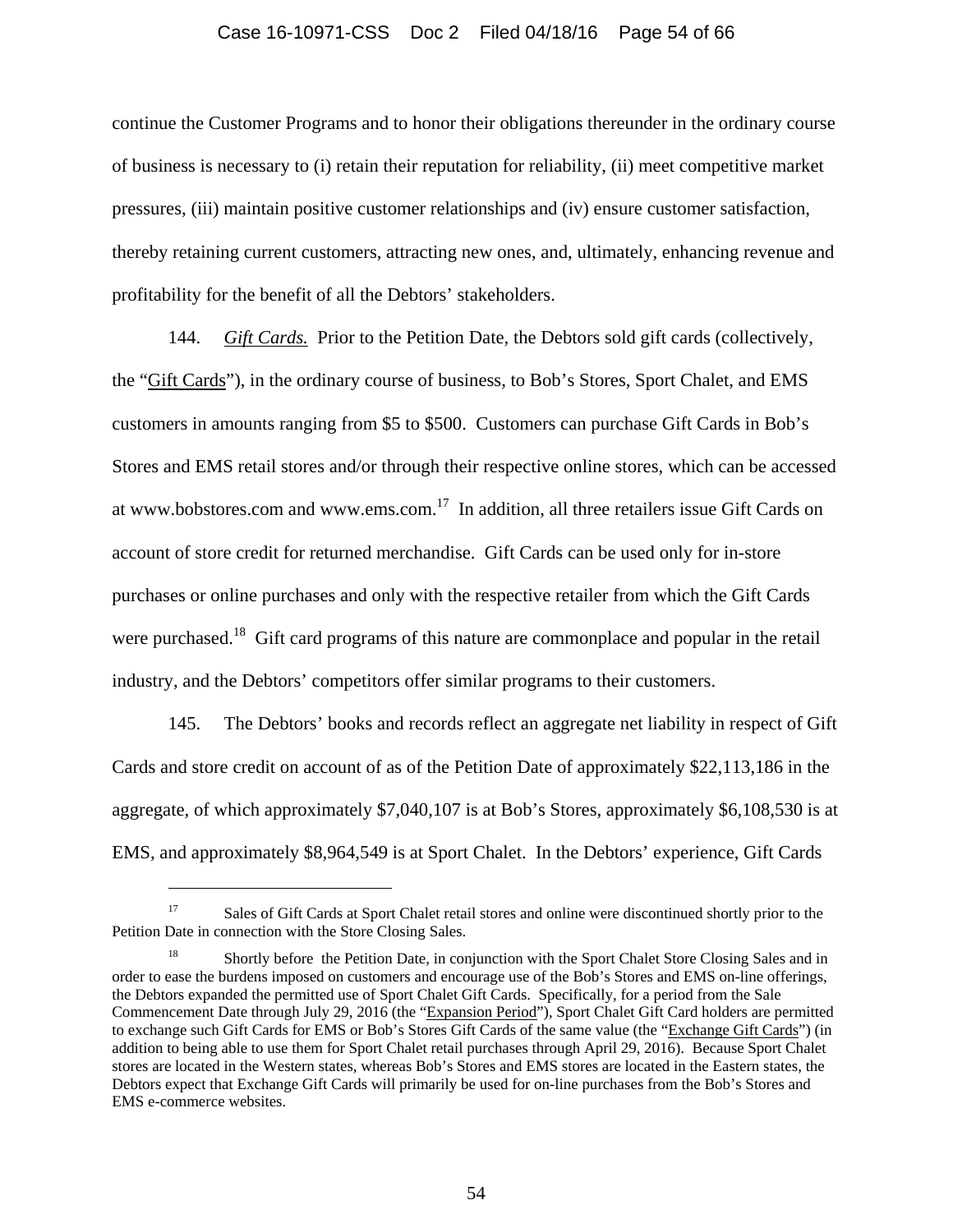continue the Customer Programs and to honor their obligations thereunder in the ordinary course of business is necessary to (i) retain their reputation for reliability, (ii) meet competitive market pressures, (iii) maintain positive customer relationships and (iv) ensure customer satisfaction, thereby retaining current customers, attracting new ones, and, ultimately, enhancing revenue and profitability for the benefit of all the Debtors' stakeholders.

144. *Gift Cards.* Prior to the Petition Date, the Debtors sold gift cards (collectively, the "Gift Cards"), in the ordinary course of business, to Bob's Stores, Sport Chalet, and EMS customers in amounts ranging from $5 to $500. Customers can purchase Gift Cards in Bob's Stores and EMS retail stores and/or through their respective online stores, which can be accessed at www.bobstores.com and www.ems.com.[17] In addition, all three retailers issue Gift Cards on account of store credit for returned merchandise. Gift Cards can be used only for in-store purchases or online purchases and only with the respective retailer from which the Gift Cards were purchased.[18] Gift card programs of this nature are commonplace and popular in the retail industry, and the Debtors' competitors offer similar programs to their customers.

145. The Debtors' books and records reflect an aggregate net liability in respect of Gift Cards and store credit on account of as of the Petition Date of approximately $22,113,186 in the aggregate, of which approximately $7,040,107 is at Bob's Stores, approximately $6,108,530 is at EMS, and approximately $8,964,549 is at Sport Chalet. In the Debtors' experience, Gift Cards

---

[17] Sales of Gift Cards at Sport Chalet retail stores and online were discontinued shortly prior to the Petition Date in connection with the Store Closing Sales.

[18] Shortly before the Petition Date, in conjunction with the Sport Chalet Store Closing Sales and in order to ease the burdens imposed on customers and encourage use of the Bob's Stores and EMS on-line offerings, the Debtors expanded the permitted use of Sport Chalet Gift Cards. Specifically, for a period from the Sale Commencement Date through July 29, 2016 (the "Expansion Period"), Sport Chalet Gift Card holders are permitted to exchange such Gift Cards for EMS or Bob's Stores Gift Cards of the same value (the "Exchange Gift Cards") (in addition to being able to use them for Sport Chalet retail purchases through April 29, 2016). Because Sport Chalet stores are located in the Western states, whereas Bob's Stores and EMS stores are located in the Eastern states, the Debtors expect that Exchange Gift Cards will primarily be used for on-line purchases from the Bob's Stores and EMS e-commerce websites.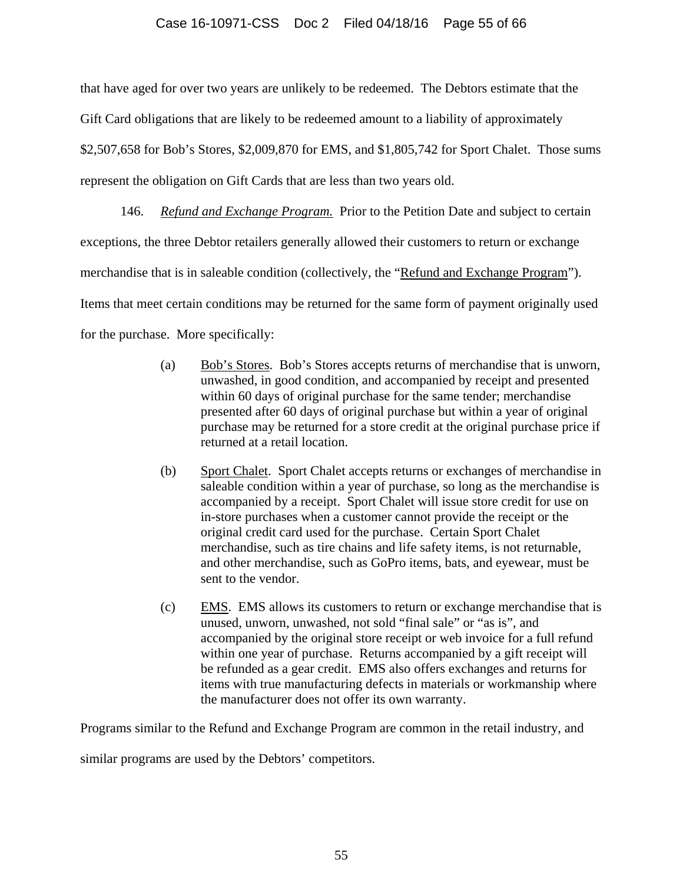that have aged for over two years are unlikely to be redeemed. The Debtors estimate that the Gift Card obligations that are likely to be redeemed amount to a liability of approximately $2,507,658 for Bob's Stores, $2,009,870 for EMS, and $1,805,742 for Sport Chalet. Those sums represent the obligation on Gift Cards that are less than two years old.

146. *Refund and Exchange Program.* Prior to the Petition Date and subject to certain exceptions, the three Debtor retailers generally allowed their customers to return or exchange merchandise that is in saleable condition (collectively, the "Refund and Exchange Program"). Items that meet certain conditions may be returned for the same form of payment originally used for the purchase. More specifically:

(a) Bob's Stores. Bob's Stores accepts returns of merchandise that is unworn, unwashed, in good condition, and accompanied by receipt and presented within 60 days of original purchase for the same tender; merchandise presented after 60 days of original purchase but within a year of original purchase may be returned for a store credit at the original purchase price if returned at a retail location.

(b) Sport Chalet. Sport Chalet accepts returns or exchanges of merchandise in saleable condition within a year of purchase, so long as the merchandise is accompanied by a receipt. Sport Chalet will issue store credit for use on in-store purchases when a customer cannot provide the receipt or the original credit card used for the purchase. Certain Sport Chalet merchandise, such as tire chains and life safety items, is not returnable, and other merchandise, such as GoPro items, bats, and eyewear, must be sent to the vendor.

(c) EMS. EMS allows its customers to return or exchange merchandise that is unused, unworn, unwashed, not sold "final sale" or "as is", and accompanied by the original store receipt or web invoice for a full refund within one year of purchase. Returns accompanied by a gift receipt will be refunded as a gear credit. EMS also offers exchanges and returns for items with true manufacturing defects in materials or workmanship where the manufacturer does not offer its own warranty.

Programs similar to the Refund and Exchange Program are common in the retail industry, and similar programs are used by the Debtors' competitors.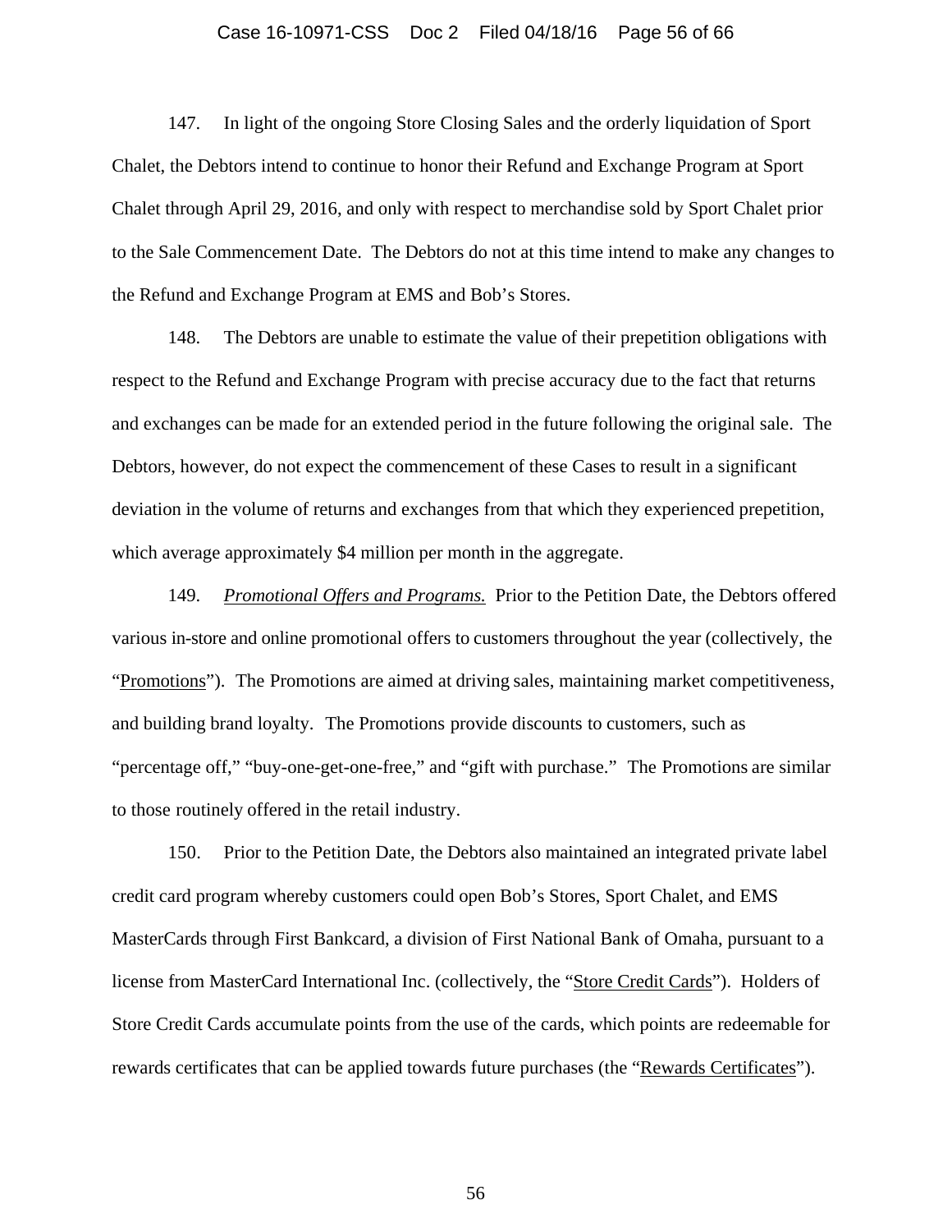147. In light of the ongoing Store Closing Sales and the orderly liquidation of Sport Chalet, the Debtors intend to continue to honor their Refund and Exchange Program at Sport Chalet through April 29, 2016, and only with respect to merchandise sold by Sport Chalet prior to the Sale Commencement Date. The Debtors do not at this time intend to make any changes to the Refund and Exchange Program at EMS and Bob's Stores.

148. The Debtors are unable to estimate the value of their prepetition obligations with respect to the Refund and Exchange Program with precise accuracy due to the fact that returns and exchanges can be made for an extended period in the future following the original sale. The Debtors, however, do not expect the commencement of these Cases to result in a significant deviation in the volume of returns and exchanges from that which they experienced prepetition, which average approximately $4 million per month in the aggregate.

149. *Promotional Offers and Programs.* Prior to the Petition Date, the Debtors offered various in-store and online promotional offers to customers throughout the year (collectively, the "Promotions"). The Promotions are aimed at driving sales, maintaining market competitiveness, and building brand loyalty. The Promotions provide discounts to customers, such as "percentage off," "buy-one-get-one-free," and "gift with purchase." The Promotions are similar to those routinely offered in the retail industry.

150. Prior to the Petition Date, the Debtors also maintained an integrated private label credit card program whereby customers could open Bob's Stores, Sport Chalet, and EMS MasterCards through First Bankcard, a division of First National Bank of Omaha, pursuant to a license from MasterCard International Inc. (collectively, the "Store Credit Cards"). Holders of Store Credit Cards accumulate points from the use of the cards, which points are redeemable for rewards certificates that can be applied towards future purchases (the "Rewards Certificates").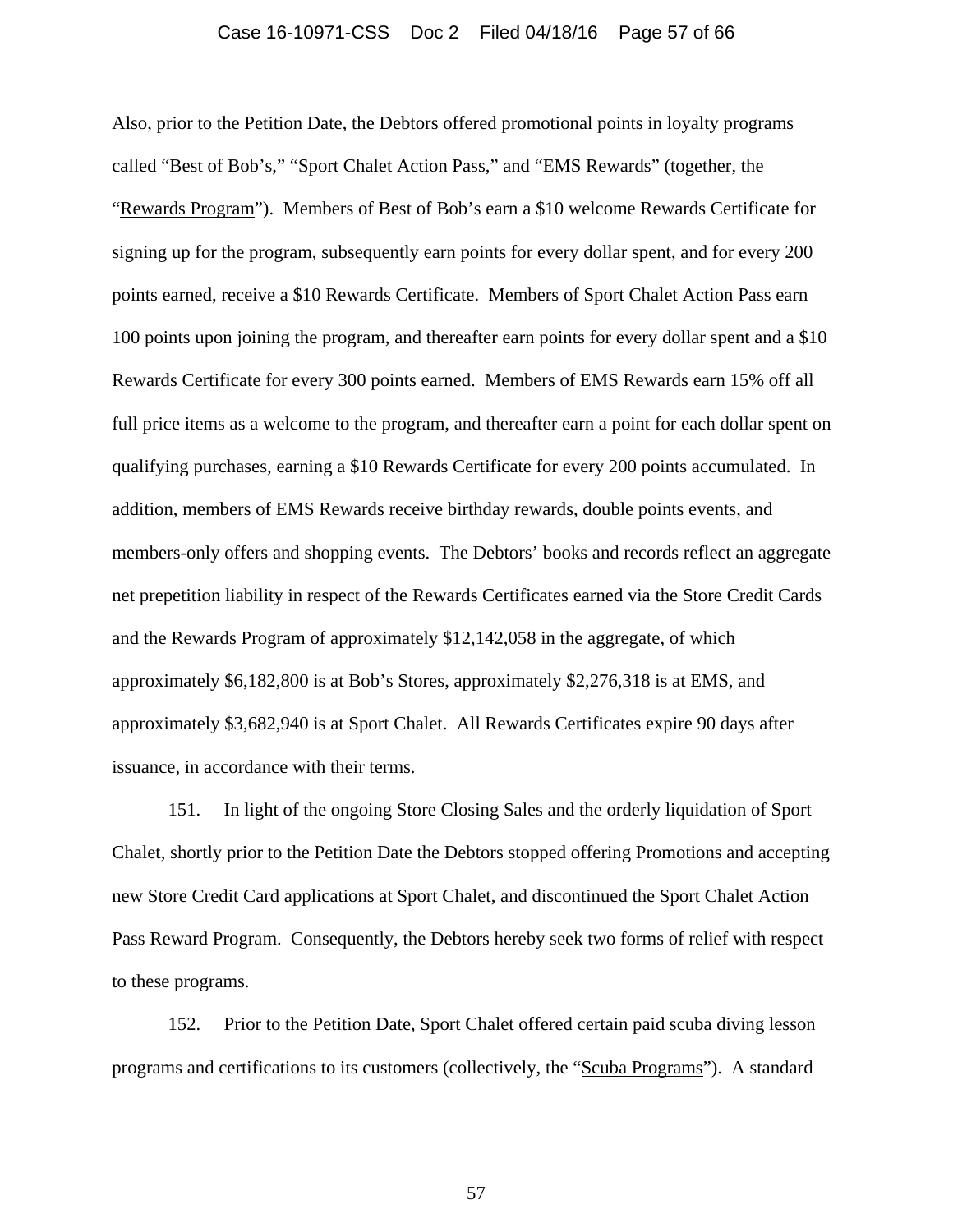Also, prior to the Petition Date, the Debtors offered promotional points in loyalty programs called "Best of Bob's," "Sport Chalet Action Pass," and "EMS Rewards" (together, the "Rewards Program"). Members of Best of Bob's earn a $10 welcome Rewards Certificate for signing up for the program, subsequently earn points for every dollar spent, and for every 200 points earned, receive a $10 Rewards Certificate. Members of Sport Chalet Action Pass earn 100 points upon joining the program, and thereafter earn points for every dollar spent and a $10 Rewards Certificate for every 300 points earned. Members of EMS Rewards earn 15% off all full price items as a welcome to the program, and thereafter earn a point for each dollar spent on qualifying purchases, earning a $10 Rewards Certificate for every 200 points accumulated. In addition, members of EMS Rewards receive birthday rewards, double points events, and members-only offers and shopping events. The Debtors' books and records reflect an aggregate net prepetition liability in respect of the Rewards Certificates earned via the Store Credit Cards and the Rewards Program of approximately $12,142,058 in the aggregate, of which approximately $6,182,800 is at Bob's Stores, approximately $2,276,318 is at EMS, and approximately $3,682,940 is at Sport Chalet. All Rewards Certificates expire 90 days after issuance, in accordance with their terms.

151. In light of the ongoing Store Closing Sales and the orderly liquidation of Sport Chalet, shortly prior to the Petition Date the Debtors stopped offering Promotions and accepting new Store Credit Card applications at Sport Chalet, and discontinued the Sport Chalet Action Pass Reward Program. Consequently, the Debtors hereby seek two forms of relief with respect to these programs.

152. Prior to the Petition Date, Sport Chalet offered certain paid scuba diving lesson programs and certifications to its customers (collectively, the "Scuba Programs"). A standard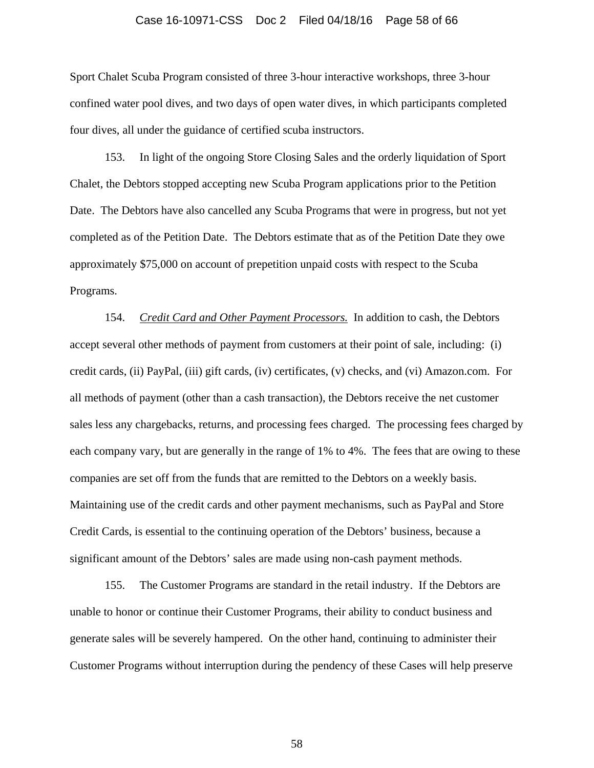Sport Chalet Scuba Program consisted of three 3-hour interactive workshops, three 3-hour confined water pool dives, and two days of open water dives, in which participants completed four dives, all under the guidance of certified scuba instructors.

153. In light of the ongoing Store Closing Sales and the orderly liquidation of Sport Chalet, the Debtors stopped accepting new Scuba Program applications prior to the Petition Date. The Debtors have also cancelled any Scuba Programs that were in progress, but not yet completed as of the Petition Date. The Debtors estimate that as of the Petition Date they owe approximately $75,000 on account of prepetition unpaid costs with respect to the Scuba Programs.

154. ***Credit Card and Other Payment Processors.*** In addition to cash, the Debtors accept several other methods of payment from customers at their point of sale, including: (i) credit cards, (ii) PayPal, (iii) gift cards, (iv) certificates, (v) checks, and (vi) Amazon.com. For all methods of payment (other than a cash transaction), the Debtors receive the net customer sales less any chargebacks, returns, and processing fees charged. The processing fees charged by each company vary, but are generally in the range of 1% to 4%. The fees that are owing to these companies are set off from the funds that are remitted to the Debtors on a weekly basis. Maintaining use of the credit cards and other payment mechanisms, such as PayPal and Store Credit Cards, is essential to the continuing operation of the Debtors' business, because a significant amount of the Debtors' sales are made using non-cash payment methods.

155. The Customer Programs are standard in the retail industry. If the Debtors are unable to honor or continue their Customer Programs, their ability to conduct business and generate sales will be severely hampered. On the other hand, continuing to administer their Customer Programs without interruption during the pendency of these Cases will help preserve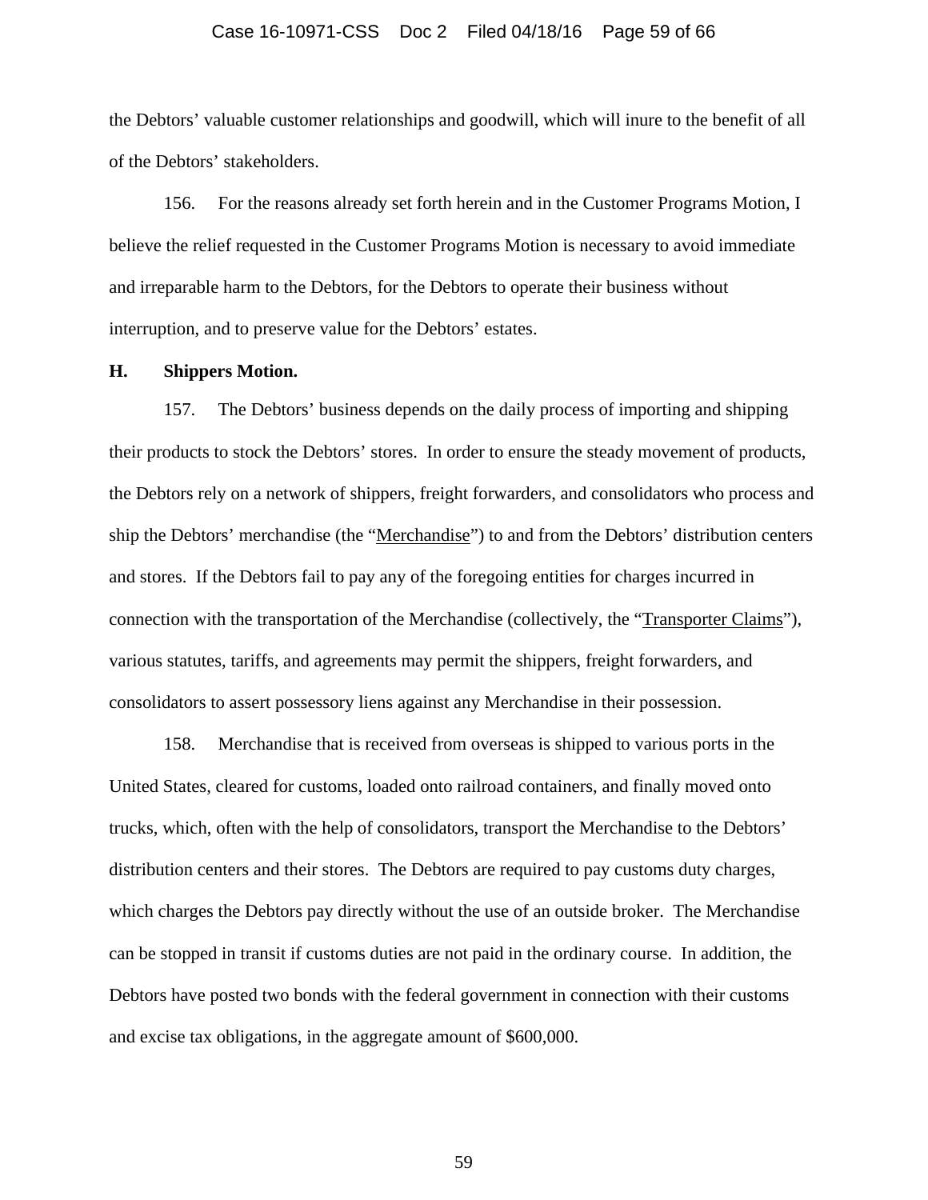the Debtors' valuable customer relationships and goodwill, which will inure to the benefit of all of the Debtors' stakeholders.

156. For the reasons already set forth herein and in the Customer Programs Motion, I believe the relief requested in the Customer Programs Motion is necessary to avoid immediate and irreparable harm to the Debtors, for the Debtors to operate their business without interruption, and to preserve value for the Debtors' estates.

**H. Shippers Motion.**

157. The Debtors' business depends on the daily process of importing and shipping their products to stock the Debtors' stores. In order to ensure the steady movement of products, the Debtors rely on a network of shippers, freight forwarders, and consolidators who process and ship the Debtors' merchandise (the "Merchandise") to and from the Debtors' distribution centers and stores. If the Debtors fail to pay any of the foregoing entities for charges incurred in connection with the transportation of the Merchandise (collectively, the "Transporter Claims"), various statutes, tariffs, and agreements may permit the shippers, freight forwarders, and consolidators to assert possessory liens against any Merchandise in their possession.

158. Merchandise that is received from overseas is shipped to various ports in the United States, cleared for customs, loaded onto railroad containers, and finally moved onto trucks, which, often with the help of consolidators, transport the Merchandise to the Debtors' distribution centers and their stores. The Debtors are required to pay customs duty charges, which charges the Debtors pay directly without the use of an outside broker. The Merchandise can be stopped in transit if customs duties are not paid in the ordinary course. In addition, the Debtors have posted two bonds with the federal government in connection with their customs and excise tax obligations, in the aggregate amount of $600,000.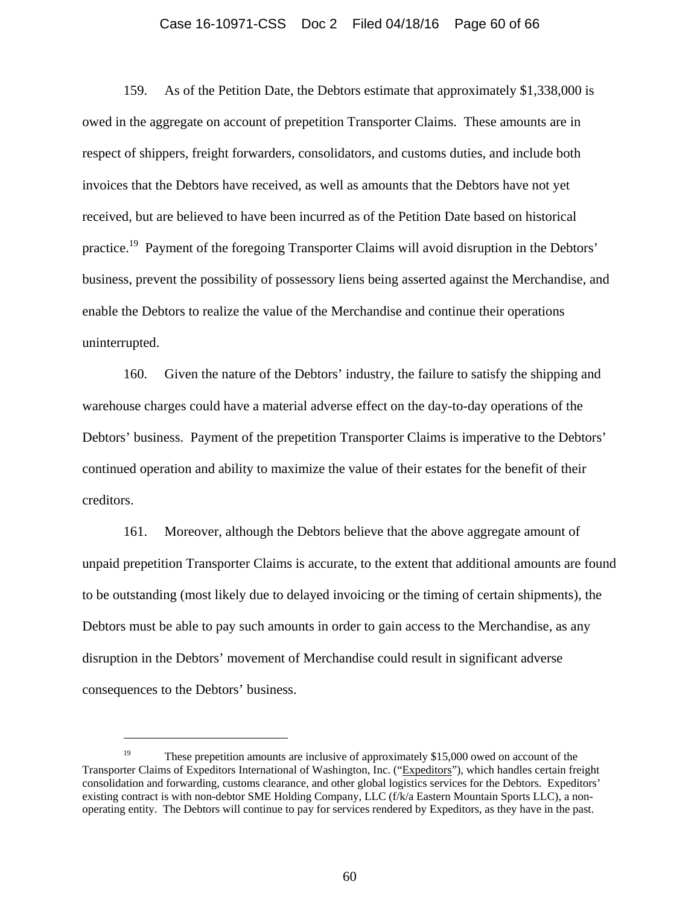159. As of the Petition Date, the Debtors estimate that approximately $1,338,000 is owed in the aggregate on account of prepetition Transporter Claims. These amounts are in respect of shippers, freight forwarders, consolidators, and customs duties, and include both invoices that the Debtors have received, as well as amounts that the Debtors have not yet received, but are believed to have been incurred as of the Petition Date based on historical practice.[19] Payment of the foregoing Transporter Claims will avoid disruption in the Debtors' business, prevent the possibility of possessory liens being asserted against the Merchandise, and enable the Debtors to realize the value of the Merchandise and continue their operations uninterrupted.

160. Given the nature of the Debtors' industry, the failure to satisfy the shipping and warehouse charges could have a material adverse effect on the day-to-day operations of the Debtors' business. Payment of the prepetition Transporter Claims is imperative to the Debtors' continued operation and ability to maximize the value of their estates for the benefit of their creditors.

161. Moreover, although the Debtors believe that the above aggregate amount of unpaid prepetition Transporter Claims is accurate, to the extent that additional amounts are found to be outstanding (most likely due to delayed invoicing or the timing of certain shipments), the Debtors must be able to pay such amounts in order to gain access to the Merchandise, as any disruption in the Debtors' movement of Merchandise could result in significant adverse consequences to the Debtors' business.

---

[19] These prepetition amounts are inclusive of approximately $15,000 owed on account of the Transporter Claims of Expeditors International of Washington, Inc. ("Expeditors"), which handles certain freight consolidation and forwarding, customs clearance, and other global logistics services for the Debtors. Expeditors' existing contract is with non-debtor SME Holding Company, LLC (f/k/a Eastern Mountain Sports LLC), a non-operating entity. The Debtors will continue to pay for services rendered by Expeditors, as they have in the past.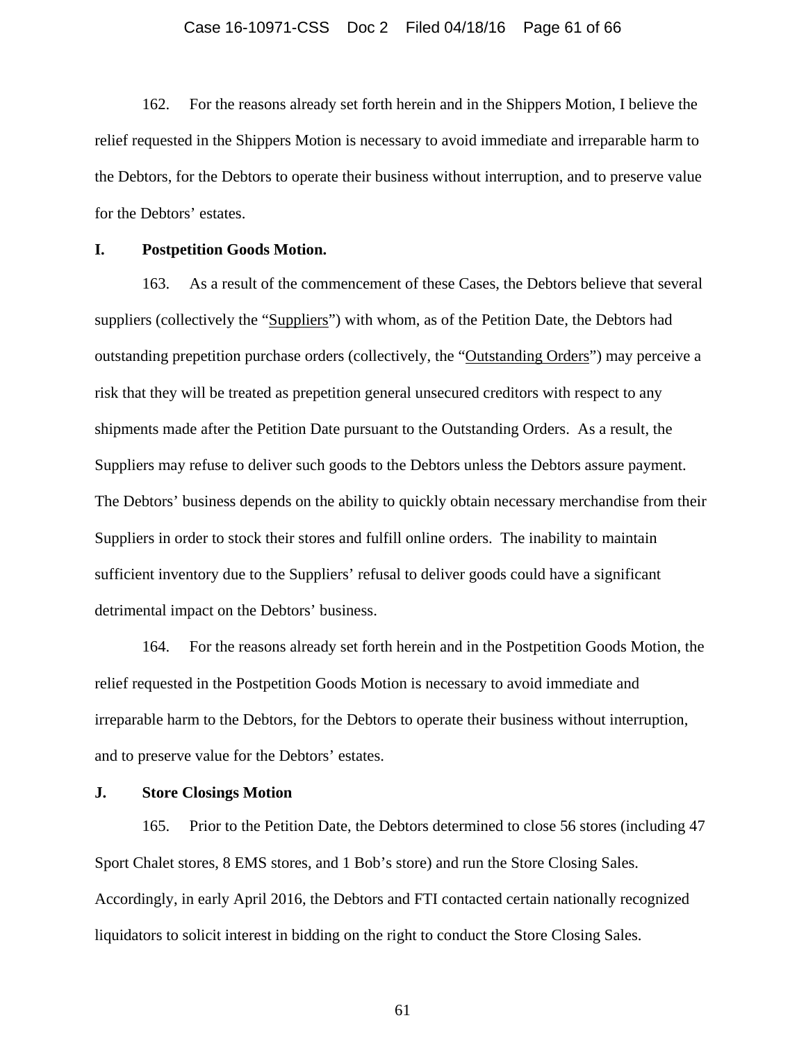162. For the reasons already set forth herein and in the Shippers Motion, I believe the relief requested in the Shippers Motion is necessary to avoid immediate and irreparable harm to the Debtors, for the Debtors to operate their business without interruption, and to preserve value for the Debtors' estates.

### I. Postpetition Goods Motion.

163. As a result of the commencement of these Cases, the Debtors believe that several suppliers (collectively the "Suppliers") with whom, as of the Petition Date, the Debtors had outstanding prepetition purchase orders (collectively, the "Outstanding Orders") may perceive a risk that they will be treated as prepetition general unsecured creditors with respect to any shipments made after the Petition Date pursuant to the Outstanding Orders. As a result, the Suppliers may refuse to deliver such goods to the Debtors unless the Debtors assure payment. The Debtors' business depends on the ability to quickly obtain necessary merchandise from their Suppliers in order to stock their stores and fulfill online orders. The inability to maintain sufficient inventory due to the Suppliers' refusal to deliver goods could have a significant detrimental impact on the Debtors' business.

164. For the reasons already set forth herein and in the Postpetition Goods Motion, the relief requested in the Postpetition Goods Motion is necessary to avoid immediate and irreparable harm to the Debtors, for the Debtors to operate their business without interruption, and to preserve value for the Debtors' estates.

### J. Store Closings Motion

165. Prior to the Petition Date, the Debtors determined to close 56 stores (including 47 Sport Chalet stores, 8 EMS stores, and 1 Bob's store) and run the Store Closing Sales. Accordingly, in early April 2016, the Debtors and FTI contacted certain nationally recognized liquidators to solicit interest in bidding on the right to conduct the Store Closing Sales.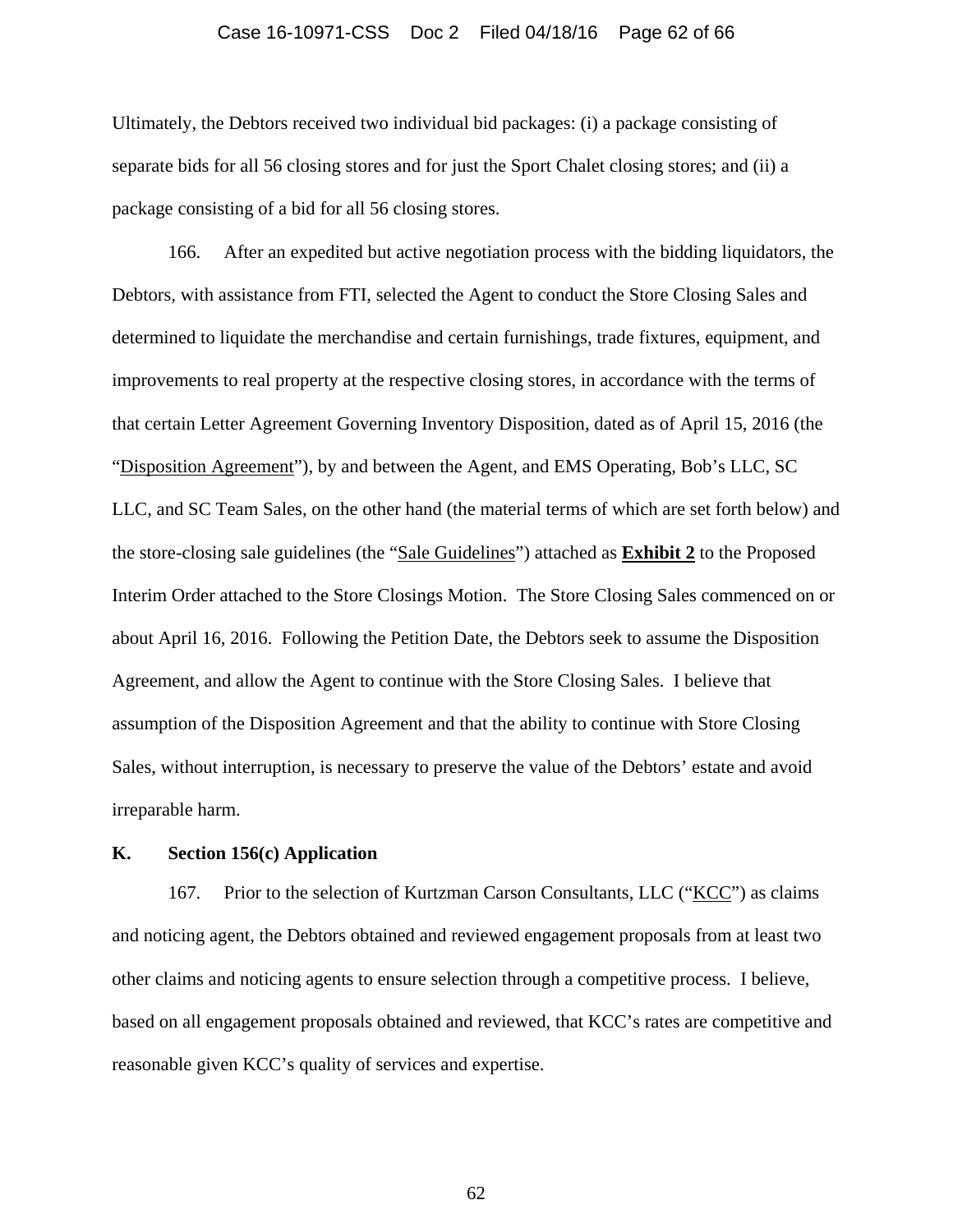Ultimately, the Debtors received two individual bid packages: (i) a package consisting of separate bids for all 56 closing stores and for just the Sport Chalet closing stores; and (ii) a package consisting of a bid for all 56 closing stores.

166. After an expedited but active negotiation process with the bidding liquidators, the Debtors, with assistance from FTI, selected the Agent to conduct the Store Closing Sales and determined to liquidate the merchandise and certain furnishings, trade fixtures, equipment, and improvements to real property at the respective closing stores, in accordance with the terms of that certain Letter Agreement Governing Inventory Disposition, dated as of April 15, 2016 (the "Disposition Agreement"), by and between the Agent, and EMS Operating, Bob's LLC, SC LLC, and SC Team Sales, on the other hand (the material terms of which are set forth below) and the store-closing sale guidelines (the "Sale Guidelines") attached as **Exhibit 2** to the Proposed Interim Order attached to the Store Closings Motion. The Store Closing Sales commenced on or about April 16, 2016. Following the Petition Date, the Debtors seek to assume the Disposition Agreement, and allow the Agent to continue with the Store Closing Sales. I believe that assumption of the Disposition Agreement and that the ability to continue with Store Closing Sales, without interruption, is necessary to preserve the value of the Debtors' estate and avoid irreparable harm.

### K. Section 156(c) Application

167. Prior to the selection of Kurtzman Carson Consultants, LLC ("KCC") as claims and noticing agent, the Debtors obtained and reviewed engagement proposals from at least two other claims and noticing agents to ensure selection through a competitive process. I believe, based on all engagement proposals obtained and reviewed, that KCC's rates are competitive and reasonable given KCC's quality of services and expertise.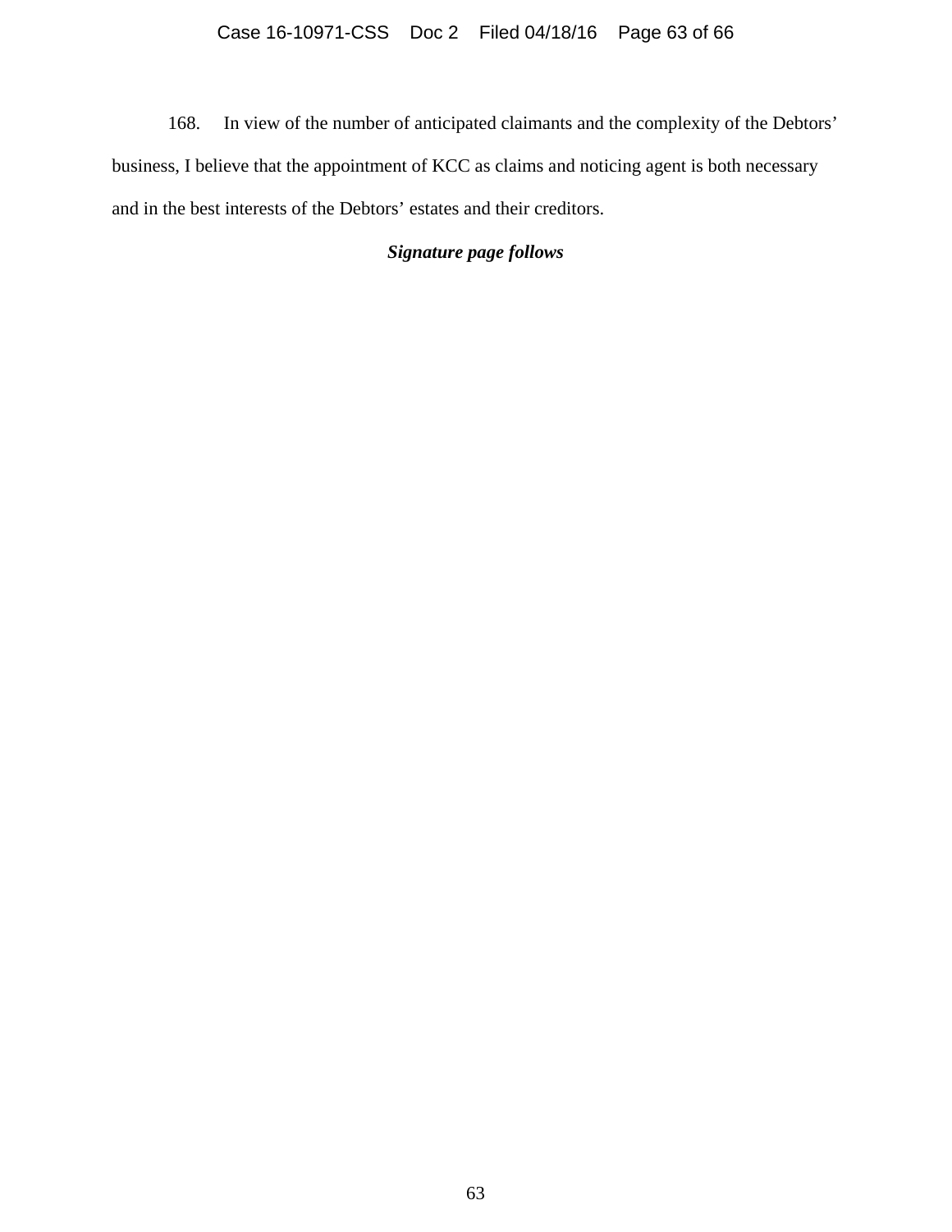168. In view of the number of anticipated claimants and the complexity of the Debtors' business, I believe that the appointment of KCC as claims and noticing agent is both necessary and in the best interests of the Debtors' estates and their creditors.

***Signature page follows***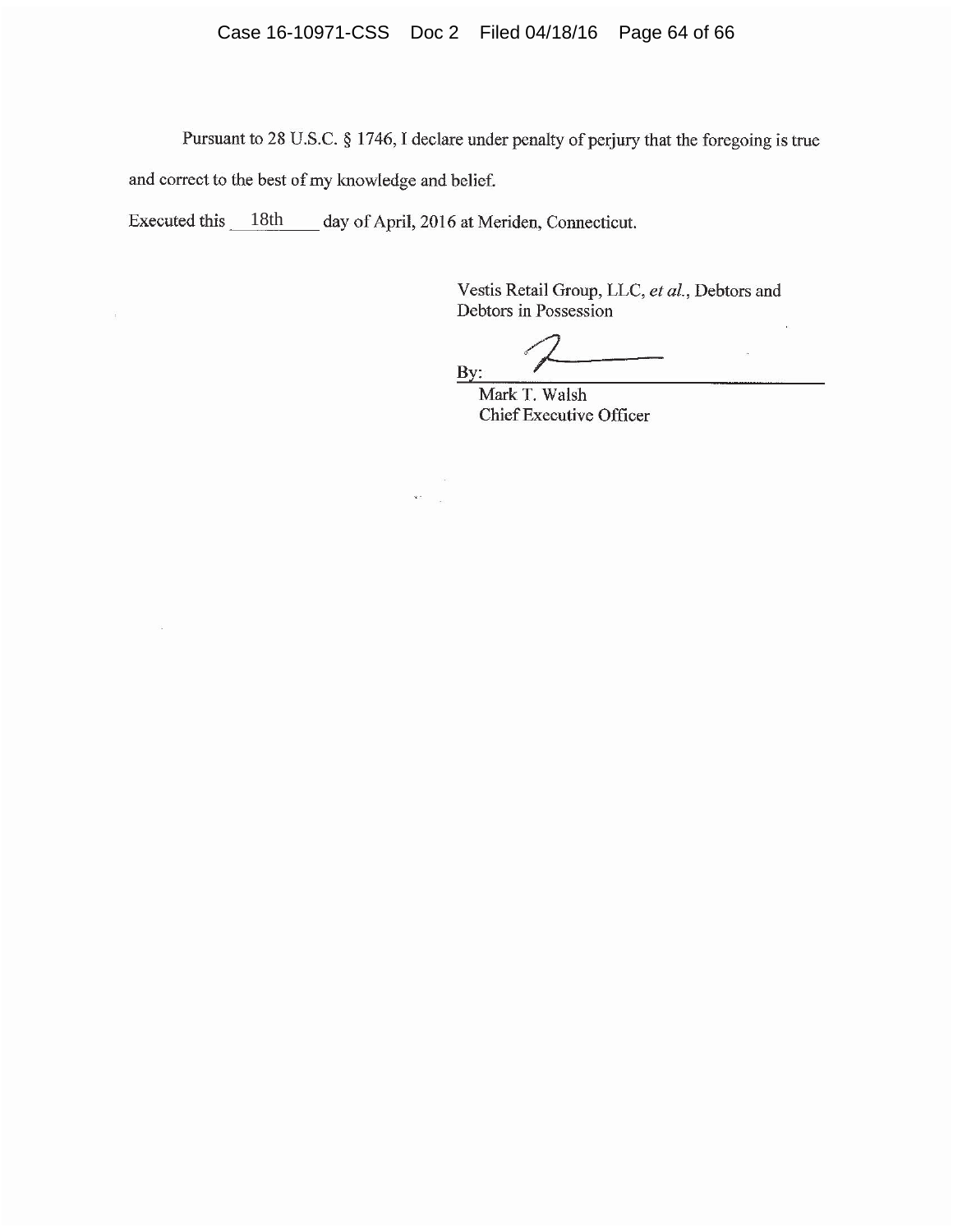Pursuant to 28 U.S.C. § 1746, I declare under penalty of perjury that the foregoing is true and correct to the best of my knowledge and belief.

Executed this 18th day of April, 2016 at Meriden, Connecticut.

Vestis Retail Group, LLC, *et al.*, Debtors and Debtors in Possession

By: ______________________________
Mark T. Walsh
Chief Executive Officer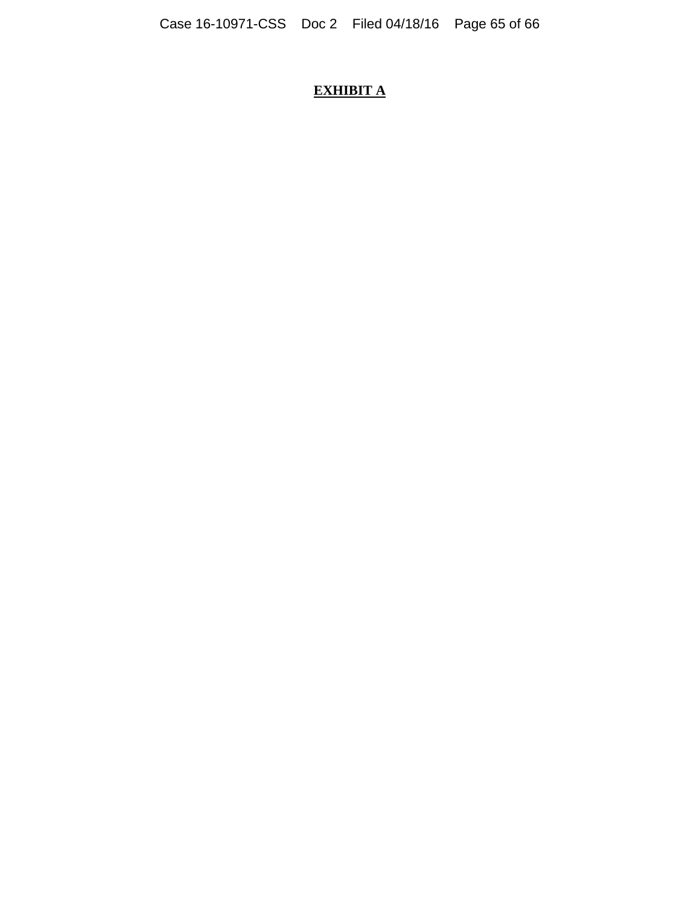**EXHIBIT A**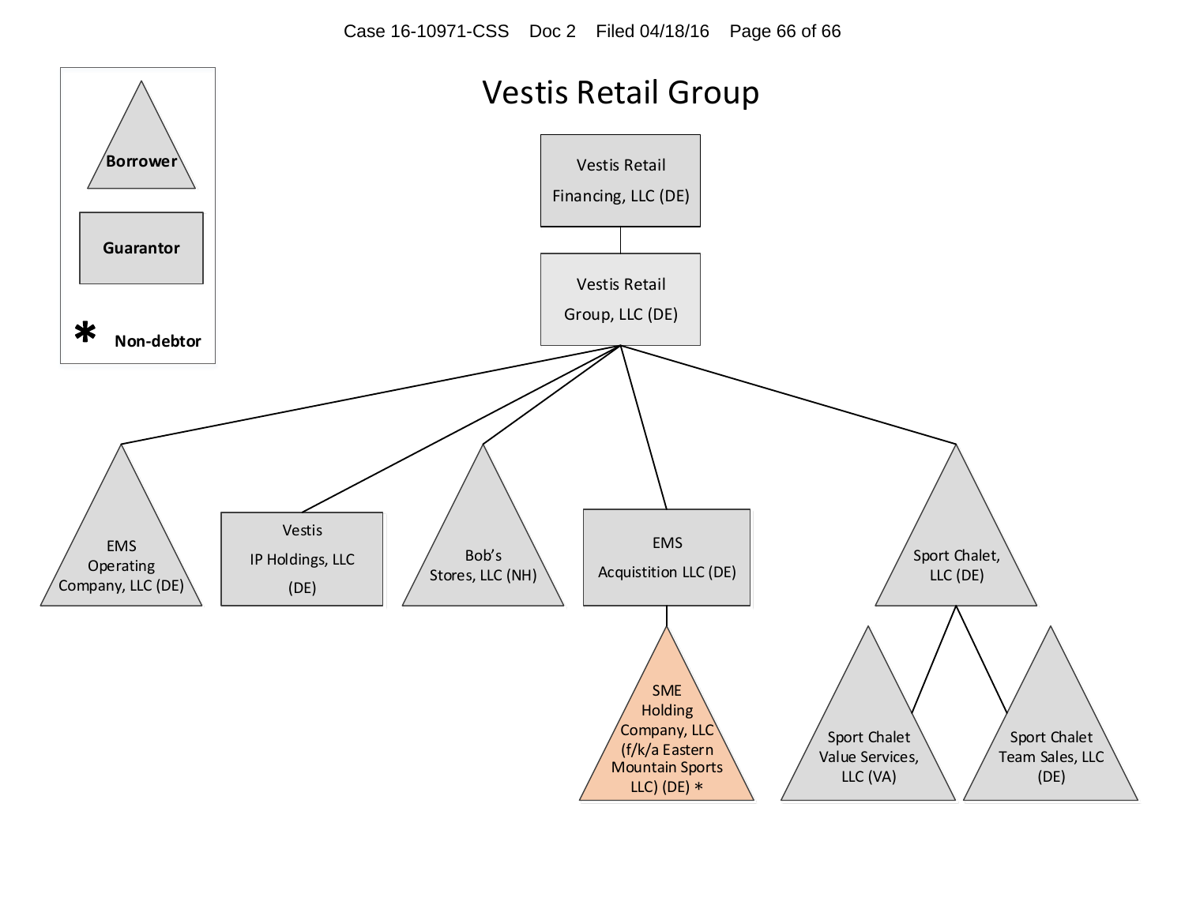# Vestis Retail Group

Borrower

Guarantor

✱ Non-debtor

Vestis Retail Financing, LLC (DE)

Vestis Retail Group, LLC (DE)

EMS Operating Company, LLC (DE)

Vestis IP Holdings, LLC (DE)

Bob's Stores, LLC (NH)

EMS Acquistition LLC (DE)

Sport Chalet, LLC (DE)

SME Holding Company, LLC (f/k/a Eastern Mountain Sports LLC) (DE) *

Sport Chalet Value Services, LLC (VA)

Sport Chalet Team Sales, LLC (DE)